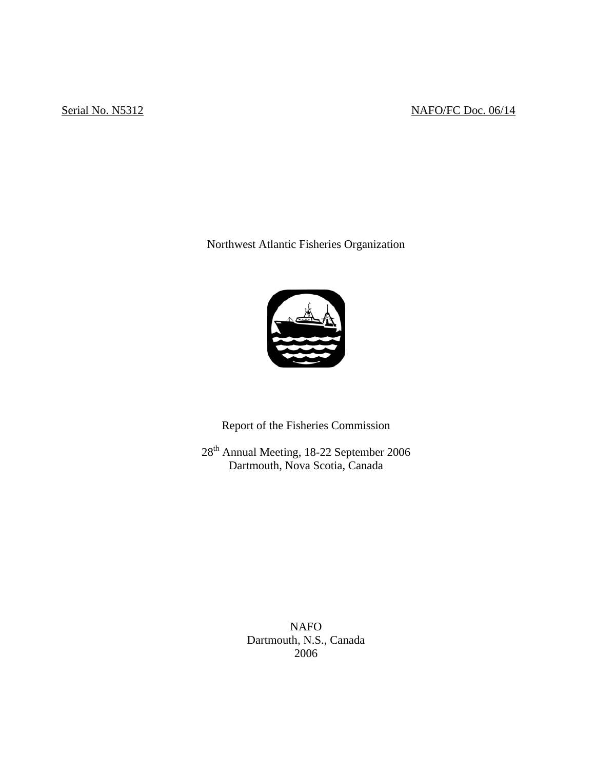Serial No. N5312 NAFO/FC Doc. 06/14

Northwest Atlantic Fisheries Organization

# Report of the Fisheries Commission

28th Annual Meeting, 18-22 September 2006
Dartmouth, Nova Scotia, Canada

NAFO
Dartmouth, N.S., Canada
2006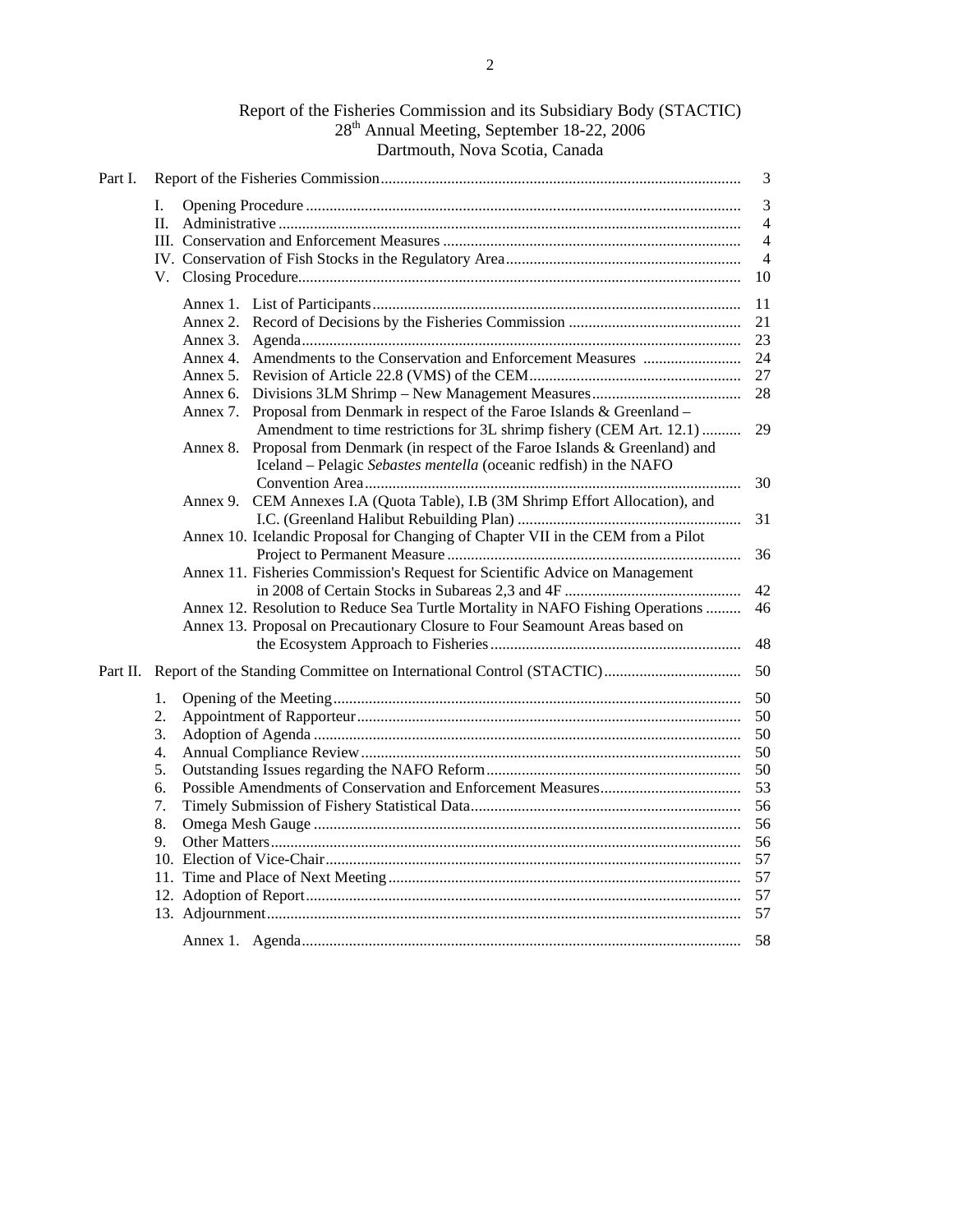# Report of the Fisheries Commission and its Subsidiary Body (STACTIC)
## 28th Annual Meeting, September 18-22, 2006
## Dartmouth, Nova Scotia, Canada

| | | | |
|---|---|---|---|
| Part I. | Report of the Fisheries Commission | | 3 |
| | I. | Opening Procedure | 3 |
| | II. | Administrative | 4 |
| | III. | Conservation and Enforcement Measures | 4 |
| | IV. | Conservation of Fish Stocks in the Regulatory Area | 4 |
| | V. | Closing Procedure | 10 |
| | | Annex 1. List of Participants | 11 |
| | | Annex 2. Record of Decisions by the Fisheries Commission | 21 |
| | | Annex 3. Agenda | 23 |
| | | Annex 4. Amendments to the Conservation and Enforcement Measures | 24 |
| | | Annex 5. Revision of Article 22.8 (VMS) of the CEM | 27 |
| | | Annex 6. Divisions 3LM Shrimp – New Management Measures | 28 |
| | | Annex 7. Proposal from Denmark in respect of the Faroe Islands & Greenland – Amendment to time restrictions for 3L shrimp fishery (CEM Art. 12.1) | 29 |
| | | Annex 8. Proposal from Denmark (in respect of the Faroe Islands & Greenland) and Iceland – Pelagic *Sebastes mentella* (oceanic redfish) in the NAFO Convention Area | 30 |
| | | Annex 9. CEM Annexes I.A (Quota Table), I.B (3M Shrimp Effort Allocation), and I.C. (Greenland Halibut Rebuilding Plan) | 31 |
| | | Annex 10. Icelandic Proposal for Changing of Chapter VII in the CEM from a Pilot Project to Permanent Measure | 36 |
| | | Annex 11. Fisheries Commission's Request for Scientific Advice on Management in 2008 of Certain Stocks in Subareas 2,3 and 4F | 42 |
| | | Annex 12. Resolution to Reduce Sea Turtle Mortality in NAFO Fishing Operations | 46 |
| | | Annex 13. Proposal on Precautionary Closure to Four Seamount Areas based on the Ecosystem Approach to Fisheries | 48 |
| Part II. | Report of the Standing Committee on International Control (STACTIC) | | 50 |
| | 1. | Opening of the Meeting | 50 |
| | 2. | Appointment of Rapporteur | 50 |
| | 3. | Adoption of Agenda | 50 |
| | 4. | Annual Compliance Review | 50 |
| | 5. | Outstanding Issues regarding the NAFO Reform | 50 |
| | 6. | Possible Amendments of Conservation and Enforcement Measures | 53 |
| | 7. | Timely Submission of Fishery Statistical Data | 56 |
| | 8. | Omega Mesh Gauge | 56 |
| | 9. | Other Matters | 56 |
| | 10. | Election of Vice-Chair | 57 |
| | 11. | Time and Place of Next Meeting | 57 |
| | 12. | Adoption of Report | 57 |
| | 13. | Adjournment | 57 |
| | | Annex 1. Agenda | 58 |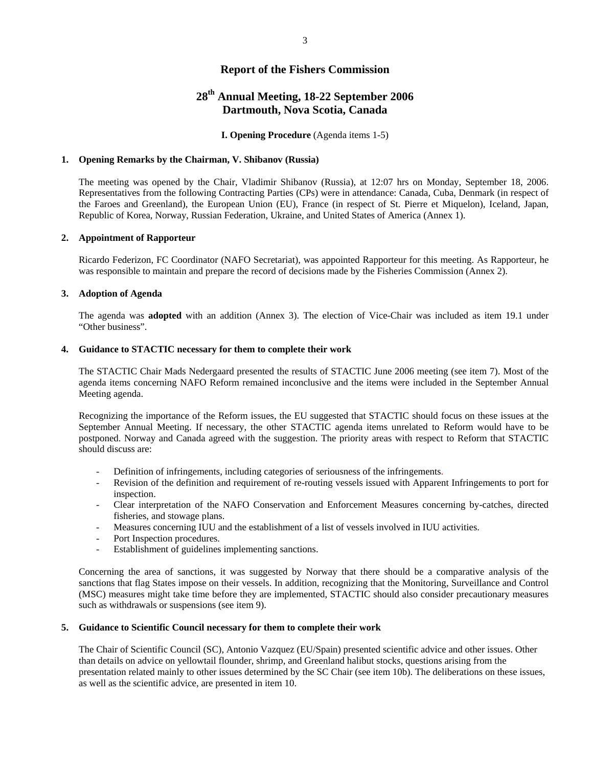# Report of the Fishers Commission

## 28th Annual Meeting, 18-22 September 2006
## Dartmouth, Nova Scotia, Canada

**I. Opening Procedure** (Agenda items 1-5)

### 1. Opening Remarks by the Chairman, V. Shibanov (Russia)

The meeting was opened by the Chair, Vladimir Shibanov (Russia), at 12:07 hrs on Monday, September 18, 2006. Representatives from the following Contracting Parties (CPs) were in attendance: Canada, Cuba, Denmark (in respect of the Faroes and Greenland), the European Union (EU), France (in respect of St. Pierre et Miquelon), Iceland, Japan, Republic of Korea, Norway, Russian Federation, Ukraine, and United States of America (Annex 1).

### 2. Appointment of Rapporteur

Ricardo Federizon, FC Coordinator (NAFO Secretariat), was appointed Rapporteur for this meeting. As Rapporteur, he was responsible to maintain and prepare the record of decisions made by the Fisheries Commission (Annex 2).

### 3. Adoption of Agenda

The agenda was **adopted** with an addition (Annex 3). The election of Vice-Chair was included as item 19.1 under "Other business".

### 4. Guidance to STACTIC necessary for them to complete their work

The STACTIC Chair Mads Nedergaard presented the results of STACTIC June 2006 meeting (see item 7). Most of the agenda items concerning NAFO Reform remained inconclusive and the items were included in the September Annual Meeting agenda.

Recognizing the importance of the Reform issues, the EU suggested that STACTIC should focus on these issues at the September Annual Meeting. If necessary, the other STACTIC agenda items unrelated to Reform would have to be postponed. Norway and Canada agreed with the suggestion. The priority areas with respect to Reform that STACTIC should discuss are:

- Definition of infringements, including categories of seriousness of the infringements.
- Revision of the definition and requirement of re-routing vessels issued with Apparent Infringements to port for inspection.
- Clear interpretation of the NAFO Conservation and Enforcement Measures concerning by-catches, directed fisheries, and stowage plans.
- Measures concerning IUU and the establishment of a list of vessels involved in IUU activities.
- Port Inspection procedures.
- Establishment of guidelines implementing sanctions.

Concerning the area of sanctions, it was suggested by Norway that there should be a comparative analysis of the sanctions that flag States impose on their vessels. In addition, recognizing that the Monitoring, Surveillance and Control (MSC) measures might take time before they are implemented, STACTIC should also consider precautionary measures such as withdrawals or suspensions (see item 9).

### 5. Guidance to Scientific Council necessary for them to complete their work

The Chair of Scientific Council (SC), Antonio Vazquez (EU/Spain) presented scientific advice and other issues. Other than details on advice on yellowtail flounder, shrimp, and Greenland halibut stocks, questions arising from the presentation related mainly to other issues determined by the SC Chair (see item 10b). The deliberations on these issues, as well as the scientific advice, are presented in item 10.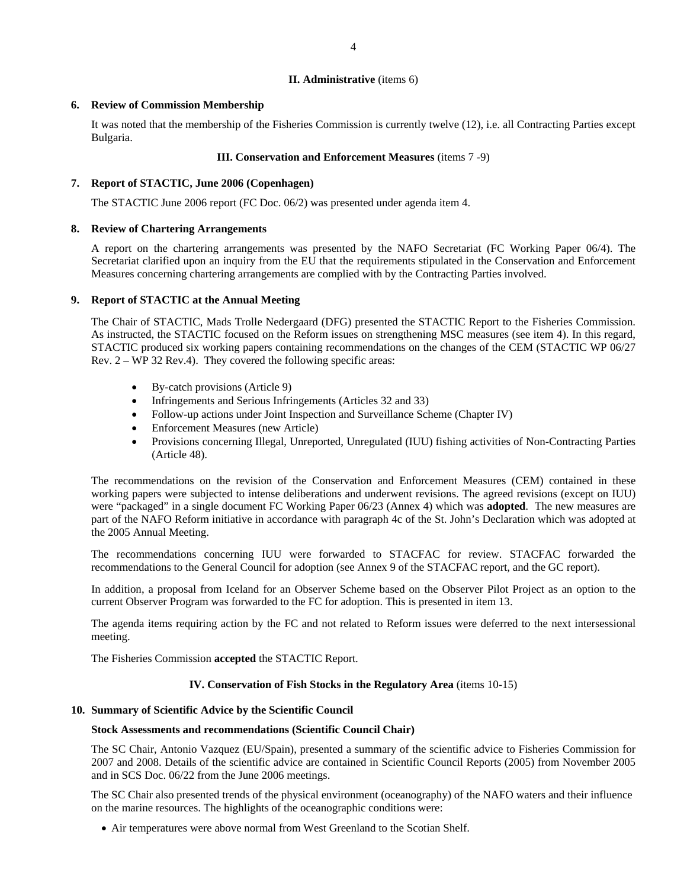## II. Administrative (items 6)

### 6. Review of Commission Membership

It was noted that the membership of the Fisheries Commission is currently twelve (12), i.e. all Contracting Parties except Bulgaria.

## III. Conservation and Enforcement Measures (items 7 -9)

### 7. Report of STACTIC, June 2006 (Copenhagen)

The STACTIC June 2006 report (FC Doc. 06/2) was presented under agenda item 4.

### 8. Review of Chartering Arrangements

A report on the chartering arrangements was presented by the NAFO Secretariat (FC Working Paper 06/4). The Secretariat clarified upon an inquiry from the EU that the requirements stipulated in the Conservation and Enforcement Measures concerning chartering arrangements are complied with by the Contracting Parties involved.

### 9. Report of STACTIC at the Annual Meeting

The Chair of STACTIC, Mads Trolle Nedergaard (DFG) presented the STACTIC Report to the Fisheries Commission. As instructed, the STACTIC focused on the Reform issues on strengthening MSC measures (see item 4). In this regard, STACTIC produced six working papers containing recommendations on the changes of the CEM (STACTIC WP 06/27 Rev. 2 – WP 32 Rev.4). They covered the following specific areas:

- By-catch provisions (Article 9)
- Infringements and Serious Infringements (Articles 32 and 33)
- Follow-up actions under Joint Inspection and Surveillance Scheme (Chapter IV)
- Enforcement Measures (new Article)
- Provisions concerning Illegal, Unreported, Unregulated (IUU) fishing activities of Non-Contracting Parties (Article 48).

The recommendations on the revision of the Conservation and Enforcement Measures (CEM) contained in these working papers were subjected to intense deliberations and underwent revisions. The agreed revisions (except on IUU) were "packaged" in a single document FC Working Paper 06/23 (Annex 4) which was **adopted**. The new measures are part of the NAFO Reform initiative in accordance with paragraph 4c of the St. John's Declaration which was adopted at the 2005 Annual Meeting.

The recommendations concerning IUU were forwarded to STACFAC for review. STACFAC forwarded the recommendations to the General Council for adoption (see Annex 9 of the STACFAC report, and the GC report).

In addition, a proposal from Iceland for an Observer Scheme based on the Observer Pilot Project as an option to the current Observer Program was forwarded to the FC for adoption. This is presented in item 13.

The agenda items requiring action by the FC and not related to Reform issues were deferred to the next intersessional meeting.

The Fisheries Commission **accepted** the STACTIC Report.

## IV. Conservation of Fish Stocks in the Regulatory Area (items 10-15)

### 10. Summary of Scientific Advice by the Scientific Council

**Stock Assessments and recommendations (Scientific Council Chair)**

The SC Chair, Antonio Vazquez (EU/Spain), presented a summary of the scientific advice to Fisheries Commission for 2007 and 2008. Details of the scientific advice are contained in Scientific Council Reports (2005) from November 2005 and in SCS Doc. 06/22 from the June 2006 meetings.

The SC Chair also presented trends of the physical environment (oceanography) of the NAFO waters and their influence on the marine resources. The highlights of the oceanographic conditions were:

- Air temperatures were above normal from West Greenland to the Scotian Shelf.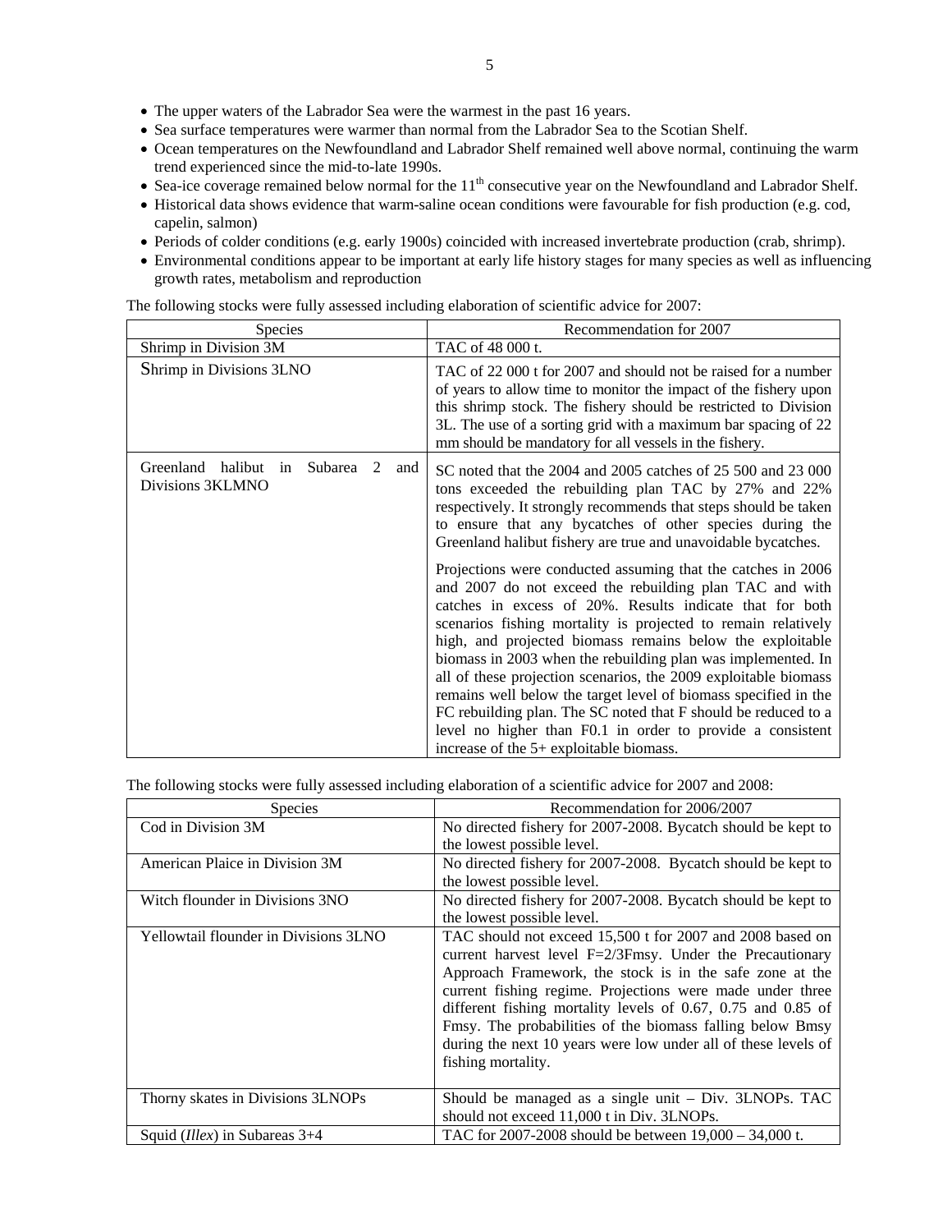- The upper waters of the Labrador Sea were the warmest in the past 16 years.
- Sea surface temperatures were warmer than normal from the Labrador Sea to the Scotian Shelf.
- Ocean temperatures on the Newfoundland and Labrador Shelf remained well above normal, continuing the warm trend experienced since the mid-to-late 1990s.
- Sea-ice coverage remained below normal for the 11th consecutive year on the Newfoundland and Labrador Shelf.
- Historical data shows evidence that warm-saline ocean conditions were favourable for fish production (e.g. cod, capelin, salmon)
- Periods of colder conditions (e.g. early 1900s) coincided with increased invertebrate production (crab, shrimp).
- Environmental conditions appear to be important at early life history stages for many species as well as influencing growth rates, metabolism and reproduction

The following stocks were fully assessed including elaboration of scientific advice for 2007:

| Species | Recommendation for 2007 |
|---|---|
| Shrimp in Division 3M | TAC of 48 000 t. |
| Shrimp in Divisions 3LNO | TAC of 22 000 t for 2007 and should not be raised for a number of years to allow time to monitor the impact of the fishery upon this shrimp stock. The fishery should be restricted to Division 3L. The use of a sorting grid with a maximum bar spacing of 22 mm should be mandatory for all vessels in the fishery. |
| Greenland halibut in Subarea 2 and Divisions 3KLMNO | SC noted that the 2004 and 2005 catches of 25 500 and 23 000 tons exceeded the rebuilding plan TAC by 27% and 22% respectively. It strongly recommends that steps should be taken to ensure that any bycatches of other species during the Greenland halibut fishery are true and unavoidable bycatches.<br><br>Projections were conducted assuming that the catches in 2006 and 2007 do not exceed the rebuilding plan TAC and with catches in excess of 20%. Results indicate that for both scenarios fishing mortality is projected to remain relatively high, and projected biomass remains below the exploitable biomass in 2003 when the rebuilding plan was implemented. In all of these projection scenarios, the 2009 exploitable biomass remains well below the target level of biomass specified in the FC rebuilding plan. The SC noted that F should be reduced to a level no higher than F0.1 in order to provide a consistent increase of the 5+ exploitable biomass. |

The following stocks were fully assessed including elaboration of a scientific advice for 2007 and 2008:

| Species | Recommendation for 2006/2007 |
|---|---|
| Cod in Division 3M | No directed fishery for 2007-2008. Bycatch should be kept to the lowest possible level. |
| American Plaice in Division 3M | No directed fishery for 2007-2008. Bycatch should be kept to the lowest possible level. |
| Witch flounder in Divisions 3NO | No directed fishery for 2007-2008. Bycatch should be kept to the lowest possible level. |
| Yellowtail flounder in Divisions 3LNO | TAC should not exceed 15,500 t for 2007 and 2008 based on current harvest level F=2/3Fmsy. Under the Precautionary Approach Framework, the stock is in the safe zone at the current fishing regime. Projections were made under three different fishing mortality levels of 0.67, 0.75 and 0.85 of Fmsy. The probabilities of the biomass falling below Bmsy during the next 10 years were low under all of these levels of fishing mortality. |
| Thorny skates in Divisions 3LNOPs | Should be managed as a single unit – Div. 3LNOPs. TAC should not exceed 11,000 t in Div. 3LNOPs. |
| Squid (*Illex*) in Subareas 3+4 | TAC for 2007-2008 should be between 19,000 – 34,000 t. |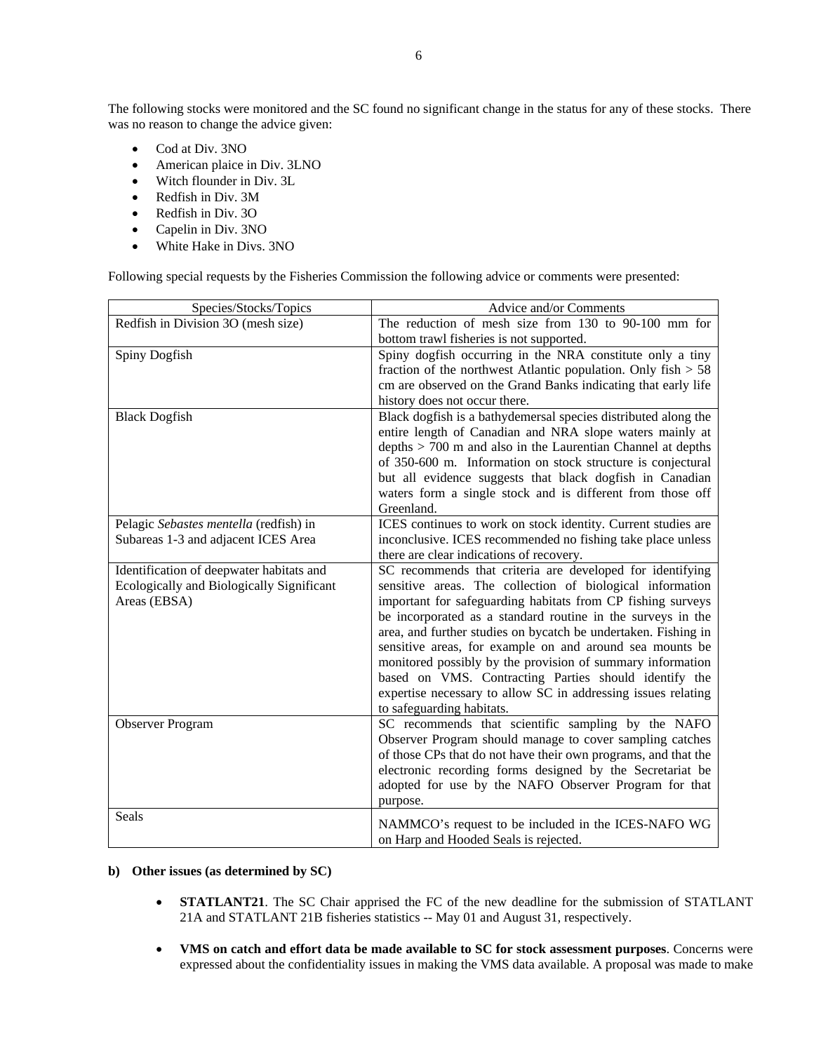The following stocks were monitored and the SC found no significant change in the status for any of these stocks. There was no reason to change the advice given:

- Cod at Div. 3NO
- American plaice in Div. 3LNO
- Witch flounder in Div. 3L
- Redfish in Div. 3M
- Redfish in Div. 3O
- Capelin in Div. 3NO
- White Hake in Divs. 3NO

Following special requests by the Fisheries Commission the following advice or comments were presented:

| Species/Stocks/Topics | Advice and/or Comments |
|---|---|
| Redfish in Division 3O (mesh size) | The reduction of mesh size from 130 to 90-100 mm for bottom trawl fisheries is not supported. |
| Spiny Dogfish | Spiny dogfish occurring in the NRA constitute only a tiny fraction of the northwest Atlantic population. Only fish > 58 cm are observed on the Grand Banks indicating that early life history does not occur there. |
| Black Dogfish | Black dogfish is a bathydemersal species distributed along the entire length of Canadian and NRA slope waters mainly at depths > 700 m and also in the Laurentian Channel at depths of 350-600 m. Information on stock structure is conjectural but all evidence suggests that black dogfish in Canadian waters form a single stock and is different from those off Greenland. |
| Pelagic *Sebastes mentella* (redfish) in Subareas 1-3 and adjacent ICES Area | ICES continues to work on stock identity. Current studies are inconclusive. ICES recommended no fishing take place unless there are clear indications of recovery. |
| Identification of deepwater habitats and Ecologically and Biologically Significant Areas (EBSA) | SC recommends that criteria are developed for identifying sensitive areas. The collection of biological information important for safeguarding habitats from CP fishing surveys be incorporated as a standard routine in the surveys in the area, and further studies on bycatch be undertaken. Fishing in sensitive areas, for example on and around sea mounts be monitored possibly by the provision of summary information based on VMS. Contracting Parties should identify the expertise necessary to allow SC in addressing issues relating to safeguarding habitats. |
| Observer Program | SC recommends that scientific sampling by the NAFO Observer Program should manage to cover sampling catches of those CPs that do not have their own programs, and that the electronic recording forms designed by the Secretariat be adopted for use by the NAFO Observer Program for that purpose. |
| Seals | NAMMCO's request to be included in the ICES-NAFO WG on Harp and Hooded Seals is rejected. |

**b) Other issues (as determined by SC)**

- **STATLANT21**. The SC Chair apprised the FC of the new deadline for the submission of STATLANT 21A and STATLANT 21B fisheries statistics -- May 01 and August 31, respectively.

- **VMS on catch and effort data be made available to SC for stock assessment purposes**. Concerns were expressed about the confidentiality issues in making the VMS data available. A proposal was made to make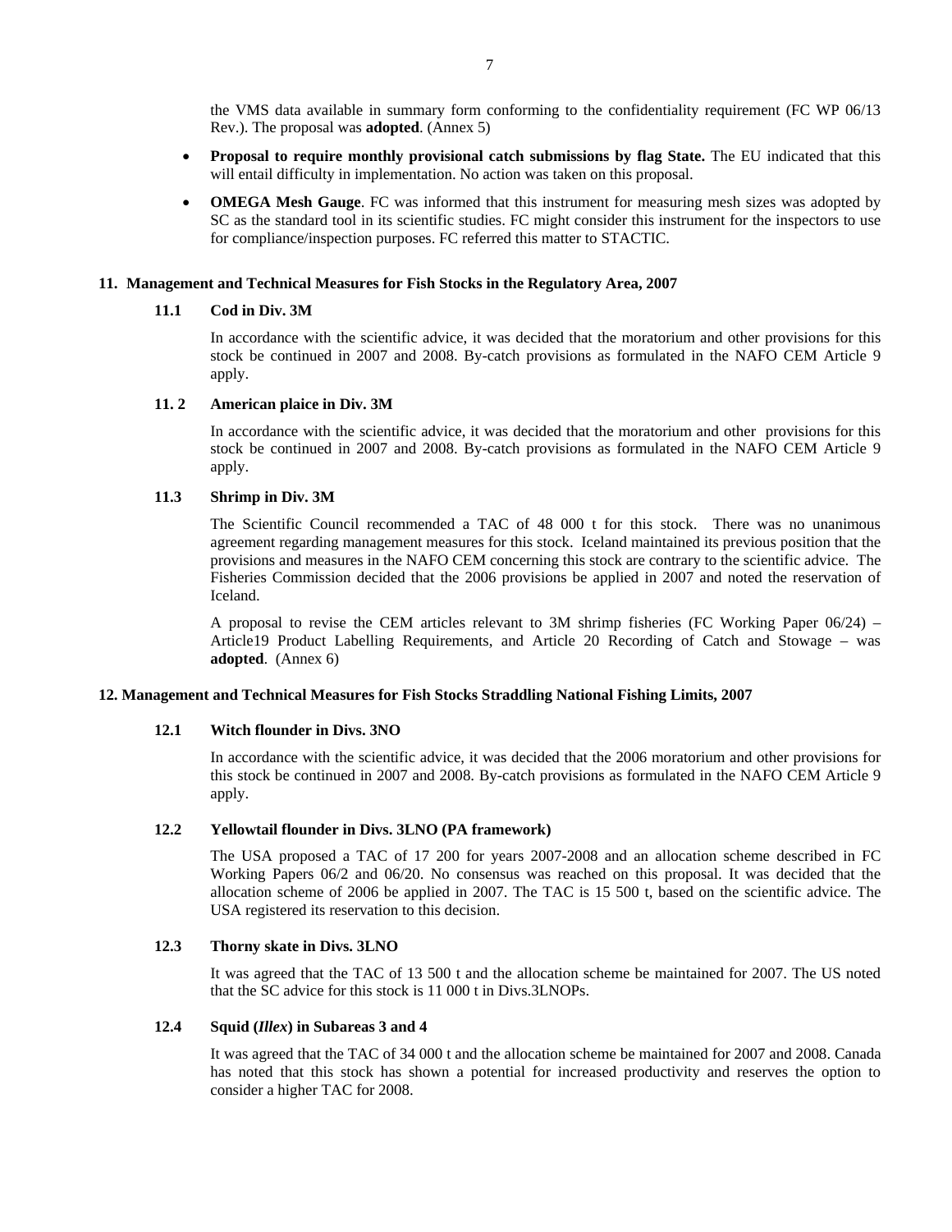the VMS data available in summary form conforming to the confidentiality requirement (FC WP 06/13 Rev.). The proposal was **adopted**. (Annex 5)

- **Proposal to require monthly provisional catch submissions by flag State.** The EU indicated that this will entail difficulty in implementation. No action was taken on this proposal.
- **OMEGA Mesh Gauge**. FC was informed that this instrument for measuring mesh sizes was adopted by SC as the standard tool in its scientific studies. FC might consider this instrument for the inspectors to use for compliance/inspection purposes. FC referred this matter to STACTIC.

## 11. Management and Technical Measures for Fish Stocks in the Regulatory Area, 2007

### 11.1 Cod in Div. 3M

In accordance with the scientific advice, it was decided that the moratorium and other provisions for this stock be continued in 2007 and 2008. By-catch provisions as formulated in the NAFO CEM Article 9 apply.

### 11. 2 American plaice in Div. 3M

In accordance with the scientific advice, it was decided that the moratorium and other provisions for this stock be continued in 2007 and 2008. By-catch provisions as formulated in the NAFO CEM Article 9 apply.

### 11.3 Shrimp in Div. 3M

The Scientific Council recommended a TAC of 48 000 t for this stock. There was no unanimous agreement regarding management measures for this stock. Iceland maintained its previous position that the provisions and measures in the NAFO CEM concerning this stock are contrary to the scientific advice. The Fisheries Commission decided that the 2006 provisions be applied in 2007 and noted the reservation of Iceland.

A proposal to revise the CEM articles relevant to 3M shrimp fisheries (FC Working Paper 06/24) – Article19 Product Labelling Requirements, and Article 20 Recording of Catch and Stowage – was **adopted**. (Annex 6)

## 12. Management and Technical Measures for Fish Stocks Straddling National Fishing Limits, 2007

### 12.1 Witch flounder in Divs. 3NO

In accordance with the scientific advice, it was decided that the 2006 moratorium and other provisions for this stock be continued in 2007 and 2008. By-catch provisions as formulated in the NAFO CEM Article 9 apply.

### 12.2 Yellowtail flounder in Divs. 3LNO (PA framework)

The USA proposed a TAC of 17 200 for years 2007-2008 and an allocation scheme described in FC Working Papers 06/2 and 06/20. No consensus was reached on this proposal. It was decided that the allocation scheme of 2006 be applied in 2007. The TAC is 15 500 t, based on the scientific advice. The USA registered its reservation to this decision.

### 12.3 Thorny skate in Divs. 3LNO

It was agreed that the TAC of 13 500 t and the allocation scheme be maintained for 2007. The US noted that the SC advice for this stock is 11 000 t in Divs.3LNOPs.

### 12.4 Squid (*Illex*) in Subareas 3 and 4

It was agreed that the TAC of 34 000 t and the allocation scheme be maintained for 2007 and 2008. Canada has noted that this stock has shown a potential for increased productivity and reserves the option to consider a higher TAC for 2008.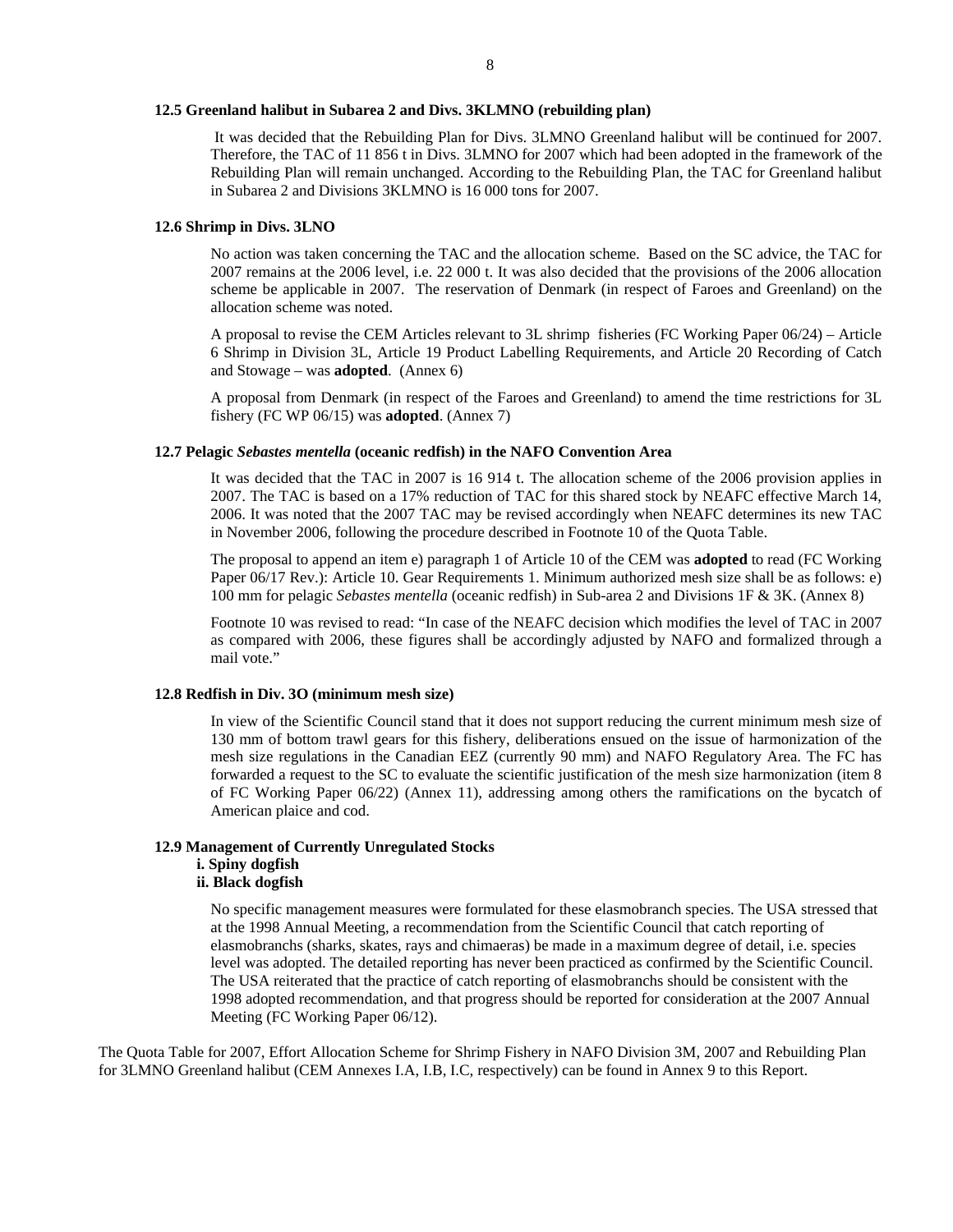### 12.5 Greenland halibut in Subarea 2 and Divs. 3KLMNO (rebuilding plan)

It was decided that the Rebuilding Plan for Divs. 3LMNO Greenland halibut will be continued for 2007. Therefore, the TAC of 11 856 t in Divs. 3LMNO for 2007 which had been adopted in the framework of the Rebuilding Plan will remain unchanged. According to the Rebuilding Plan, the TAC for Greenland halibut in Subarea 2 and Divisions 3KLMNO is 16 000 tons for 2007.

### 12.6 Shrimp in Divs. 3LNO

No action was taken concerning the TAC and the allocation scheme. Based on the SC advice, the TAC for 2007 remains at the 2006 level, i.e. 22 000 t. It was also decided that the provisions of the 2006 allocation scheme be applicable in 2007. The reservation of Denmark (in respect of Faroes and Greenland) on the allocation scheme was noted.

A proposal to revise the CEM Articles relevant to 3L shrimp fisheries (FC Working Paper 06/24) – Article 6 Shrimp in Division 3L, Article 19 Product Labelling Requirements, and Article 20 Recording of Catch and Stowage – was **adopted**. (Annex 6)

A proposal from Denmark (in respect of the Faroes and Greenland) to amend the time restrictions for 3L fishery (FC WP 06/15) was **adopted**. (Annex 7)

### 12.7 Pelagic *Sebastes mentella* (oceanic redfish) in the NAFO Convention Area

It was decided that the TAC in 2007 is 16 914 t. The allocation scheme of the 2006 provision applies in 2007. The TAC is based on a 17% reduction of TAC for this shared stock by NEAFC effective March 14, 2006. It was noted that the 2007 TAC may be revised accordingly when NEAFC determines its new TAC in November 2006, following the procedure described in Footnote 10 of the Quota Table.

The proposal to append an item e) paragraph 1 of Article 10 of the CEM was **adopted** to read (FC Working Paper 06/17 Rev.): Article 10. Gear Requirements 1. Minimum authorized mesh size shall be as follows: e) 100 mm for pelagic *Sebastes mentella* (oceanic redfish) in Sub-area 2 and Divisions 1F & 3K. (Annex 8)

Footnote 10 was revised to read: "In case of the NEAFC decision which modifies the level of TAC in 2007 as compared with 2006, these figures shall be accordingly adjusted by NAFO and formalized through a mail vote."

### 12.8 Redfish in Div. 3O (minimum mesh size)

In view of the Scientific Council stand that it does not support reducing the current minimum mesh size of 130 mm of bottom trawl gears for this fishery, deliberations ensued on the issue of harmonization of the mesh size regulations in the Canadian EEZ (currently 90 mm) and NAFO Regulatory Area. The FC has forwarded a request to the SC to evaluate the scientific justification of the mesh size harmonization (item 8 of FC Working Paper 06/22) (Annex 11), addressing among others the ramifications on the bycatch of American plaice and cod.

### 12.9 Management of Currently Unregulated Stocks

**i. Spiny dogfish**
**ii. Black dogfish**

No specific management measures were formulated for these elasmobranch species. The USA stressed that at the 1998 Annual Meeting, a recommendation from the Scientific Council that catch reporting of elasmobranchs (sharks, skates, rays and chimaeras) be made in a maximum degree of detail, i.e. species level was adopted. The detailed reporting has never been practiced as confirmed by the Scientific Council. The USA reiterated that the practice of catch reporting of elasmobranchs should be consistent with the 1998 adopted recommendation, and that progress should be reported for consideration at the 2007 Annual Meeting (FC Working Paper 06/12).

The Quota Table for 2007, Effort Allocation Scheme for Shrimp Fishery in NAFO Division 3M, 2007 and Rebuilding Plan for 3LMNO Greenland halibut (CEM Annexes I.A, I.B, I.C, respectively) can be found in Annex 9 to this Report.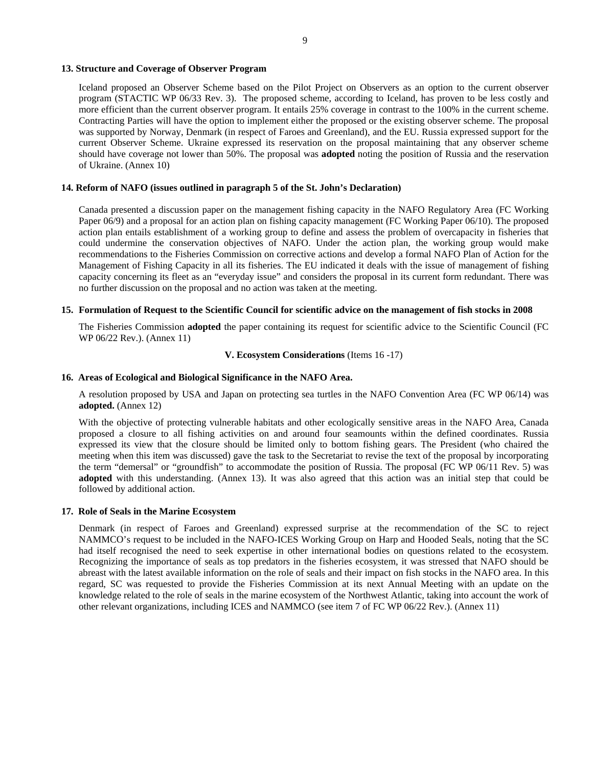### 13. Structure and Coverage of Observer Program

Iceland proposed an Observer Scheme based on the Pilot Project on Observers as an option to the current observer program (STACTIC WP 06/33 Rev. 3). The proposed scheme, according to Iceland, has proven to be less costly and more efficient than the current observer program. It entails 25% coverage in contrast to the 100% in the current scheme. Contracting Parties will have the option to implement either the proposed or the existing observer scheme. The proposal was supported by Norway, Denmark (in respect of Faroes and Greenland), and the EU. Russia expressed support for the current Observer Scheme. Ukraine expressed its reservation on the proposal maintaining that any observer scheme should have coverage not lower than 50%. The proposal was **adopted** noting the position of Russia and the reservation of Ukraine. (Annex 10)

### 14. Reform of NAFO (issues outlined in paragraph 5 of the St. John's Declaration)

Canada presented a discussion paper on the management fishing capacity in the NAFO Regulatory Area (FC Working Paper 06/9) and a proposal for an action plan on fishing capacity management (FC Working Paper 06/10). The proposed action plan entails establishment of a working group to define and assess the problem of overcapacity in fisheries that could undermine the conservation objectives of NAFO. Under the action plan, the working group would make recommendations to the Fisheries Commission on corrective actions and develop a formal NAFO Plan of Action for the Management of Fishing Capacity in all its fisheries. The EU indicated it deals with the issue of management of fishing capacity concerning its fleet as an "everyday issue" and considers the proposal in its current form redundant. There was no further discussion on the proposal and no action was taken at the meeting.

### 15. Formulation of Request to the Scientific Council for scientific advice on the management of fish stocks in 2008

The Fisheries Commission **adopted** the paper containing its request for scientific advice to the Scientific Council (FC WP 06/22 Rev.). (Annex 11)

## V. Ecosystem Considerations (Items 16 -17)

### 16. Areas of Ecological and Biological Significance in the NAFO Area.

A resolution proposed by USA and Japan on protecting sea turtles in the NAFO Convention Area (FC WP 06/14) was **adopted.** (Annex 12)

With the objective of protecting vulnerable habitats and other ecologically sensitive areas in the NAFO Area, Canada proposed a closure to all fishing activities on and around four seamounts within the defined coordinates. Russia expressed its view that the closure should be limited only to bottom fishing gears. The President (who chaired the meeting when this item was discussed) gave the task to the Secretariat to revise the text of the proposal by incorporating the term "demersal" or "groundfish" to accommodate the position of Russia. The proposal (FC WP 06/11 Rev. 5) was **adopted** with this understanding. (Annex 13). It was also agreed that this action was an initial step that could be followed by additional action.

### 17. Role of Seals in the Marine Ecosystem

Denmark (in respect of Faroes and Greenland) expressed surprise at the recommendation of the SC to reject NAMMCO's request to be included in the NAFO-ICES Working Group on Harp and Hooded Seals, noting that the SC had itself recognised the need to seek expertise in other international bodies on questions related to the ecosystem. Recognizing the importance of seals as top predators in the fisheries ecosystem, it was stressed that NAFO should be abreast with the latest available information on the role of seals and their impact on fish stocks in the NAFO area. In this regard, SC was requested to provide the Fisheries Commission at its next Annual Meeting with an update on the knowledge related to the role of seals in the marine ecosystem of the Northwest Atlantic, taking into account the work of other relevant organizations, including ICES and NAMMCO (see item 7 of FC WP 06/22 Rev.). (Annex 11)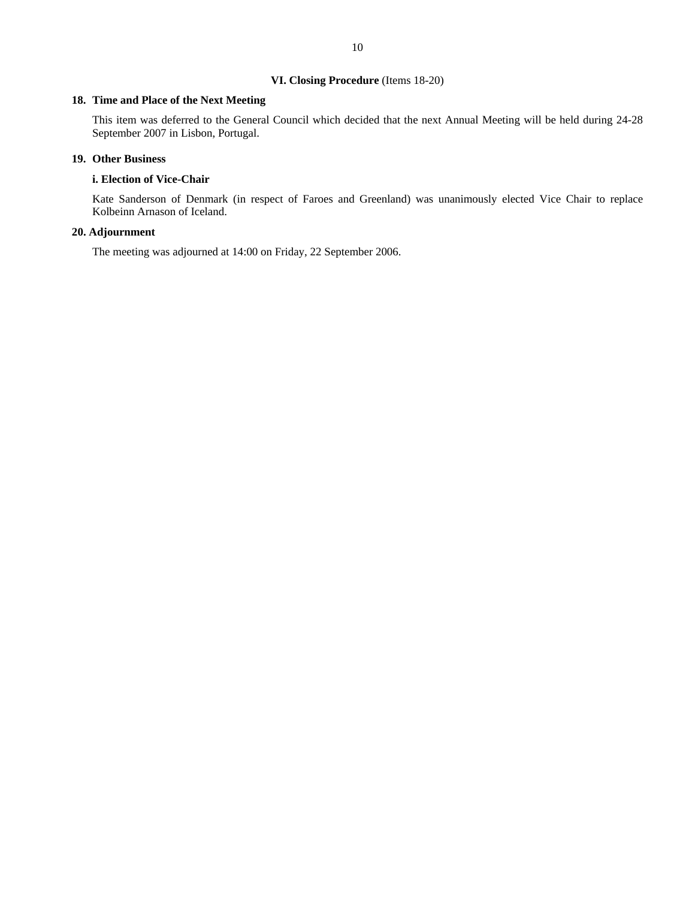## VI. Closing Procedure (Items 18-20)

### 18. Time and Place of the Next Meeting

This item was deferred to the General Council which decided that the next Annual Meeting will be held during 24-28 September 2007 in Lisbon, Portugal.

### 19. Other Business

#### i. Election of Vice-Chair

Kate Sanderson of Denmark (in respect of Faroes and Greenland) was unanimously elected Vice Chair to replace Kolbeinn Arnason of Iceland.

### 20. Adjournment

The meeting was adjourned at 14:00 on Friday, 22 September 2006.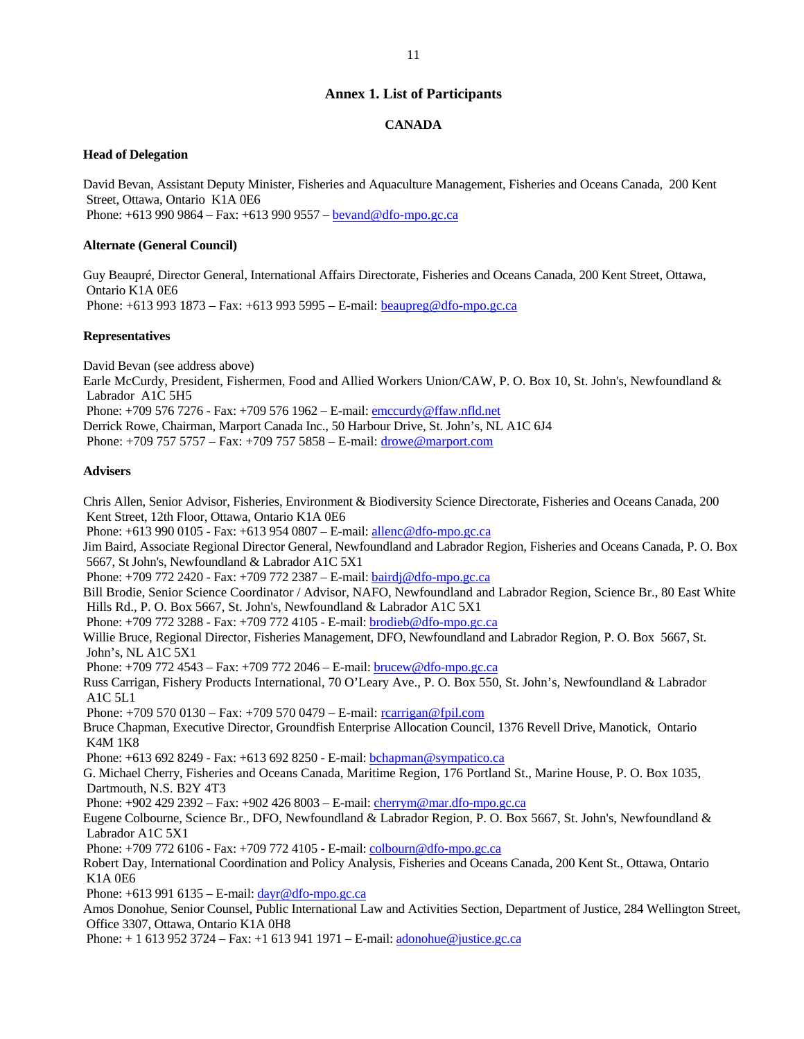# Annex 1. List of Participants

## CANADA

### Head of Delegation

David Bevan, Assistant Deputy Minister, Fisheries and Aquaculture Management, Fisheries and Oceans Canada, 200 Kent Street, Ottawa, Ontario K1A 0E6
Phone: +613 990 9864 – Fax: +613 990 9557 – bevand@dfo-mpo.gc.ca

### Alternate (General Council)

Guy Beaupré, Director General, International Affairs Directorate, Fisheries and Oceans Canada, 200 Kent Street, Ottawa, Ontario K1A 0E6
Phone: +613 993 1873 – Fax: +613 993 5995 – E-mail: beaupreg@dfo-mpo.gc.ca

### Representatives

David Bevan (see address above)

Earle McCurdy, President, Fishermen, Food and Allied Workers Union/CAW, P. O. Box 10, St. John's, Newfoundland & Labrador A1C 5H5
Phone: +709 576 7276 - Fax: +709 576 1962 – E-mail: emccurdy@ffaw.nfld.net

Derrick Rowe, Chairman, Marport Canada Inc., 50 Harbour Drive, St. John's, NL A1C 6J4
Phone: +709 757 5757 – Fax: +709 757 5858 – E-mail: drowe@marport.com

### Advisers

Chris Allen, Senior Advisor, Fisheries, Environment & Biodiversity Science Directorate, Fisheries and Oceans Canada, 200 Kent Street, 12th Floor, Ottawa, Ontario K1A 0E6
Phone: +613 990 0105 - Fax: +613 954 0807 – E-mail: allenc@dfo-mpo.gc.ca

Jim Baird, Associate Regional Director General, Newfoundland and Labrador Region, Fisheries and Oceans Canada, P. O. Box 5667, St John's, Newfoundland & Labrador A1C 5X1
Phone: +709 772 2420 - Fax: +709 772 2387 – E-mail: bairdj@dfo-mpo.gc.ca

Bill Brodie, Senior Science Coordinator / Advisor, NAFO, Newfoundland and Labrador Region, Science Br., 80 East White Hills Rd., P. O. Box 5667, St. John's, Newfoundland & Labrador A1C 5X1
Phone: +709 772 3288 - Fax: +709 772 4105 - E-mail: brodieb@dfo-mpo.gc.ca

Willie Bruce, Regional Director, Fisheries Management, DFO, Newfoundland and Labrador Region, P. O. Box 5667, St. John's, NL A1C 5X1
Phone: +709 772 4543 – Fax: +709 772 2046 – E-mail: brucew@dfo-mpo.gc.ca

Russ Carrigan, Fishery Products International, 70 O'Leary Ave., P. O. Box 550, St. John's, Newfoundland & Labrador A1C 5L1
Phone: +709 570 0130 – Fax: +709 570 0479 – E-mail: rcarrigan@fpil.com

Bruce Chapman, Executive Director, Groundfish Enterprise Allocation Council, 1376 Revell Drive, Manotick, Ontario K4M 1K8
Phone: +613 692 8249 - Fax: +613 692 8250 - E-mail: bchapman@sympatico.ca

G. Michael Cherry, Fisheries and Oceans Canada, Maritime Region, 176 Portland St., Marine House, P. O. Box 1035, Dartmouth, N.S. B2Y 4T3
Phone: +902 429 2392 – Fax: +902 426 8003 – E-mail: cherrym@mar.dfo-mpo.gc.ca

Eugene Colbourne, Science Br., DFO, Newfoundland & Labrador Region, P. O. Box 5667, St. John's, Newfoundland & Labrador A1C 5X1
Phone: +709 772 6106 - Fax: +709 772 4105 - E-mail: colbourn@dfo-mpo.gc.ca

Robert Day, International Coordination and Policy Analysis, Fisheries and Oceans Canada, 200 Kent St., Ottawa, Ontario K1A 0E6
Phone: +613 991 6135 – E-mail: dayr@dfo-mpo.gc.ca

Amos Donohue, Senior Counsel, Public International Law and Activities Section, Department of Justice, 284 Wellington Street, Office 3307, Ottawa, Ontario K1A 0H8
Phone: + 1 613 952 3724 – Fax: +1 613 941 1971 – E-mail: adonohue@justice.gc.ca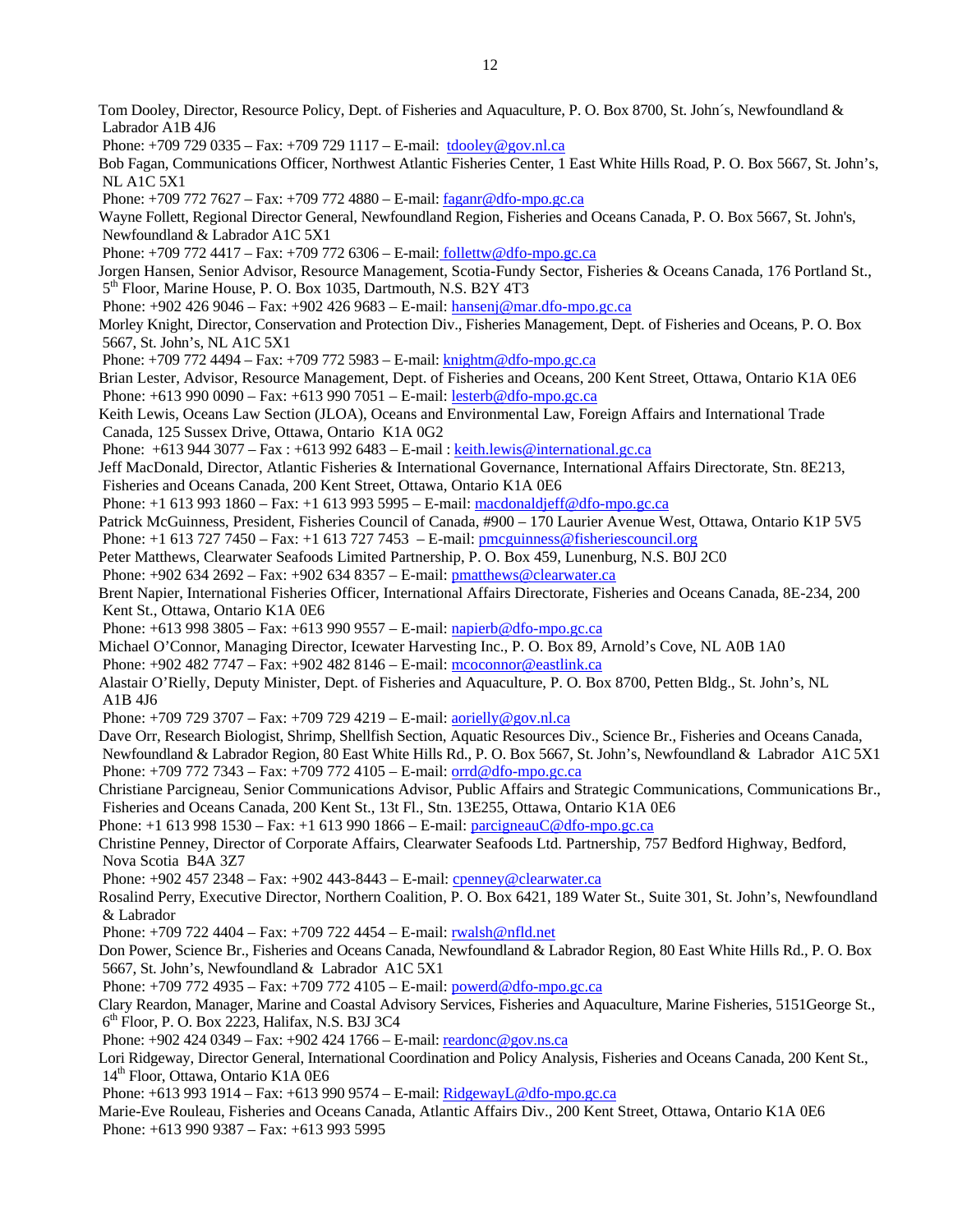Tom Dooley, Director, Resource Policy, Dept. of Fisheries and Aquaculture, P. O. Box 8700, St. John´s, Newfoundland & Labrador A1B 4J6
Phone: +709 729 0335 – Fax: +709 729 1117 – E-mail: tdooley@gov.nl.ca

Bob Fagan, Communications Officer, Northwest Atlantic Fisheries Center, 1 East White Hills Road, P. O. Box 5667, St. John's, NL A1C 5X1
Phone: +709 772 7627 – Fax: +709 772 4880 – E-mail: faganr@dfo-mpo.gc.ca

Wayne Follett, Regional Director General, Newfoundland Region, Fisheries and Oceans Canada, P. O. Box 5667, St. John's, Newfoundland & Labrador A1C 5X1
Phone: +709 772 4417 – Fax: +709 772 6306 – E-mail: follettw@dfo-mpo.gc.ca

Jorgen Hansen, Senior Advisor, Resource Management, Scotia-Fundy Sector, Fisheries & Oceans Canada, 176 Portland St., 5th Floor, Marine House, P. O. Box 1035, Dartmouth, N.S. B2Y 4T3
Phone: +902 426 9046 – Fax: +902 426 9683 – E-mail: hansenj@mar.dfo-mpo.gc.ca

Morley Knight, Director, Conservation and Protection Div., Fisheries Management, Dept. of Fisheries and Oceans, P. O. Box 5667, St. John's, NL A1C 5X1
Phone: +709 772 4494 – Fax: +709 772 5983 – E-mail: knightm@dfo-mpo.gc.ca

Brian Lester, Advisor, Resource Management, Dept. of Fisheries and Oceans, 200 Kent Street, Ottawa, Ontario K1A 0E6
Phone: +613 990 0090 – Fax: +613 990 7051 – E-mail: lesterb@dfo-mpo.gc.ca

Keith Lewis, Oceans Law Section (JLOA), Oceans and Environmental Law, Foreign Affairs and International Trade Canada, 125 Sussex Drive, Ottawa, Ontario K1A 0G2
Phone: +613 944 3077 – Fax : +613 992 6483 – E-mail : keith.lewis@international.gc.ca

Jeff MacDonald, Director, Atlantic Fisheries & International Governance, International Affairs Directorate, Stn. 8E213, Fisheries and Oceans Canada, 200 Kent Street, Ottawa, Ontario K1A 0E6
Phone: +1 613 993 1860 – Fax: +1 613 993 5995 – E-mail: macdonaldjeff@dfo-mpo.gc.ca

Patrick McGuinness, President, Fisheries Council of Canada, #900 – 170 Laurier Avenue West, Ottawa, Ontario K1P 5V5
Phone: +1 613 727 7450 – Fax: +1 613 727 7453 – E-mail: pmcguinness@fisheriescouncil.org

Peter Matthews, Clearwater Seafoods Limited Partnership, P. O. Box 459, Lunenburg, N.S. B0J 2C0
Phone: +902 634 2692 – Fax: +902 634 8357 – E-mail: pmatthews@clearwater.ca

Brent Napier, International Fisheries Officer, International Affairs Directorate, Fisheries and Oceans Canada, 8E-234, 200 Kent St., Ottawa, Ontario K1A 0E6
Phone: +613 998 3805 – Fax: +613 990 9557 – E-mail: napierb@dfo-mpo.gc.ca

Michael O'Connor, Managing Director, Icewater Harvesting Inc., P. O. Box 89, Arnold's Cove, NL A0B 1A0
Phone: +902 482 7747 – Fax: +902 482 8146 – E-mail: mcoconnor@eastlink.ca

Alastair O'Rielly, Deputy Minister, Dept. of Fisheries and Aquaculture, P. O. Box 8700, Petten Bldg., St. John's, NL A1B 4J6
Phone: +709 729 3707 – Fax: +709 729 4219 – E-mail: aorielly@gov.nl.ca

Dave Orr, Research Biologist, Shrimp, Shellfish Section, Aquatic Resources Div., Science Br., Fisheries and Oceans Canada, Newfoundland & Labrador Region, 80 East White Hills Rd., P. O. Box 5667, St. John's, Newfoundland & Labrador A1C 5X1
Phone: +709 772 7343 – Fax: +709 772 4105 – E-mail: orrd@dfo-mpo.gc.ca

Christiane Parcigneau, Senior Communications Advisor, Public Affairs and Strategic Communications, Communications Br., Fisheries and Oceans Canada, 200 Kent St., 13t Fl., Stn. 13E255, Ottawa, Ontario K1A 0E6
Phone: +1 613 998 1530 – Fax: +1 613 990 1866 – E-mail: parcigneauC@dfo-mpo.gc.ca

Christine Penney, Director of Corporate Affairs, Clearwater Seafoods Ltd. Partnership, 757 Bedford Highway, Bedford, Nova Scotia B4A 3Z7
Phone: +902 457 2348 – Fax: +902 443-8443 – E-mail: cpenney@clearwater.ca

Rosalind Perry, Executive Director, Northern Coalition, P. O. Box 6421, 189 Water St., Suite 301, St. John's, Newfoundland & Labrador
Phone: +709 722 4404 – Fax: +709 722 4454 – E-mail: rwalsh@nfld.net

Don Power, Science Br., Fisheries and Oceans Canada, Newfoundland & Labrador Region, 80 East White Hills Rd., P. O. Box 5667, St. John's, Newfoundland & Labrador A1C 5X1
Phone: +709 772 4935 – Fax: +709 772 4105 – E-mail: powerd@dfo-mpo.gc.ca

Clary Reardon, Manager, Marine and Coastal Advisory Services, Fisheries and Aquaculture, Marine Fisheries, 5151George St., 6th Floor, P. O. Box 2223, Halifax, N.S. B3J 3C4
Phone: +902 424 0349 – Fax: +902 424 1766 – E-mail: reardonc@gov.ns.ca

Lori Ridgeway, Director General, International Coordination and Policy Analysis, Fisheries and Oceans Canada, 200 Kent St., 14th Floor, Ottawa, Ontario K1A 0E6
Phone: +613 993 1914 – Fax: +613 990 9574 – E-mail: RidgewayL@dfo-mpo.gc.ca

Marie-Eve Rouleau, Fisheries and Oceans Canada, Atlantic Affairs Div., 200 Kent Street, Ottawa, Ontario K1A 0E6
Phone: +613 990 9387 – Fax: +613 993 5995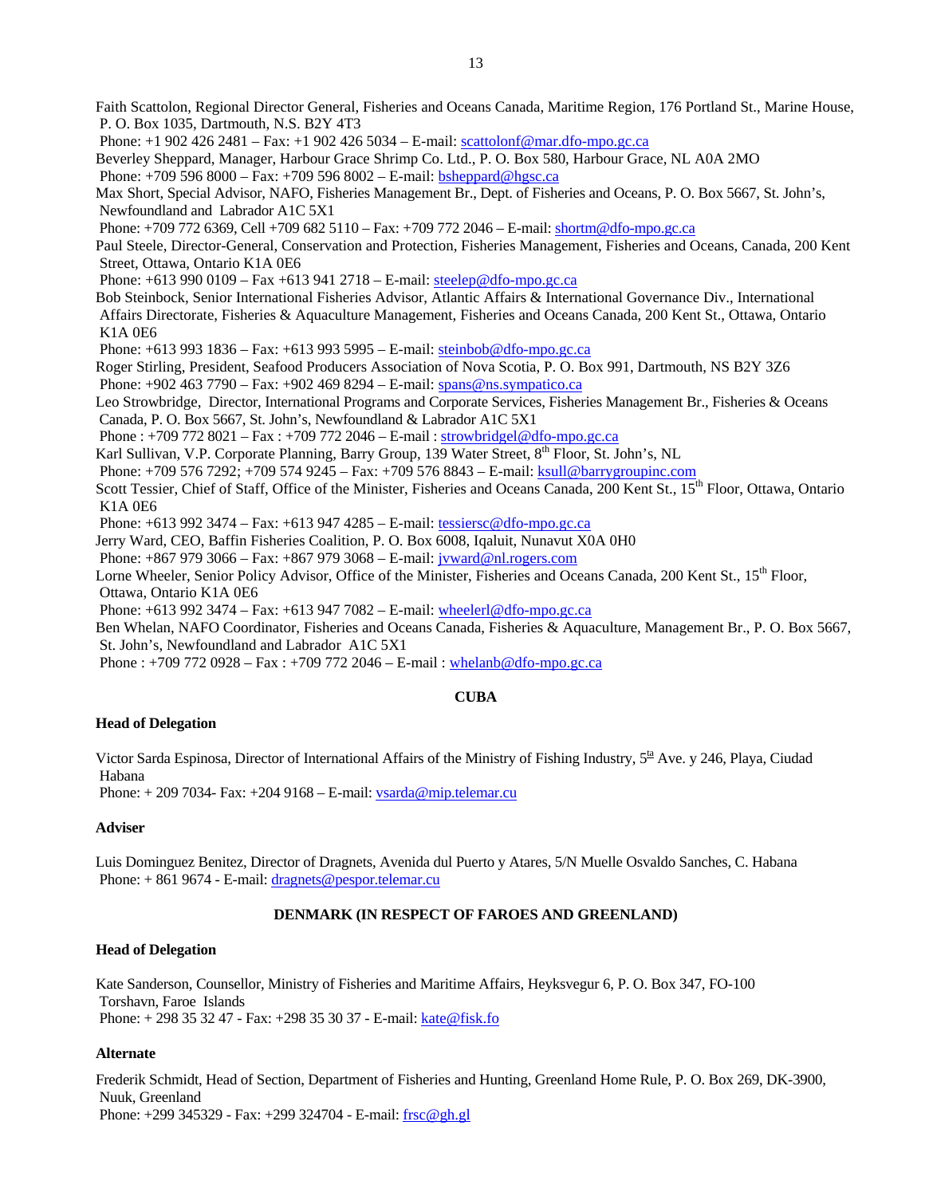Faith Scattolon, Regional Director General, Fisheries and Oceans Canada, Maritime Region, 176 Portland St., Marine House, P. O. Box 1035, Dartmouth, N.S. B2Y 4T3
Phone: +1 902 426 2481 – Fax: +1 902 426 5034 – E-mail: scattolonf@mar.dfo-mpo.gc.ca

Beverley Sheppard, Manager, Harbour Grace Shrimp Co. Ltd., P. O. Box 580, Harbour Grace, NL A0A 2MO
Phone: +709 596 8000 – Fax: +709 596 8002 – E-mail: bsheppard@hgsc.ca

Max Short, Special Advisor, NAFO, Fisheries Management Br., Dept. of Fisheries and Oceans, P. O. Box 5667, St. John's, Newfoundland and Labrador A1C 5X1
Phone: +709 772 6369, Cell +709 682 5110 – Fax: +709 772 2046 – E-mail: shortm@dfo-mpo.gc.ca

Paul Steele, Director-General, Conservation and Protection, Fisheries Management, Fisheries and Oceans, Canada, 200 Kent Street, Ottawa, Ontario K1A 0E6
Phone: +613 990 0109 – Fax +613 941 2718 – E-mail: steelep@dfo-mpo.gc.ca

Bob Steinbock, Senior International Fisheries Advisor, Atlantic Affairs & International Governance Div., International Affairs Directorate, Fisheries & Aquaculture Management, Fisheries and Oceans Canada, 200 Kent St., Ottawa, Ontario K1A 0E6
Phone: +613 993 1836 – Fax: +613 993 5995 – E-mail: steinbob@dfo-mpo.gc.ca

Roger Stirling, President, Seafood Producers Association of Nova Scotia, P. O. Box 991, Dartmouth, NS B2Y 3Z6
Phone: +902 463 7790 – Fax: +902 469 8294 – E-mail: spans@ns.sympatico.ca

Leo Strowbridge, Director, International Programs and Corporate Services, Fisheries Management Br., Fisheries & Oceans Canada, P. O. Box 5667, St. John's, Newfoundland & Labrador A1C 5X1
Phone : +709 772 8021 – Fax : +709 772 2046 – E-mail : strowbridgel@dfo-mpo.gc.ca

Karl Sullivan, V.P. Corporate Planning, Barry Group, 139 Water Street, 8th Floor, St. John's, NL
Phone: +709 576 7292; +709 574 9245 – Fax: +709 576 8843 – E-mail: ksull@barrygroupinc.com

Scott Tessier, Chief of Staff, Office of the Minister, Fisheries and Oceans Canada, 200 Kent St., 15th Floor, Ottawa, Ontario K1A 0E6
Phone: +613 992 3474 – Fax: +613 947 4285 – E-mail: tessiersc@dfo-mpo.gc.ca

Jerry Ward, CEO, Baffin Fisheries Coalition, P. O. Box 6008, Iqaluit, Nunavut X0A 0H0
Phone: +867 979 3066 – Fax: +867 979 3068 – E-mail: jvward@nl.rogers.com

Lorne Wheeler, Senior Policy Advisor, Office of the Minister, Fisheries and Oceans Canada, 200 Kent St., 15th Floor, Ottawa, Ontario K1A 0E6
Phone: +613 992 3474 – Fax: +613 947 7082 – E-mail: wheelerl@dfo-mpo.gc.ca

Ben Whelan, NAFO Coordinator, Fisheries and Oceans Canada, Fisheries & Aquaculture, Management Br., P. O. Box 5667, St. John's, Newfoundland and Labrador A1C 5X1
Phone : +709 772 0928 – Fax : +709 772 2046 – E-mail : whelanb@dfo-mpo.gc.ca

## CUBA

### Head of Delegation

Victor Sarda Espinosa, Director of International Affairs of the Ministry of Fishing Industry, 5ta Ave. y 246, Playa, Ciudad Habana
Phone: + 209 7034- Fax: +204 9168 – E-mail: vsarda@mip.telemar.cu

### Adviser

Luis Dominguez Benitez, Director of Dragnets, Avenida dul Puerto y Atares, 5/N Muelle Osvaldo Sanches, C. Habana
Phone: + 861 9674 - E-mail: dragnets@pespor.telemar.cu

## DENMARK (IN RESPECT OF FAROES AND GREENLAND)

### Head of Delegation

Kate Sanderson, Counsellor, Ministry of Fisheries and Maritime Affairs, Heyksvegur 6, P. O. Box 347, FO-100 Torshavn, Faroe Islands
Phone: + 298 35 32 47 - Fax: +298 35 30 37 - E-mail: kate@fisk.fo

### Alternate

Frederik Schmidt, Head of Section, Department of Fisheries and Hunting, Greenland Home Rule, P. O. Box 269, DK-3900, Nuuk, Greenland
Phone: +299 345329 - Fax: +299 324704 - E-mail: frsc@gh.gl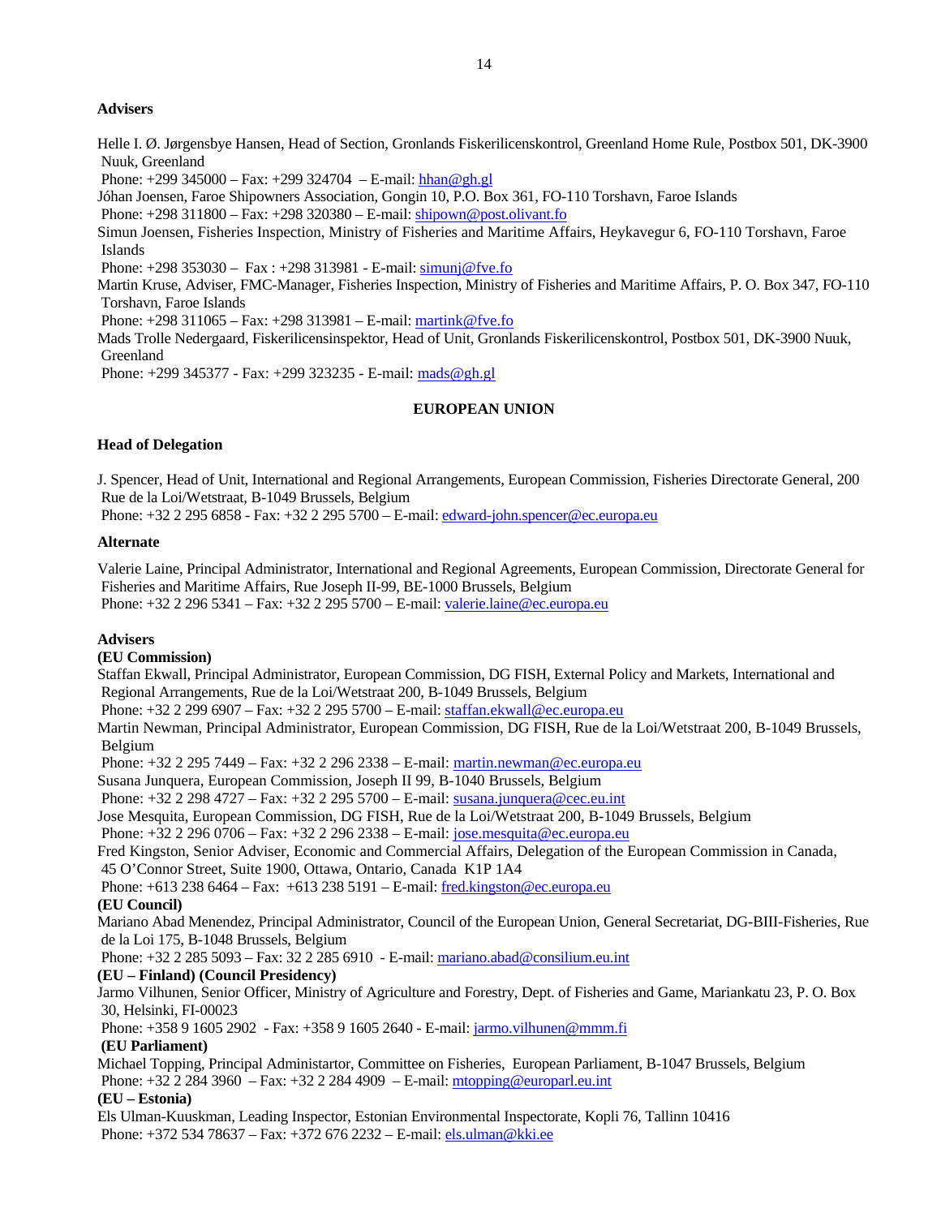**Advisers**

Helle I. Ø. Jørgensbye Hansen, Head of Section, Gronlands Fiskerilicenskontrol, Greenland Home Rule, Postbox 501, DK-3900 Nuuk, Greenland
Phone: +299 345000 – Fax: +299 324704 – E-mail: hhan@gh.gl

Jóhan Joensen, Faroe Shipowners Association, Gongin 10, P.O. Box 361, FO-110 Torshavn, Faroe Islands
Phone: +298 311800 – Fax: +298 320380 – E-mail: shipown@post.olivant.fo

Simun Joensen, Fisheries Inspection, Ministry of Fisheries and Maritime Affairs, Heykavegur 6, FO-110 Torshavn, Faroe Islands
Phone: +298 353030 – Fax : +298 313981 - E-mail: simunj@fve.fo

Martin Kruse, Adviser, FMC-Manager, Fisheries Inspection, Ministry of Fisheries and Maritime Affairs, P. O. Box 347, FO-110 Torshavn, Faroe Islands
Phone: +298 311065 – Fax: +298 313981 – E-mail: martink@fve.fo

Mads Trolle Nedergaard, Fiskerilicensinspektor, Head of Unit, Gronlands Fiskerilicenskontrol, Postbox 501, DK-3900 Nuuk, Greenland
Phone: +299 345377 - Fax: +299 323235 - E-mail: mads@gh.gl

## EUROPEAN UNION

**Head of Delegation**

J. Spencer, Head of Unit, International and Regional Arrangements, European Commission, Fisheries Directorate General, 200 Rue de la Loi/Wetstraat, B-1049 Brussels, Belgium
Phone: +32 2 295 6858 - Fax: +32 2 295 5700 – E-mail: edward-john.spencer@ec.europa.eu

**Alternate**

Valerie Laine, Principal Administrator, International and Regional Agreements, European Commission, Directorate General for Fisheries and Maritime Affairs, Rue Joseph II-99, BE-1000 Brussels, Belgium
Phone: +32 2 296 5341 – Fax: +32 2 295 5700 – E-mail: valerie.laine@ec.europa.eu

**Advisers**

**(EU Commission)**

Staffan Ekwall, Principal Administrator, European Commission, DG FISH, External Policy and Markets, International and Regional Arrangements, Rue de la Loi/Wetstraat 200, B-1049 Brussels, Belgium
Phone: +32 2 299 6907 – Fax: +32 2 295 5700 – E-mail: staffan.ekwall@ec.europa.eu

Martin Newman, Principal Administrator, European Commission, DG FISH, Rue de la Loi/Wetstraat 200, B-1049 Brussels, Belgium
Phone: +32 2 295 7449 – Fax: +32 2 296 2338 – E-mail: martin.newman@ec.europa.eu

Susana Junquera, European Commission, Joseph II 99, B-1040 Brussels, Belgium
Phone: +32 2 298 4727 – Fax: +32 2 295 5700 – E-mail: susana.junquera@cec.eu.int

Jose Mesquita, European Commission, DG FISH, Rue de la Loi/Wetstraat 200, B-1049 Brussels, Belgium
Phone: +32 2 296 0706 – Fax: +32 2 296 2338 – E-mail: jose.mesquita@ec.europa.eu

Fred Kingston, Senior Adviser, Economic and Commercial Affairs, Delegation of the European Commission in Canada, 45 O'Connor Street, Suite 1900, Ottawa, Ontario, Canada K1P 1A4
Phone: +613 238 6464 – Fax: +613 238 5191 – E-mail: fred.kingston@ec.europa.eu

**(EU Council)**

Mariano Abad Menendez, Principal Administrator, Council of the European Union, General Secretariat, DG-BIII-Fisheries, Rue de la Loi 175, B-1048 Brussels, Belgium
Phone: +32 2 285 5093 – Fax: 32 2 285 6910 - E-mail: mariano.abad@consilium.eu.int

**(EU – Finland) (Council Presidency)**

Jarmo Vilhunen, Senior Officer, Ministry of Agriculture and Forestry, Dept. of Fisheries and Game, Mariankatu 23, P. O. Box 30, Helsinki, FI-00023
Phone: +358 9 1605 2902 - Fax: +358 9 1605 2640 - E-mail: jarmo.vilhunen@mmm.fi

**(EU Parliament)**

Michael Topping, Principal Administartor, Committee on Fisheries, European Parliament, B-1047 Brussels, Belgium
Phone: +32 2 284 3960 – Fax: +32 2 284 4909 – E-mail: mtopping@europarl.eu.int

**(EU – Estonia)**

Els Ulman-Kuuskman, Leading Inspector, Estonian Environmental Inspectorate, Kopli 76, Tallinn 10416
Phone: +372 534 78637 – Fax: +372 676 2232 – E-mail: els.ulman@kki.ee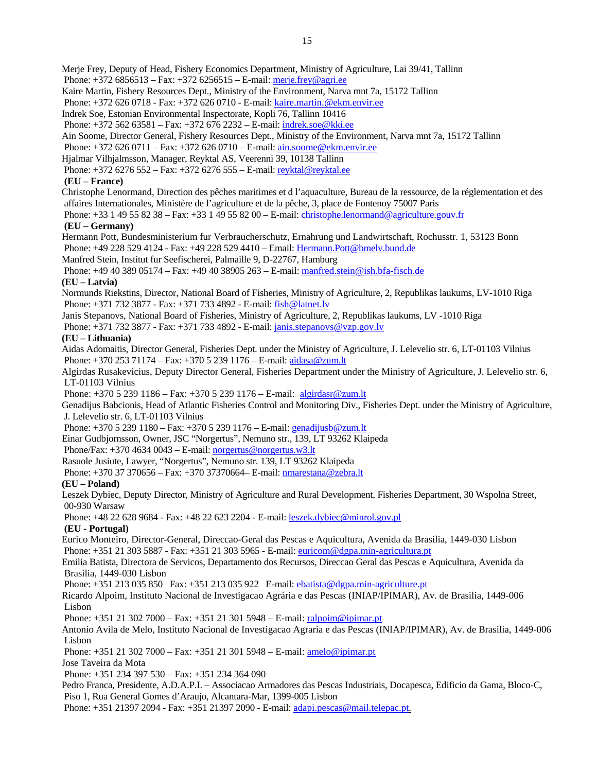Merje Frey, Deputy of Head, Fishery Economics Department, Ministry of Agriculture, Lai 39/41, Tallinn
Phone: +372 6856513 – Fax: +372 6256515 – E-mail: merje.frey@agri.ee

Kaire Martin, Fishery Resources Dept., Ministry of the Environment, Narva mnt 7a, 15172 Tallinn
Phone: +372 626 0718 - Fax: +372 626 0710 - E-mail: kaire.martin.@ekm.envir.ee

Indrek Soe, Estonian Environmental Inspectorate, Kopli 76, Tallinn 10416
Phone: +372 562 63581 – Fax: +372 676 2232 – E-mail: indrek.soe@kki.ee

Ain Soome, Director General, Fishery Resources Dept., Ministry of the Environment, Narva mnt 7a, 15172 Tallinn
Phone: +372 626 0711 – Fax: +372 626 0710 – E-mail: ain.soome@ekm.envir.ee

Hjalmar Vilhjalmsson, Manager, Reyktal AS, Veerenni 39, 10138 Tallinn
Phone: +372 6276 552 – Fax: +372 6276 555 – E-mail: reyktal@reyktal.ee

**(EU – France)**

Christophe Lenormand, Direction des pêches maritimes et d l'aquaculture, Bureau de la ressource, de la réglementation et des affaires Internationales, Ministère de l'agriculture et de la pêche, 3, place de Fontenoy 75007 Paris
Phone: +33 1 49 55 82 38 – Fax: +33 1 49 55 82 00 – E-mail: christophe.lenormand@agriculture.gouv.fr

**(EU – Germany)**

Hermann Pott, Bundesministerium fur Verbraucherschutz, Ernahrung und Landwirtschaft, Rochusstr. 1, 53123 Bonn
Phone: +49 228 529 4124 - Fax: +49 228 529 4410 – Email: Hermann.Pott@bmelv.bund.de

Manfred Stein, Institut fur Seefischerei, Palmaille 9, D-22767, Hamburg
Phone: +49 40 389 05174 – Fax: +49 40 38905 263 – E-mail: manfred.stein@ish.bfa-fisch.de

**(EU – Latvia)**

Normunds Riekstins, Director, National Board of Fisheries, Ministry of Agriculture, 2, Republikas laukums, LV-1010 Riga
Phone: +371 732 3877 - Fax: +371 733 4892 - E-mail: fish@latnet.lv

Janis Stepanovs, National Board of Fisheries, Ministry of Agriculture, 2, Republikas laukums, LV -1010 Riga
Phone: +371 732 3877 - Fax: +371 733 4892 - E-mail: janis.stepanovs@vzp.gov.lv

**(EU – Lithuania)**

Aidas Adomaitis, Director General, Fisheries Dept. under the Ministry of Agriculture, J. Lelevelio str. 6, LT-01103 Vilnius
Phone: +370 253 71174 – Fax: +370 5 239 1176 – E-mail: aidasa@zum.lt

Algirdas Rusakevicius, Deputy Director General, Fisheries Department under the Ministry of Agriculture, J. Lelevelio str. 6, LT-01103 Vilnius
Phone: +370 5 239 1186 – Fax: +370 5 239 1176 – E-mail: algirdasr@zum.lt

Genadijus Babcionis, Head of Atlantic Fisheries Control and Monitoring Div., Fisheries Dept. under the Ministry of Agriculture, J. Lelevelio str. 6, LT-01103 Vilnius
Phone: +370 5 239 1180 – Fax: +370 5 239 1176 – E-mail: genadijusb@zum.lt

Einar Gudbjornsson, Owner, JSC "Norgertus", Nemuno str., 139, LT 93262 Klaipeda
Phone/Fax: +370 4634 0043 – E-mail: norgertus@norgertus.w3.lt

Rasuole Jusiute, Lawyer, "Norgertus", Nemuno str. 139, LT 93262 Klaipeda
Phone: +370 37 370656 – Fax: +370 37370664– E-mail: nmarestana@zebra.lt

**(EU – Poland)**

Leszek Dybiec, Deputy Director, Ministry of Agriculture and Rural Development, Fisheries Department, 30 Wspolna Street, 00-930 Warsaw
Phone: +48 22 628 9684 - Fax: +48 22 623 2204 - E-mail: leszek.dybiec@minrol.gov.pl

**(EU - Portugal)**

Eurico Monteiro, Director-General, Direccao-Geral das Pescas e Aquicultura, Avenida da Brasilia, 1449-030 Lisbon
Phone: +351 21 303 5887 - Fax: +351 21 303 5965 - E-mail: euricom@dgpa.min-agricultura.pt

Emilia Batista, Directora de Servicos, Departamento dos Recursos, Direccao Geral das Pescas e Aquicultura, Avenida da Brasilia, 1449-030 Lisbon
Phone: +351 213 035 850 Fax: +351 213 035 922 E-mail: ebatista@dgpa.min-agriculture.pt

Ricardo Alpoim, Instituto Nacional de Investigacao Agrária e das Pescas (INIAP/IPIMAR), Av. de Brasilia, 1449-006 Lisbon
Phone: +351 21 302 7000 – Fax: +351 21 301 5948 – E-mail: ralpoim@ipimar.pt

Antonio Avila de Melo, Instituto Nacional de Investigacao Agraria e das Pescas (INIAP/IPIMAR), Av. de Brasilia, 1449-006 Lisbon
Phone: +351 21 302 7000 – Fax: +351 21 301 5948 – E-mail: amelo@ipimar.pt

Jose Taveira da Mota
Phone: +351 234 397 530 – Fax: +351 234 364 090

Pedro Franca, Presidente, A.D.A.P.I. – Associacao Armadores das Pescas Industriais, Docapesca, Edificio da Gama, Bloco-C, Piso 1, Rua General Gomes d'Araujo, Alcantara-Mar, 1399-005 Lisbon
Phone: +351 21397 2094 - Fax: +351 21397 2090 - E-mail: adapi.pescas@mail.telepac.pt.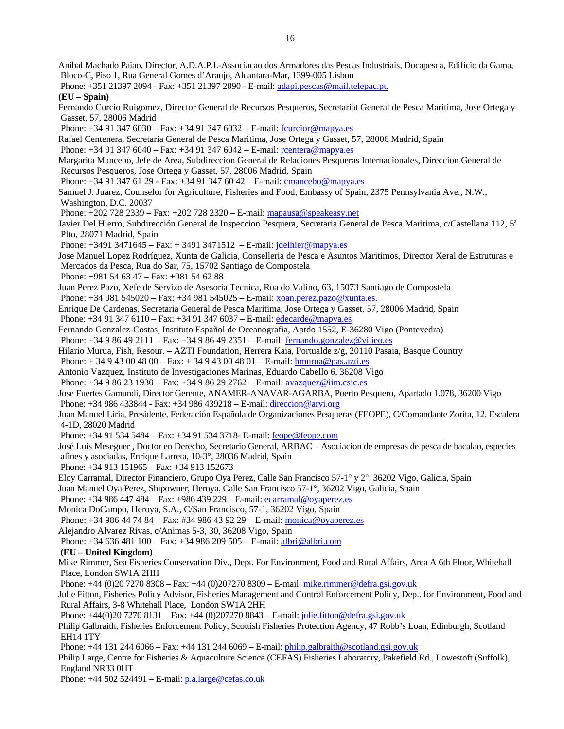Anibal Machado Paiao, Director, A.D.A.P.I.-Associacao dos Armadores das Pescas Industriais, Docapesca, Edificio da Gama, Bloco-C, Piso 1, Rua General Gomes d'Araujo, Alcantara-Mar, 1399-005 Lisbon
Phone: +351 21397 2094 - Fax: +351 21397 2090 - E-mail: adapi.pescas@mail.telepac.pt.

**(EU – Spain)**

Fernando Curcio Ruigomez, Director General de Recursos Pesqueros, Secretariat General de Pesca Maritima, Jose Ortega y Gasset, 57, 28006 Madrid
Phone: +34 91 347 6030 – Fax: +34 91 347 6032 – E-mail: fcurcior@mapya.es

Rafael Centenera, Secretaria General de Pesca Maritima, Jose Ortega y Gasset, 57, 28006 Madrid, Spain
Phone: +34 91 347 6040 – Fax: +34 91 347 6042 – E-mail: rcentera@mapya.es

Margarita Mancebo, Jefe de Area, Subdireccion General de Relaciones Pesqueras Internacionales, Direccion General de Recursos Pesqueros, Jose Ortega y Gasset, 57, 28006 Madrid, Spain
Phone: +34 91 347 61 29 - Fax: +34 91 347 60 42 – E-mail: cmancebo@mapya.es

Samuel J. Juarez, Counselor for Agriculture, Fisheries and Food, Embassy of Spain, 2375 Pennsylvania Ave., N.W., Washington, D.C. 20037
Phone: +202 728 2339 – Fax: +202 728 2320 – E-mail: mapausa@speakeasy.net

Javier Del Hierro, Subdirección General de Inspeccion Pesquera, Secretaria General de Pesca Maritima, c/Castellana 112, 5ª Plto, 28071 Madrid, Spain
Phone: +3491 3471645 – Fax: + 3491 3471512 – E-mail: jdelhier@mapya.es

Jose Manuel Lopez Rodríguez, Xunta de Galicia, Conselleria de Pesca e Asuntos Maritimos, Director Xeral de Estruturas e Mercados da Pesca, Rua do Sar, 75, 15702 Santiago de Compostela
Phone: +981 54 63 47 – Fax: +981 54 62 88

Juan Perez Pazo, Xefe de Servizo de Asesoria Tecnica, Rua do Valino, 63, 15073 Santiago de Compostela
Phone: +34 981 545020 – Fax: +34 981 545025 – E-mail: xoan.perez.pazo@xunta.es.

Enrique De Cardenas, Secretaria General de Pesca Maritima, Jose Ortega y Gasset, 57, 28006 Madrid, Spain
Phone: +34 91 347 6110 – Fax: +34 91 347 6037 – E-mail: edecarde@mapya.es

Fernando Gonzalez-Costas, Instituto Español de Oceanografia, Aptdo 1552, E-36280 Vigo (Pontevedra)
Phone: +34 9 86 49 2111 – Fax: +34 9 86 49 2351 – E-mail: fernando.gonzalez@vi.ieo.es

Hilario Murua, Fish, Resour. – AZTI Foundation, Herrera Kaia, Portualde z/g, 20110 Pasaia, Basque Country
Phone: + 34 9 43 00 48 00 – Fax: + 34 9 43 00 48 01 – E-mail: hmurua@pas.azti.es

Antonio Vazquez, Instituto de Investigaciones Marinas, Eduardo Cabello 6, 36208 Vigo
Phone: +34 9 86 23 1930 – Fax: +34 9 86 29 2762 – E-mail: avazquez@iim.csic.es

Jose Fuertes Gamundi, Director Gerente, ANAMER-ANAVAR-AGARBA, Puerto Pesquero, Apartado 1.078, 36200 Vigo
Phone: +34 986 433844 - Fax: +34 986 439218 – E-mail: direccion@arvi.org

Juan Manuel Liria, Presidente, Federación Española de Organizaciones Pesqueras (FEOPE), C/Comandante Zorita, 12, Escalera 4-1D, 28020 Madrid
Phone: +34 91 534 5484 – Fax: +34 91 534 3718- E-mail: feope@feope.com

José Luis Meseguer , Doctor en Derecho, Secretario General, ARBAC – Asociacion de empresas de pesca de bacalao, especies afines y asociadas, Enrique Larreta, 10-3°, 28036 Madrid, Spain
Phone: +34 913 151965 – Fax: +34 913 152673

Eloy Carramal, Director Financiero, Grupo Oya Perez, Calle San Francisco 57-1° y 2°, 36202 Vigo, Galicia, Spain

Juan Manuel Oya Perez, Shipowner, Heroya, Calle San Francisco 57-1°, 36202 Vigo, Galicia, Spain
Phone: +34 986 447 484 – Fax: +986 439 229 – E-mail: ecarramal@oyaperez.es

Monica DoCampo, Heroya, S.A., C/San Francisco, 57-1, 36202 Vigo, Spain
Phone: +34 986 44 74 84 – Fax: #34 986 43 92 29 – E-mail: monica@oyaperez.es

Alejandro Alvarez Rivas, c/Animas 5-3, 30, 36208 Vigo, Spain
Phone: +34 636 481 100 – Fax: +34 986 209 505 – E-mail: albri@albri.com

**(EU – United Kingdom)**

Mike Rimmer, Sea Fisheries Conservation Div., Dept. For Environment, Food and Rural Affairs, Area A 6th Floor, Whitehall Place, London SW1A 2HH
Phone: +44 (0)20 7270 8308 – Fax: +44 (0)207270 8309 – E-mail: mike.rimmer@defra.gsi.gov.uk

Julie Fitton, Fisheries Policy Advisor, Fisheries Management and Control Enforcement Policy, Dep.. for Environment, Food and Rural Affairs, 3-8 Whitehall Place, London SW1A 2HH
Phone: +44(0)20 7270 8131 – Fax: +44 (0)207270 8843 – E-mail: julie.fitton@defra.gsi.gov.uk

Philip Galbraith, Fisheries Enforcement Policy, Scottish Fisheries Protection Agency, 47 Robb's Loan, Edinburgh, Scotland EH14 1TY
Phone: +44 131 244 6066 – Fax: +44 131 244 6069 – E-mail: philip.galbraith@scotland.gsi.gov.uk

Philip Large, Centre for Fisheries & Aquaculture Science (CEFAS) Fisheries Laboratory, Pakefield Rd., Lowestoft (Suffolk), England NR33 0HT
Phone: +44 502 524491 – E-mail: p.a.large@cefas.co.uk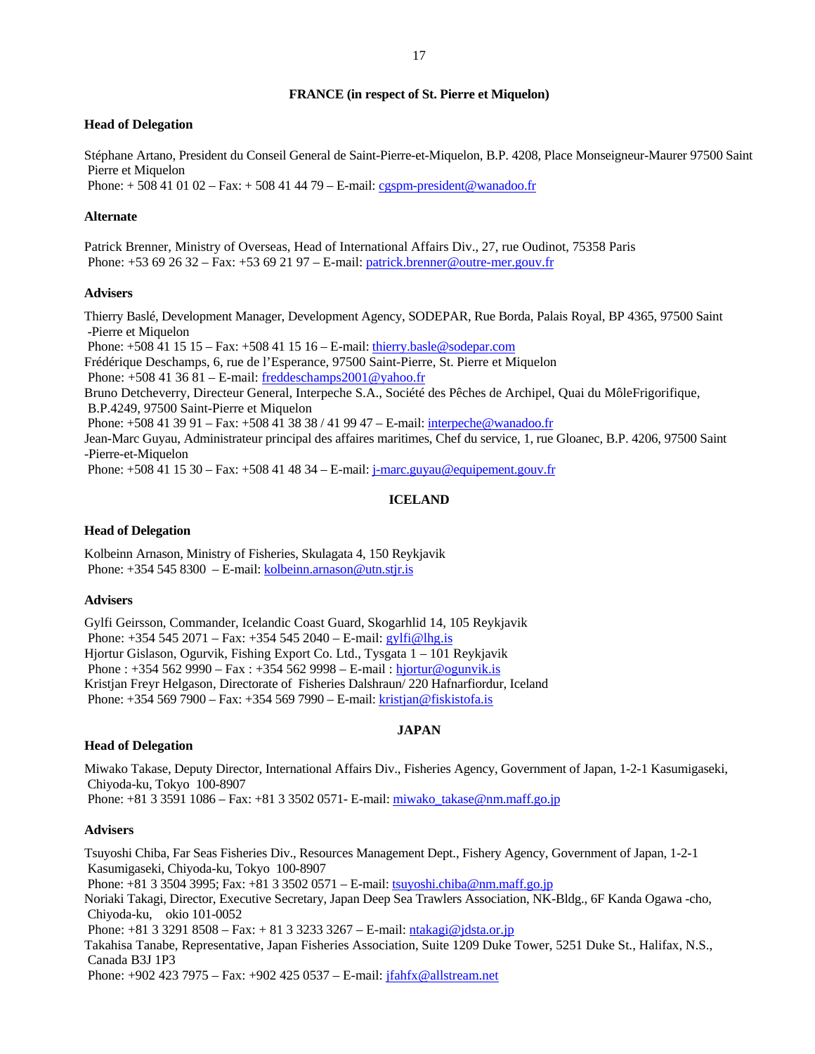## FRANCE (in respect of St. Pierre et Miquelon)

**Head of Delegation**

Stéphane Artano, President du Conseil General de Saint-Pierre-et-Miquelon, B.P. 4208, Place Monseigneur-Maurer 97500 Saint Pierre et Miquelon
Phone: + 508 41 01 02 – Fax: + 508 41 44 79 – E-mail: cgspm-president@wanadoo.fr

**Alternate**

Patrick Brenner, Ministry of Overseas, Head of International Affairs Div., 27, rue Oudinot, 75358 Paris
Phone: +53 69 26 32 – Fax: +53 69 21 97 – E-mail: patrick.brenner@outre-mer.gouv.fr

**Advisers**

Thierry Baslé, Development Manager, Development Agency, SODEPAR, Rue Borda, Palais Royal, BP 4365, 97500 Saint -Pierre et Miquelon
Phone: +508 41 15 15 – Fax: +508 41 15 16 – E-mail: thierry.basle@sodepar.com
Frédérique Deschamps, 6, rue de l'Esperance, 97500 Saint-Pierre, St. Pierre et Miquelon
Phone: +508 41 36 81 – E-mail: freddeschamps2001@yahoo.fr
Bruno Detcheverry, Directeur General, Interpeche S.A., Société des Pêches de Archipel, Quai du MôleFrigorifique, B.P.4249, 97500 Saint-Pierre et Miquelon
Phone: +508 41 39 91 – Fax: +508 41 38 38 / 41 99 47 – E-mail: interpeche@wanadoo.fr
Jean-Marc Guyau, Administrateur principal des affaires maritimes, Chef du service, 1, rue Gloanec, B.P. 4206, 97500 Saint -Pierre-et-Miquelon
Phone: +508 41 15 30 – Fax: +508 41 48 34 – E-mail: j-marc.guyau@equipement.gouv.fr

## ICELAND

**Head of Delegation**

Kolbeinn Arnason, Ministry of Fisheries, Skulagata 4, 150 Reykjavik
Phone: +354 545 8300 – E-mail: kolbeinn.arnason@utn.stjr.is

**Advisers**

Gylfi Geirsson, Commander, Icelandic Coast Guard, Skogarhlid 14, 105 Reykjavik
Phone: +354 545 2071 – Fax: +354 545 2040 – E-mail: gylfi@lhg.is
Hjortur Gislason, Ogurvik, Fishing Export Co. Ltd., Tysgata 1 – 101 Reykjavik
Phone : +354 562 9990 – Fax : +354 562 9998 – E-mail : hjortur@ogunvik.is
Kristjan Freyr Helgason, Directorate of Fisheries Dalshraun/ 220 Hafnarfiordur, Iceland
Phone: +354 569 7900 – Fax: +354 569 7990 – E-mail: kristjan@fiskistofa.is

## JAPAN

**Head of Delegation**

Miwako Takase, Deputy Director, International Affairs Div., Fisheries Agency, Government of Japan, 1-2-1 Kasumigaseki, Chiyoda-ku, Tokyo 100-8907
Phone: +81 3 3591 1086 – Fax: +81 3 3502 0571- E-mail: miwako_takase@nm.maff.go.jp

**Advisers**

Tsuyoshi Chiba, Far Seas Fisheries Div., Resources Management Dept., Fishery Agency, Government of Japan, 1-2-1 Kasumigaseki, Chiyoda-ku, Tokyo 100-8907
Phone: +81 3 3504 3995; Fax: +81 3 3502 0571 – E-mail: tsuyoshi.chiba@nm.maff.go.jp
Noriaki Takagi, Director, Executive Secretary, Japan Deep Sea Trawlers Association, NK-Bldg., 6F Kanda Ogawa -cho, Chiyoda-ku, okio 101-0052
Phone: +81 3 3291 8508 – Fax: + 81 3 3233 3267 – E-mail: ntakagi@jdsta.or.jp
Takahisa Tanabe, Representative, Japan Fisheries Association, Suite 1209 Duke Tower, 5251 Duke St., Halifax, N.S., Canada B3J 1P3
Phone: +902 423 7975 – Fax: +902 425 0537 – E-mail: jfahfx@allstream.net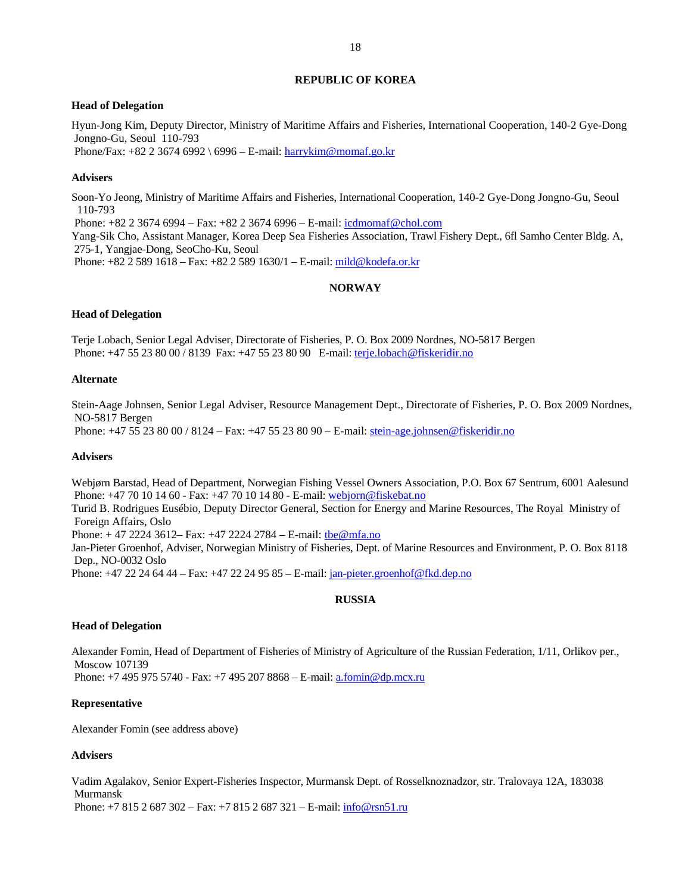## REPUBLIC OF KOREA

### Head of Delegation

Hyun-Jong Kim, Deputy Director, Ministry of Maritime Affairs and Fisheries, International Cooperation, 140-2 Gye-Dong Jongno-Gu, Seoul 110-793
Phone/Fax: +82 2 3674 6992 \ 6996 – E-mail: harrykim@momaf.go.kr

### Advisers

Soon-Yo Jeong, Ministry of Maritime Affairs and Fisheries, International Cooperation, 140-2 Gye-Dong Jongno-Gu, Seoul 110-793
Phone: +82 2 3674 6994 – Fax: +82 2 3674 6996 – E-mail: icdmomaf@chol.com
Yang-Sik Cho, Assistant Manager, Korea Deep Sea Fisheries Association, Trawl Fishery Dept., 6fl Samho Center Bldg. A, 275-1, Yangjae-Dong, SeoCho-Ku, Seoul
Phone: +82 2 589 1618 – Fax: +82 2 589 1630/1 – E-mail: mild@kodefa.or.kr

## NORWAY

### Head of Delegation

Terje Lobach, Senior Legal Adviser, Directorate of Fisheries, P. O. Box 2009 Nordnes, NO-5817 Bergen
Phone: +47 55 23 80 00 / 8139 Fax: +47 55 23 80 90 E-mail: terje.lobach@fiskeridir.no

### Alternate

Stein-Aage Johnsen, Senior Legal Adviser, Resource Management Dept., Directorate of Fisheries, P. O. Box 2009 Nordnes, NO-5817 Bergen
Phone: +47 55 23 80 00 / 8124 – Fax: +47 55 23 80 90 – E-mail: stein-age.johnsen@fiskeridir.no

### Advisers

Webjørn Barstad, Head of Department, Norwegian Fishing Vessel Owners Association, P.O. Box 67 Sentrum, 6001 Aalesund
Phone: +47 70 10 14 60 - Fax: +47 70 10 14 80 - E-mail: webjorn@fiskebat.no
Turid B. Rodrigues Eusébio, Deputy Director General, Section for Energy and Marine Resources, The Royal Ministry of Foreign Affairs, Oslo
Phone: + 47 2224 3612– Fax: +47 2224 2784 – E-mail: tbe@mfa.no
Jan-Pieter Groenhof, Adviser, Norwegian Ministry of Fisheries, Dept. of Marine Resources and Environment, P. O. Box 8118 Dep., NO-0032 Oslo
Phone: +47 22 24 64 44 – Fax: +47 22 24 95 85 – E-mail: jan-pieter.groenhof@fkd.dep.no

## RUSSIA

### Head of Delegation

Alexander Fomin, Head of Department of Fisheries of Ministry of Agriculture of the Russian Federation, 1/11, Orlikov per., Moscow 107139
Phone: +7 495 975 5740 - Fax: +7 495 207 8868 – E-mail: a.fomin@dp.mcx.ru

### Representative

Alexander Fomin (see address above)

### Advisers

Vadim Agalakov, Senior Expert-Fisheries Inspector, Murmansk Dept. of Rosselknoznadzor, str. Tralovaya 12A, 183038 Murmansk
Phone: +7 815 2 687 302 – Fax: +7 815 2 687 321 – E-mail: info@rsn51.ru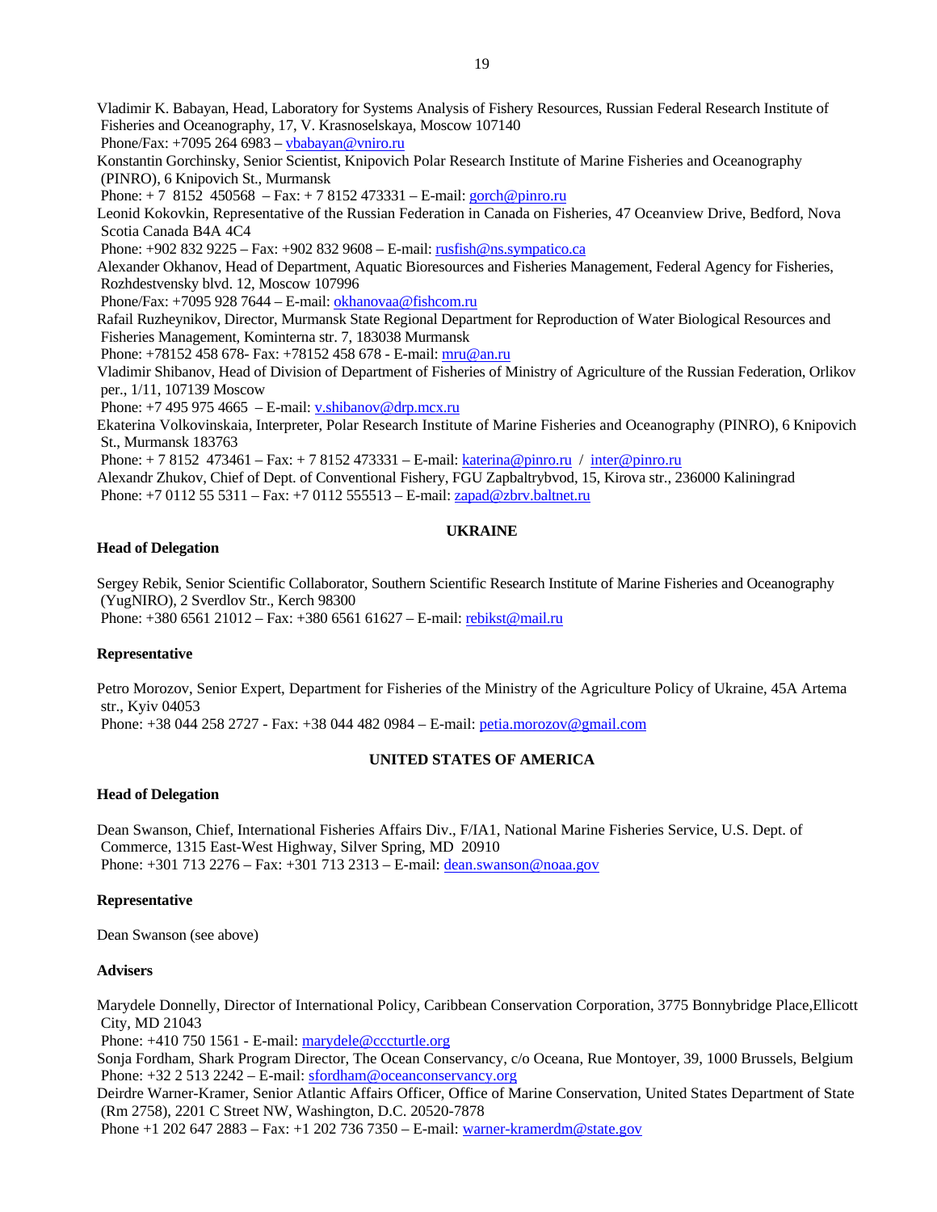Vladimir K. Babayan, Head, Laboratory for Systems Analysis of Fishery Resources, Russian Federal Research Institute of Fisheries and Oceanography, 17, V. Krasnoselskaya, Moscow 107140
Phone/Fax: +7095 264 6983 – vbabayan@vniro.ru

Konstantin Gorchinsky, Senior Scientist, Knipovich Polar Research Institute of Marine Fisheries and Oceanography (PINRO), 6 Knipovich St., Murmansk
Phone: + 7 8152 450568 – Fax: + 7 8152 473331 – E-mail: gorch@pinro.ru

Leonid Kokovkin, Representative of the Russian Federation in Canada on Fisheries, 47 Oceanview Drive, Bedford, Nova Scotia Canada B4A 4C4
Phone: +902 832 9225 – Fax: +902 832 9608 – E-mail: rusfish@ns.sympatico.ca

Alexander Okhanov, Head of Department, Aquatic Bioresources and Fisheries Management, Federal Agency for Fisheries, Rozhdestvensky blvd. 12, Moscow 107996
Phone/Fax: +7095 928 7644 – E-mail: okhanovaa@fishcom.ru

Rafail Ruzheynikov, Director, Murmansk State Regional Department for Reproduction of Water Biological Resources and Fisheries Management, Kominterna str. 7, 183038 Murmansk
Phone: +78152 458 678- Fax: +78152 458 678 - E-mail: mru@an.ru

Vladimir Shibanov, Head of Division of Department of Fisheries of Ministry of Agriculture of the Russian Federation, Orlikov per., 1/11, 107139 Moscow
Phone: +7 495 975 4665 – E-mail: v.shibanov@drp.mcx.ru

Ekaterina Volkovinskaia, Interpreter, Polar Research Institute of Marine Fisheries and Oceanography (PINRO), 6 Knipovich St., Murmansk 183763
Phone: + 7 8152 473461 – Fax: + 7 8152 473331 – E-mail: katerina@pinro.ru / inter@pinro.ru

Alexandr Zhukov, Chief of Dept. of Conventional Fishery, FGU Zapbaltrybvod, 15, Kirova str., 236000 Kaliningrad
Phone: +7 0112 55 5311 – Fax: +7 0112 555513 – E-mail: zapad@zbrv.baltnet.ru

## UKRAINE

**Head of Delegation**

Sergey Rebik, Senior Scientific Collaborator, Southern Scientific Research Institute of Marine Fisheries and Oceanography (YugNIRO), 2 Sverdlov Str., Kerch 98300
Phone: +380 6561 21012 – Fax: +380 6561 61627 – E-mail: rebikst@mail.ru

**Representative**

Petro Morozov, Senior Expert, Department for Fisheries of the Ministry of the Agriculture Policy of Ukraine, 45A Artema str., Kyiv 04053
Phone: +38 044 258 2727 - Fax: +38 044 482 0984 – E-mail: petia.morozov@gmail.com

## UNITED STATES OF AMERICA

**Head of Delegation**

Dean Swanson, Chief, International Fisheries Affairs Div., F/IA1, National Marine Fisheries Service, U.S. Dept. of Commerce, 1315 East-West Highway, Silver Spring, MD 20910
Phone: +301 713 2276 – Fax: +301 713 2313 – E-mail: dean.swanson@noaa.gov

**Representative**

Dean Swanson (see above)

**Advisers**

Marydele Donnelly, Director of International Policy, Caribbean Conservation Corporation, 3775 Bonnybridge Place,Ellicott City, MD 21043
Phone: +410 750 1561 - E-mail: marydele@cccturtle.org

Sonja Fordham, Shark Program Director, The Ocean Conservancy, c/o Oceana, Rue Montoyer, 39, 1000 Brussels, Belgium
Phone: +32 2 513 2242 – E-mail: sfordham@oceanconservancy.org

Deirdre Warner-Kramer, Senior Atlantic Affairs Officer, Office of Marine Conservation, United States Department of State (Rm 2758), 2201 C Street NW, Washington, D.C. 20520-7878
Phone +1 202 647 2883 – Fax: +1 202 736 7350 – E-mail: warner-kramerdm@state.gov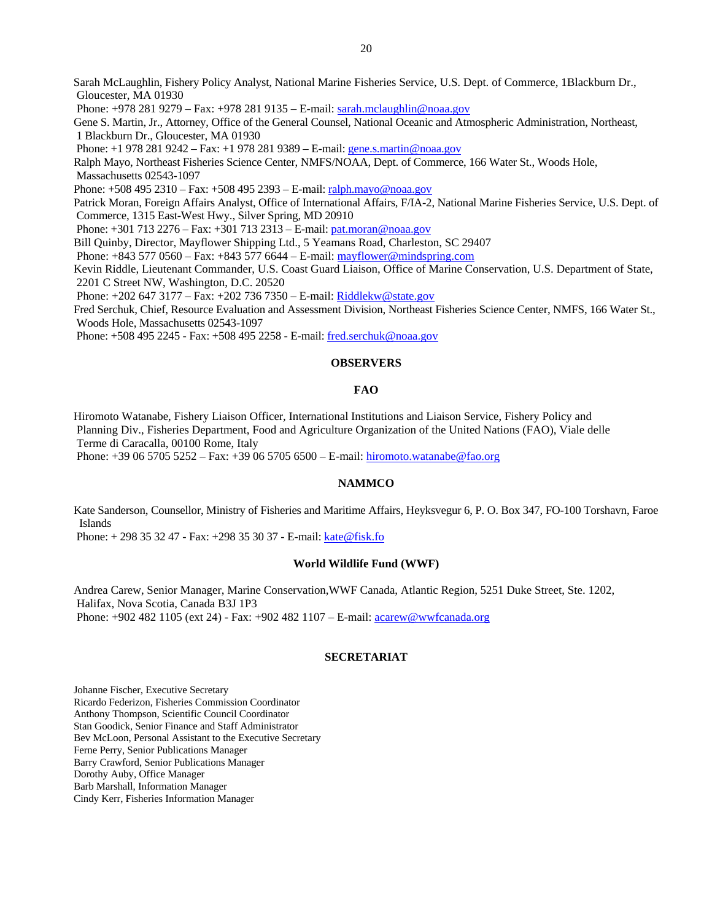Sarah McLaughlin, Fishery Policy Analyst, National Marine Fisheries Service, U.S. Dept. of Commerce, 1Blackburn Dr., Gloucester, MA 01930
Phone: +978 281 9279 – Fax: +978 281 9135 – E-mail: sarah.mclaughlin@noaa.gov

Gene S. Martin, Jr., Attorney, Office of the General Counsel, National Oceanic and Atmospheric Administration, Northeast, 1 Blackburn Dr., Gloucester, MA 01930
Phone: +1 978 281 9242 – Fax: +1 978 281 9389 – E-mail: gene.s.martin@noaa.gov

Ralph Mayo, Northeast Fisheries Science Center, NMFS/NOAA, Dept. of Commerce, 166 Water St., Woods Hole, Massachusetts 02543-1097
Phone: +508 495 2310 – Fax: +508 495 2393 – E-mail: ralph.mayo@noaa.gov

Patrick Moran, Foreign Affairs Analyst, Office of International Affairs, F/IA-2, National Marine Fisheries Service, U.S. Dept. of Commerce, 1315 East-West Hwy., Silver Spring, MD 20910
Phone: +301 713 2276 – Fax: +301 713 2313 – E-mail: pat.moran@noaa.gov

Bill Quinby, Director, Mayflower Shipping Ltd., 5 Yeamans Road, Charleston, SC 29407
Phone: +843 577 0560 – Fax: +843 577 6644 – E-mail: mayflower@mindspring.com

Kevin Riddle, Lieutenant Commander, U.S. Coast Guard Liaison, Office of Marine Conservation, U.S. Department of State, 2201 C Street NW, Washington, D.C. 20520
Phone: +202 647 3177 – Fax: +202 736 7350 – E-mail: Riddlekw@state.gov

Fred Serchuk, Chief, Resource Evaluation and Assessment Division, Northeast Fisheries Science Center, NMFS, 166 Water St., Woods Hole, Massachusetts 02543-1097
Phone: +508 495 2245 - Fax: +508 495 2258 - E-mail: fred.serchuk@noaa.gov

## OBSERVERS

### FAO

Hiromoto Watanabe, Fishery Liaison Officer, International Institutions and Liaison Service, Fishery Policy and Planning Div., Fisheries Department, Food and Agriculture Organization of the United Nations (FAO), Viale delle Terme di Caracalla, 00100 Rome, Italy
Phone: +39 06 5705 5252 – Fax: +39 06 5705 6500 – E-mail: hiromoto.watanabe@fao.org

### NAMMCO

Kate Sanderson, Counsellor, Ministry of Fisheries and Maritime Affairs, Heyksvegur 6, P. O. Box 347, FO-100 Torshavn, Faroe Islands
Phone: + 298 35 32 47 - Fax: +298 35 30 37 - E-mail: kate@fisk.fo

### World Wildlife Fund (WWF)

Andrea Carew, Senior Manager, Marine Conservation,WWF Canada, Atlantic Region, 5251 Duke Street, Ste. 1202, Halifax, Nova Scotia, Canada B3J 1P3
Phone: +902 482 1105 (ext 24) - Fax: +902 482 1107 – E-mail: acarew@wwfcanada.org

## SECRETARIAT

Johanne Fischer, Executive Secretary
Ricardo Federizon, Fisheries Commission Coordinator
Anthony Thompson, Scientific Council Coordinator
Stan Goodick, Senior Finance and Staff Administrator
Bev McLoon, Personal Assistant to the Executive Secretary
Ferne Perry, Senior Publications Manager
Barry Crawford, Senior Publications Manager
Dorothy Auby, Office Manager
Barb Marshall, Information Manager
Cindy Kerr, Fisheries Information Manager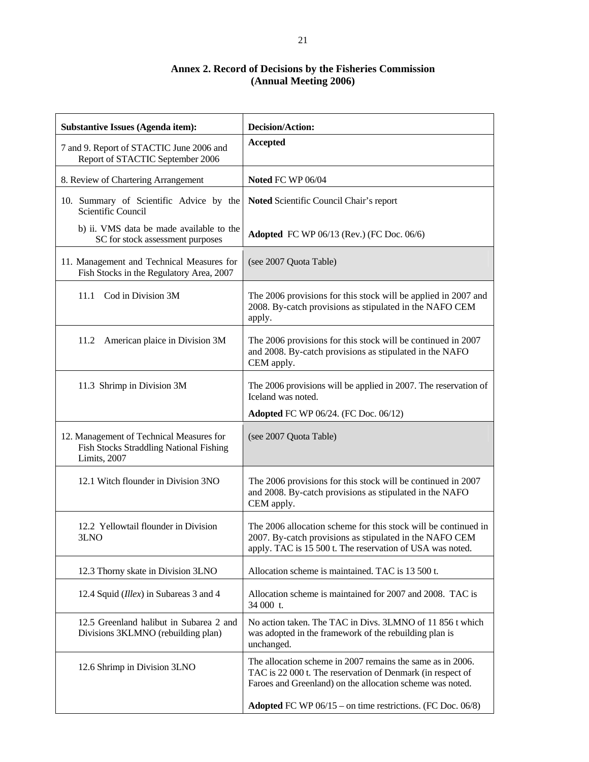## Annex 2. Record of Decisions by the Fisheries Commission (Annual Meeting 2006)

| Substantive Issues (Agenda item): | Decision/Action: |
|---|---|
| 7 and 9. Report of STACTIC June 2006 and Report of STACTIC September 2006 | **Accepted** |
| 8. Review of Chartering Arrangement | **Noted** FC WP 06/04 |
| 10. Summary of Scientific Advice by the Scientific Council | **Noted** Scientific Council Chair's report |
| b) ii. VMS data be made available to the SC for stock assessment purposes | **Adopted** FC WP 06/13 (Rev.) (FC Doc. 06/6) |
| 11. Management and Technical Measures for Fish Stocks in the Regulatory Area, 2007 | (see 2007 Quota Table) |
| 11.1 Cod in Division 3M | The 2006 provisions for this stock will be applied in 2007 and 2008. By-catch provisions as stipulated in the NAFO CEM apply. |
| 11.2 American plaice in Division 3M | The 2006 provisions for this stock will be continued in 2007 and 2008. By-catch provisions as stipulated in the NAFO CEM apply. |
| 11.3 Shrimp in Division 3M | The 2006 provisions will be applied in 2007. The reservation of Iceland was noted. **Adopted** FC WP 06/24. (FC Doc. 06/12) |
| 12. Management of Technical Measures for Fish Stocks Straddling National Fishing Limits, 2007 | (see 2007 Quota Table) |
| 12.1 Witch flounder in Division 3NO | The 2006 provisions for this stock will be continued in 2007 and 2008. By-catch provisions as stipulated in the NAFO CEM apply. |
| 12.2 Yellowtail flounder in Division 3LNO | The 2006 allocation scheme for this stock will be continued in 2007. By-catch provisions as stipulated in the NAFO CEM apply. TAC is 15 500 t. The reservation of USA was noted. |
| 12.3 Thorny skate in Division 3LNO | Allocation scheme is maintained. TAC is 13 500 t. |
| 12.4 Squid (*Illex*) in Subareas 3 and 4 | Allocation scheme is maintained for 2007 and 2008. TAC is 34 000 t. |
| 12.5 Greenland halibut in Subarea 2 and Divisions 3KLMNO (rebuilding plan) | No action taken. The TAC in Divs. 3LMNO of 11 856 t which was adopted in the framework of the rebuilding plan is unchanged. |
| 12.6 Shrimp in Division 3LNO | The allocation scheme in 2007 remains the same as in 2006. TAC is 22 000 t. The reservation of Denmark (in respect of Faroes and Greenland) on the allocation scheme was noted. **Adopted** FC WP 06/15 – on time restrictions. (FC Doc. 06/8) |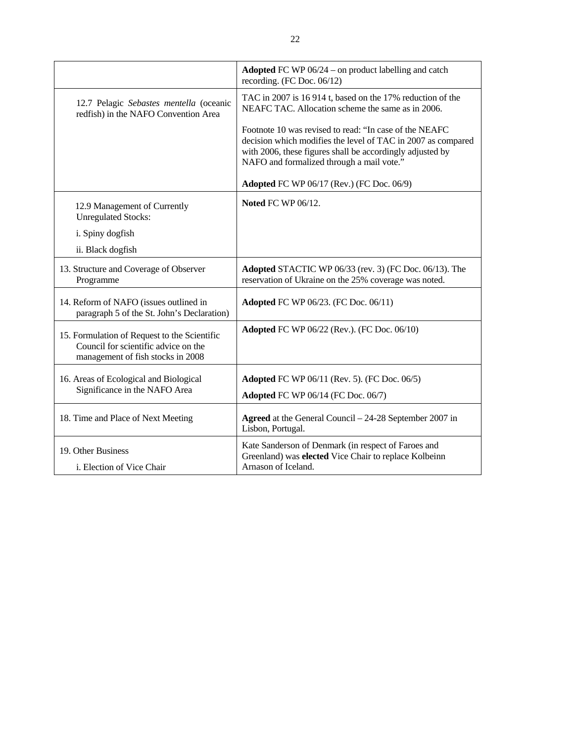| | |
|---|---|
| | **Adopted** FC WP 06/24 – on product labelling and catch recording. (FC Doc. 06/12) |
| 12.7 Pelagic *Sebastes mentella* (oceanic redfish) in the NAFO Convention Area | TAC in 2007 is 16 914 t, based on the 17% reduction of the NEAFC TAC. Allocation scheme the same as in 2006.<br><br>Footnote 10 was revised to read: "In case of the NEAFC decision which modifies the level of TAC in 2007 as compared with 2006, these figures shall be accordingly adjusted by NAFO and formalized through a mail vote."<br><br>**Adopted** FC WP 06/17 (Rev.) (FC Doc. 06/9) |
| 12.9 Management of Currently Unregulated Stocks:<br>i. Spiny dogfish<br>ii. Black dogfish | **Noted** FC WP 06/12. |
| 13. Structure and Coverage of Observer Programme | **Adopted** STACTIC WP 06/33 (rev. 3) (FC Doc. 06/13). The reservation of Ukraine on the 25% coverage was noted. |
| 14. Reform of NAFO (issues outlined in paragraph 5 of the St. John's Declaration) | **Adopted** FC WP 06/23. (FC Doc. 06/11) |
| 15. Formulation of Request to the Scientific Council for scientific advice on the management of fish stocks in 2008 | **Adopted** FC WP 06/22 (Rev.). (FC Doc. 06/10) |
| 16. Areas of Ecological and Biological Significance in the NAFO Area | **Adopted** FC WP 06/11 (Rev. 5). (FC Doc. 06/5)<br>**Adopted** FC WP 06/14 (FC Doc. 06/7) |
| 18. Time and Place of Next Meeting | **Agreed** at the General Council – 24-28 September 2007 in Lisbon, Portugal. |
| 19. Other Business<br>i. Election of Vice Chair | Kate Sanderson of Denmark (in respect of Faroes and Greenland) was **elected** Vice Chair to replace Kolbeinn Arnason of Iceland. |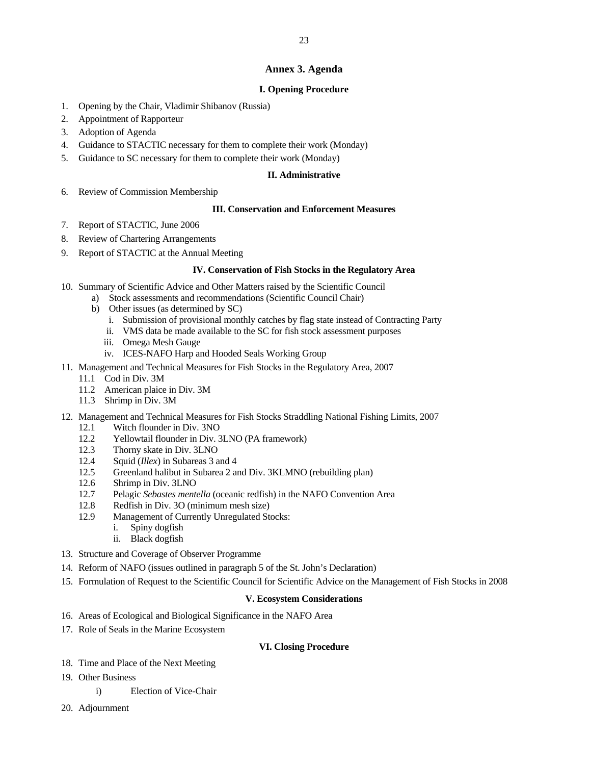## Annex 3. Agenda

### I. Opening Procedure

1. Opening by the Chair, Vladimir Shibanov (Russia)
2. Appointment of Rapporteur
3. Adoption of Agenda
4. Guidance to STACTIC necessary for them to complete their work (Monday)
5. Guidance to SC necessary for them to complete their work (Monday)

### II. Administrative

6. Review of Commission Membership

### III. Conservation and Enforcement Measures

7. Report of STACTIC, June 2006
8. Review of Chartering Arrangements
9. Report of STACTIC at the Annual Meeting

### IV. Conservation of Fish Stocks in the Regulatory Area

10. Summary of Scientific Advice and Other Matters raised by the Scientific Council
    - a) Stock assessments and recommendations (Scientific Council Chair)
    - b) Other issues (as determined by SC)
        - i. Submission of provisional monthly catches by flag state instead of Contracting Party
        - ii. VMS data be made available to the SC for fish stock assessment purposes
        - iii. Omega Mesh Gauge
        - iv. ICES-NAFO Harp and Hooded Seals Working Group
11. Management and Technical Measures for Fish Stocks in the Regulatory Area, 2007
    - 11.1 Cod in Div. 3M
    - 11.2 American plaice in Div. 3M
    - 11.3 Shrimp in Div. 3M
12. Management and Technical Measures for Fish Stocks Straddling National Fishing Limits, 2007
    - 12.1 Witch flounder in Div. 3NO
    - 12.2 Yellowtail flounder in Div. 3LNO (PA framework)
    - 12.3 Thorny skate in Div. 3LNO
    - 12.4 Squid (*Illex*) in Subareas 3 and 4
    - 12.5 Greenland halibut in Subarea 2 and Div. 3KLMNO (rebuilding plan)
    - 12.6 Shrimp in Div. 3LNO
    - 12.7 Pelagic *Sebastes mentella* (oceanic redfish) in the NAFO Convention Area
    - 12.8 Redfish in Div. 3O (minimum mesh size)
    - 12.9 Management of Currently Unregulated Stocks:
        - i. Spiny dogfish
        - ii. Black dogfish
13. Structure and Coverage of Observer Programme
14. Reform of NAFO (issues outlined in paragraph 5 of the St. John's Declaration)
15. Formulation of Request to the Scientific Council for Scientific Advice on the Management of Fish Stocks in 2008

### V. Ecosystem Considerations

16. Areas of Ecological and Biological Significance in the NAFO Area
17. Role of Seals in the Marine Ecosystem

### VI. Closing Procedure

18. Time and Place of the Next Meeting
19. Other Business
    - i) Election of Vice-Chair
20. Adjournment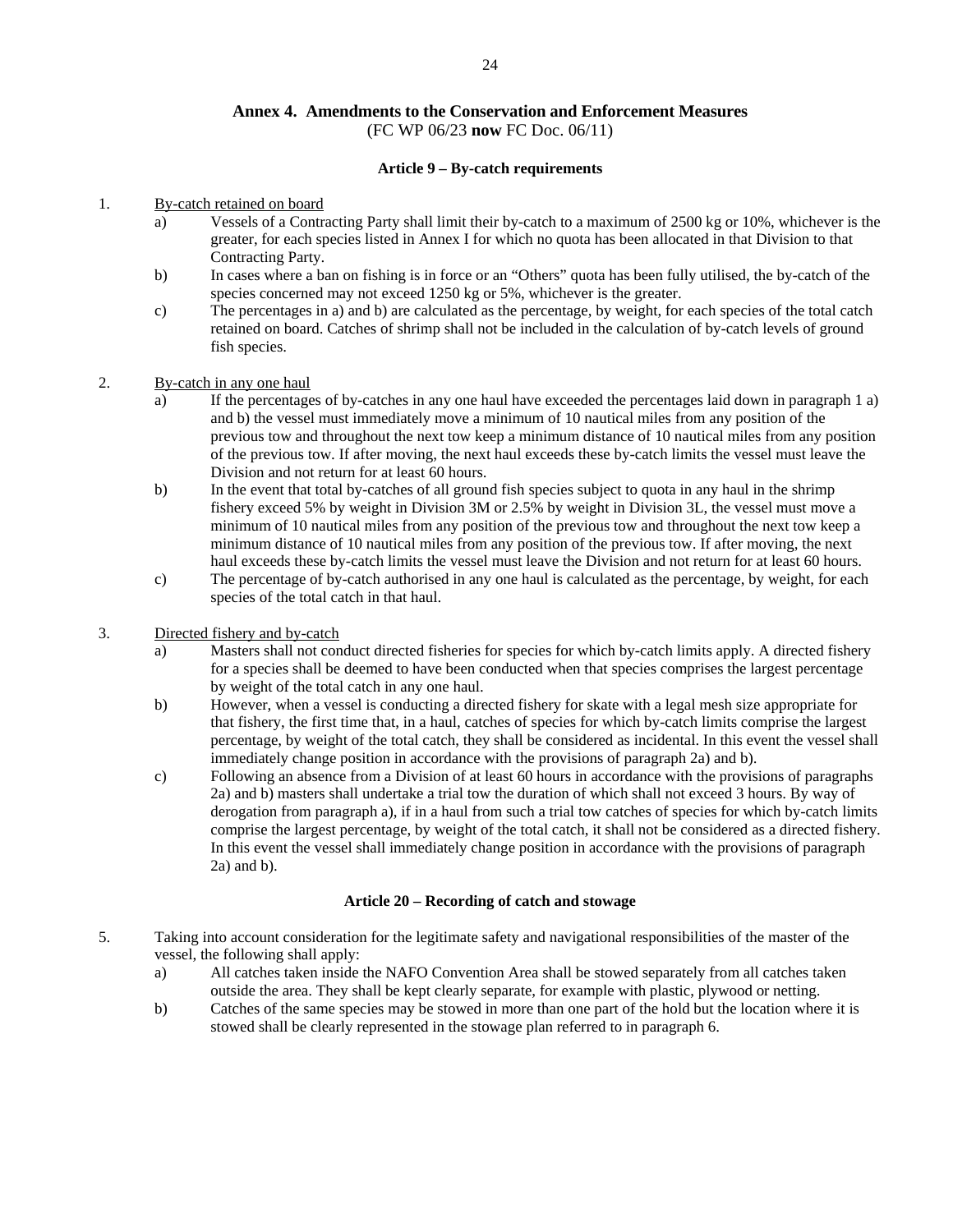## Annex 4. Amendments to the Conservation and Enforcement Measures

(FC WP 06/23 **now** FC Doc. 06/11)

### Article 9 – By-catch requirements

1. By-catch retained on board
   a) Vessels of a Contracting Party shall limit their by-catch to a maximum of 2500 kg or 10%, whichever is the greater, for each species listed in Annex I for which no quota has been allocated in that Division to that Contracting Party.
   b) In cases where a ban on fishing is in force or an "Others" quota has been fully utilised, the by-catch of the species concerned may not exceed 1250 kg or 5%, whichever is the greater.
   c) The percentages in a) and b) are calculated as the percentage, by weight, for each species of the total catch retained on board. Catches of shrimp shall not be included in the calculation of by-catch levels of ground fish species.

2. By-catch in any one haul
   a) If the percentages of by-catches in any one haul have exceeded the percentages laid down in paragraph 1 a) and b) the vessel must immediately move a minimum of 10 nautical miles from any position of the previous tow and throughout the next tow keep a minimum distance of 10 nautical miles from any position of the previous tow. If after moving, the next haul exceeds these by-catch limits the vessel must leave the Division and not return for at least 60 hours.
   b) In the event that total by-catches of all ground fish species subject to quota in any haul in the shrimp fishery exceed 5% by weight in Division 3M or 2.5% by weight in Division 3L, the vessel must move a minimum of 10 nautical miles from any position of the previous tow and throughout the next tow keep a minimum distance of 10 nautical miles from any position of the previous tow. If after moving, the next haul exceeds these by-catch limits the vessel must leave the Division and not return for at least 60 hours.
   c) The percentage of by-catch authorised in any one haul is calculated as the percentage, by weight, for each species of the total catch in that haul.

3. Directed fishery and by-catch
   a) Masters shall not conduct directed fisheries for species for which by-catch limits apply. A directed fishery for a species shall be deemed to have been conducted when that species comprises the largest percentage by weight of the total catch in any one haul.
   b) However, when a vessel is conducting a directed fishery for skate with a legal mesh size appropriate for that fishery, the first time that, in a haul, catches of species for which by-catch limits comprise the largest percentage, by weight of the total catch, they shall be considered as incidental. In this event the vessel shall immediately change position in accordance with the provisions of paragraph 2a) and b).
   c) Following an absence from a Division of at least 60 hours in accordance with the provisions of paragraphs 2a) and b) masters shall undertake a trial tow the duration of which shall not exceed 3 hours. By way of derogation from paragraph a), if in a haul from such a trial tow catches of species for which by-catch limits comprise the largest percentage, by weight of the total catch, it shall not be considered as a directed fishery. In this event the vessel shall immediately change position in accordance with the provisions of paragraph 2a) and b).

### Article 20 – Recording of catch and stowage

5. Taking into account consideration for the legitimate safety and navigational responsibilities of the master of the vessel, the following shall apply:
   a) All catches taken inside the NAFO Convention Area shall be stowed separately from all catches taken outside the area. They shall be kept clearly separate, for example with plastic, plywood or netting.
   b) Catches of the same species may be stowed in more than one part of the hold but the location where it is stowed shall be clearly represented in the stowage plan referred to in paragraph 6.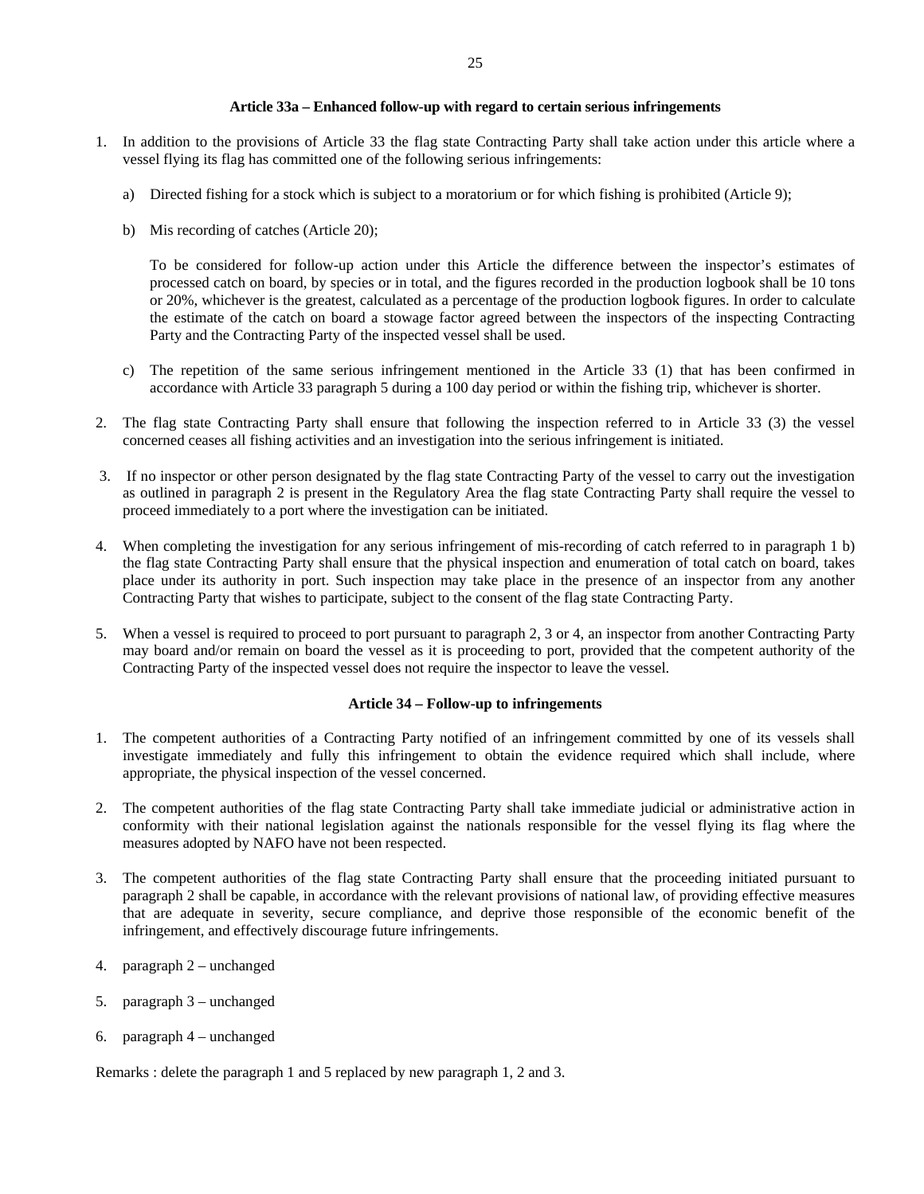### Article 33a – Enhanced follow-up with regard to certain serious infringements

1. In addition to the provisions of Article 33 the flag state Contracting Party shall take action under this article where a vessel flying its flag has committed one of the following serious infringements:

   a) Directed fishing for a stock which is subject to a moratorium or for which fishing is prohibited (Article 9);

   b) Mis recording of catches (Article 20);

   To be considered for follow-up action under this Article the difference between the inspector's estimates of processed catch on board, by species or in total, and the figures recorded in the production logbook shall be 10 tons or 20%, whichever is the greatest, calculated as a percentage of the production logbook figures. In order to calculate the estimate of the catch on board a stowage factor agreed between the inspectors of the inspecting Contracting Party and the Contracting Party of the inspected vessel shall be used.

   c) The repetition of the same serious infringement mentioned in the Article 33 (1) that has been confirmed in accordance with Article 33 paragraph 5 during a 100 day period or within the fishing trip, whichever is shorter.

2. The flag state Contracting Party shall ensure that following the inspection referred to in Article 33 (3) the vessel concerned ceases all fishing activities and an investigation into the serious infringement is initiated.

3. If no inspector or other person designated by the flag state Contracting Party of the vessel to carry out the investigation as outlined in paragraph 2 is present in the Regulatory Area the flag state Contracting Party shall require the vessel to proceed immediately to a port where the investigation can be initiated.

4. When completing the investigation for any serious infringement of mis-recording of catch referred to in paragraph 1 b) the flag state Contracting Party shall ensure that the physical inspection and enumeration of total catch on board, takes place under its authority in port. Such inspection may take place in the presence of an inspector from any another Contracting Party that wishes to participate, subject to the consent of the flag state Contracting Party.

5. When a vessel is required to proceed to port pursuant to paragraph 2, 3 or 4, an inspector from another Contracting Party may board and/or remain on board the vessel as it is proceeding to port, provided that the competent authority of the Contracting Party of the inspected vessel does not require the inspector to leave the vessel.

### Article 34 – Follow-up to infringements

1. The competent authorities of a Contracting Party notified of an infringement committed by one of its vessels shall investigate immediately and fully this infringement to obtain the evidence required which shall include, where appropriate, the physical inspection of the vessel concerned.

2. The competent authorities of the flag state Contracting Party shall take immediate judicial or administrative action in conformity with their national legislation against the nationals responsible for the vessel flying its flag where the measures adopted by NAFO have not been respected.

3. The competent authorities of the flag state Contracting Party shall ensure that the proceeding initiated pursuant to paragraph 2 shall be capable, in accordance with the relevant provisions of national law, of providing effective measures that are adequate in severity, secure compliance, and deprive those responsible of the economic benefit of the infringement, and effectively discourage future infringements.

4. paragraph 2 – unchanged

5. paragraph 3 – unchanged

6. paragraph 4 – unchanged

Remarks : delete the paragraph 1 and 5 replaced by new paragraph 1, 2 and 3.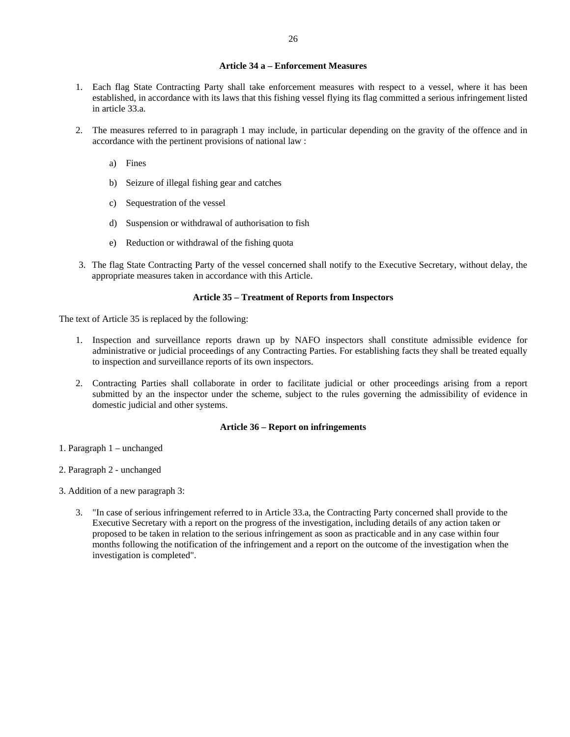### Article 34 a – Enforcement Measures

1. Each flag State Contracting Party shall take enforcement measures with respect to a vessel, where it has been established, in accordance with its laws that this fishing vessel flying its flag committed a serious infringement listed in article 33.a.

2. The measures referred to in paragraph 1 may include, in particular depending on the gravity of the offence and in accordance with the pertinent provisions of national law :

   a) Fines

   b) Seizure of illegal fishing gear and catches

   c) Sequestration of the vessel

   d) Suspension or withdrawal of authorisation to fish

   e) Reduction or withdrawal of the fishing quota

3. The flag State Contracting Party of the vessel concerned shall notify to the Executive Secretary, without delay, the appropriate measures taken in accordance with this Article.

### Article 35 – Treatment of Reports from Inspectors

The text of Article 35 is replaced by the following:

1. Inspection and surveillance reports drawn up by NAFO inspectors shall constitute admissible evidence for administrative or judicial proceedings of any Contracting Parties. For establishing facts they shall be treated equally to inspection and surveillance reports of its own inspectors.

2. Contracting Parties shall collaborate in order to facilitate judicial or other proceedings arising from a report submitted by an the inspector under the scheme, subject to the rules governing the admissibility of evidence in domestic judicial and other systems.

### Article 36 – Report on infringements

1. Paragraph 1 – unchanged

2. Paragraph 2 - unchanged

3. Addition of a new paragraph 3:

   3. "In case of serious infringement referred to in Article 33.a, the Contracting Party concerned shall provide to the Executive Secretary with a report on the progress of the investigation, including details of any action taken or proposed to be taken in relation to the serious infringement as soon as practicable and in any case within four months following the notification of the infringement and a report on the outcome of the investigation when the investigation is completed".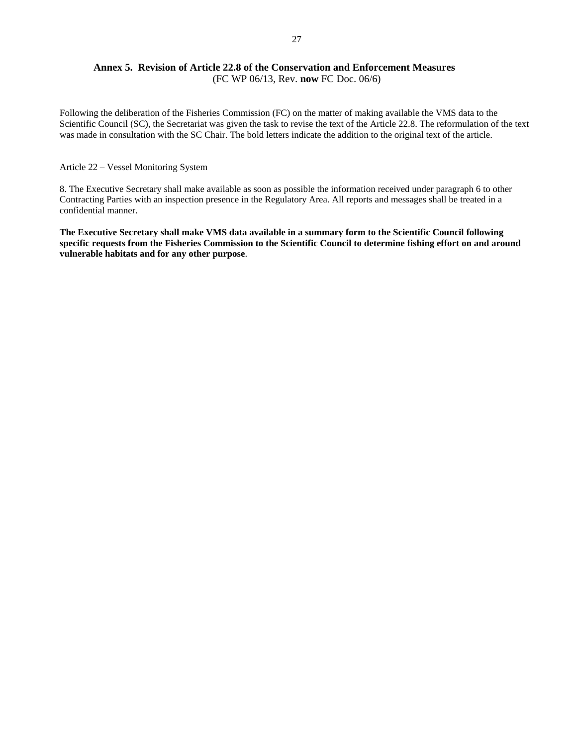## Annex 5. Revision of Article 22.8 of the Conservation and Enforcement Measures

(FC WP 06/13, Rev. **now** FC Doc. 06/6)

Following the deliberation of the Fisheries Commission (FC) on the matter of making available the VMS data to the Scientific Council (SC), the Secretariat was given the task to revise the text of the Article 22.8. The reformulation of the text was made in consultation with the SC Chair. The bold letters indicate the addition to the original text of the article.

Article 22 – Vessel Monitoring System

8. The Executive Secretary shall make available as soon as possible the information received under paragraph 6 to other Contracting Parties with an inspection presence in the Regulatory Area. All reports and messages shall be treated in a confidential manner.

**The Executive Secretary shall make VMS data available in a summary form to the Scientific Council following specific requests from the Fisheries Commission to the Scientific Council to determine fishing effort on and around vulnerable habitats and for any other purpose**.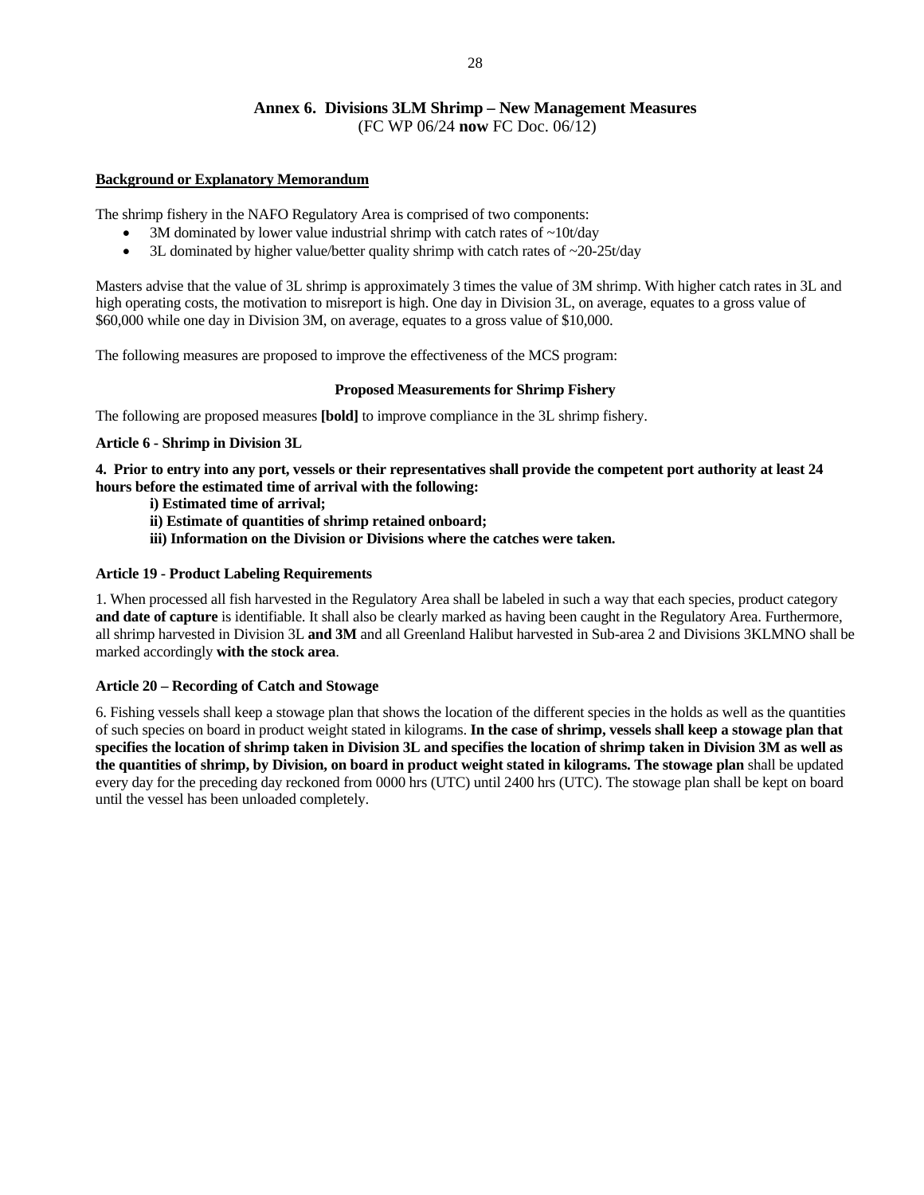## Annex 6. Divisions 3LM Shrimp – New Management Measures

(FC WP 06/24 **now** FC Doc. 06/12)

**Background or Explanatory Memorandum**

The shrimp fishery in the NAFO Regulatory Area is comprised of two components:

- 3M dominated by lower value industrial shrimp with catch rates of ~10t/day
- 3L dominated by higher value/better quality shrimp with catch rates of ~20-25t/day

Masters advise that the value of 3L shrimp is approximately 3 times the value of 3M shrimp. With higher catch rates in 3L and high operating costs, the motivation to misreport is high. One day in Division 3L, on average, equates to a gross value of $60,000 while one day in Division 3M, on average, equates to a gross value of $10,000.

The following measures are proposed to improve the effectiveness of the MCS program:

**Proposed Measurements for Shrimp Fishery**

The following are proposed measures **[bold]** to improve compliance in the 3L shrimp fishery.

**Article 6 - Shrimp in Division 3L**

**4. Prior to entry into any port, vessels or their representatives shall provide the competent port authority at least 24 hours before the estimated time of arrival with the following:**

**i) Estimated time of arrival;**

**ii) Estimate of quantities of shrimp retained onboard;**

**iii) Information on the Division or Divisions where the catches were taken.**

**Article 19 - Product Labeling Requirements**

1. When processed all fish harvested in the Regulatory Area shall be labeled in such a way that each species, product category **and date of capture** is identifiable. It shall also be clearly marked as having been caught in the Regulatory Area. Furthermore, all shrimp harvested in Division 3L **and 3M** and all Greenland Halibut harvested in Sub-area 2 and Divisions 3KLMNO shall be marked accordingly **with the stock area**.

**Article 20 – Recording of Catch and Stowage**

6. Fishing vessels shall keep a stowage plan that shows the location of the different species in the holds as well as the quantities of such species on board in product weight stated in kilograms. **In the case of shrimp, vessels shall keep a stowage plan that specifies the location of shrimp taken in Division 3L and specifies the location of shrimp taken in Division 3M as well as the quantities of shrimp, by Division, on board in product weight stated in kilograms. The stowage plan** shall be updated every day for the preceding day reckoned from 0000 hrs (UTC) until 2400 hrs (UTC). The stowage plan shall be kept on board until the vessel has been unloaded completely.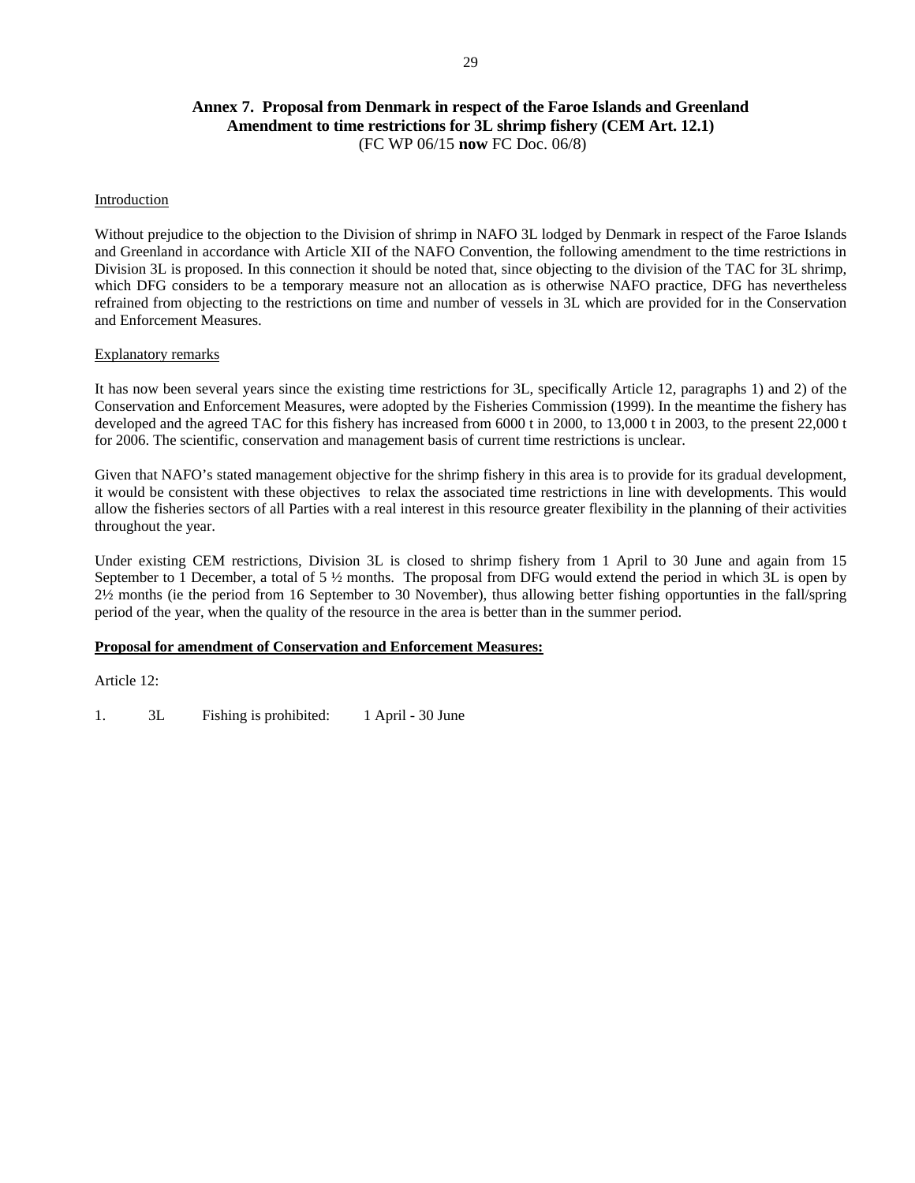## Annex 7. Proposal from Denmark in respect of the Faroe Islands and Greenland Amendment to time restrictions for 3L shrimp fishery (CEM Art. 12.1)

(FC WP 06/15 **now** FC Doc. 06/8)

Introduction

Without prejudice to the objection to the Division of shrimp in NAFO 3L lodged by Denmark in respect of the Faroe Islands and Greenland in accordance with Article XII of the NAFO Convention, the following amendment to the time restrictions in Division 3L is proposed. In this connection it should be noted that, since objecting to the division of the TAC for 3L shrimp, which DFG considers to be a temporary measure not an allocation as is otherwise NAFO practice, DFG has nevertheless refrained from objecting to the restrictions on time and number of vessels in 3L which are provided for in the Conservation and Enforcement Measures.

Explanatory remarks

It has now been several years since the existing time restrictions for 3L, specifically Article 12, paragraphs 1) and 2) of the Conservation and Enforcement Measures, were adopted by the Fisheries Commission (1999). In the meantime the fishery has developed and the agreed TAC for this fishery has increased from 6000 t in 2000, to 13,000 t in 2003, to the present 22,000 t for 2006. The scientific, conservation and management basis of current time restrictions is unclear.

Given that NAFO's stated management objective for the shrimp fishery in this area is to provide for its gradual development, it would be consistent with these objectives to relax the associated time restrictions in line with developments. This would allow the fisheries sectors of all Parties with a real interest in this resource greater flexibility in the planning of their activities throughout the year.

Under existing CEM restrictions, Division 3L is closed to shrimp fishery from 1 April to 30 June and again from 15 September to 1 December, a total of 5 ½ months. The proposal from DFG would extend the period in which 3L is open by 2½ months (ie the period from 16 September to 30 November), thus allowing better fishing opportunties in the fall/spring period of the year, when the quality of the resource in the area is better than in the summer period.

**Proposal for amendment of Conservation and Enforcement Measures:**

Article 12:

1. 3L Fishing is prohibited: 1 April - 30 June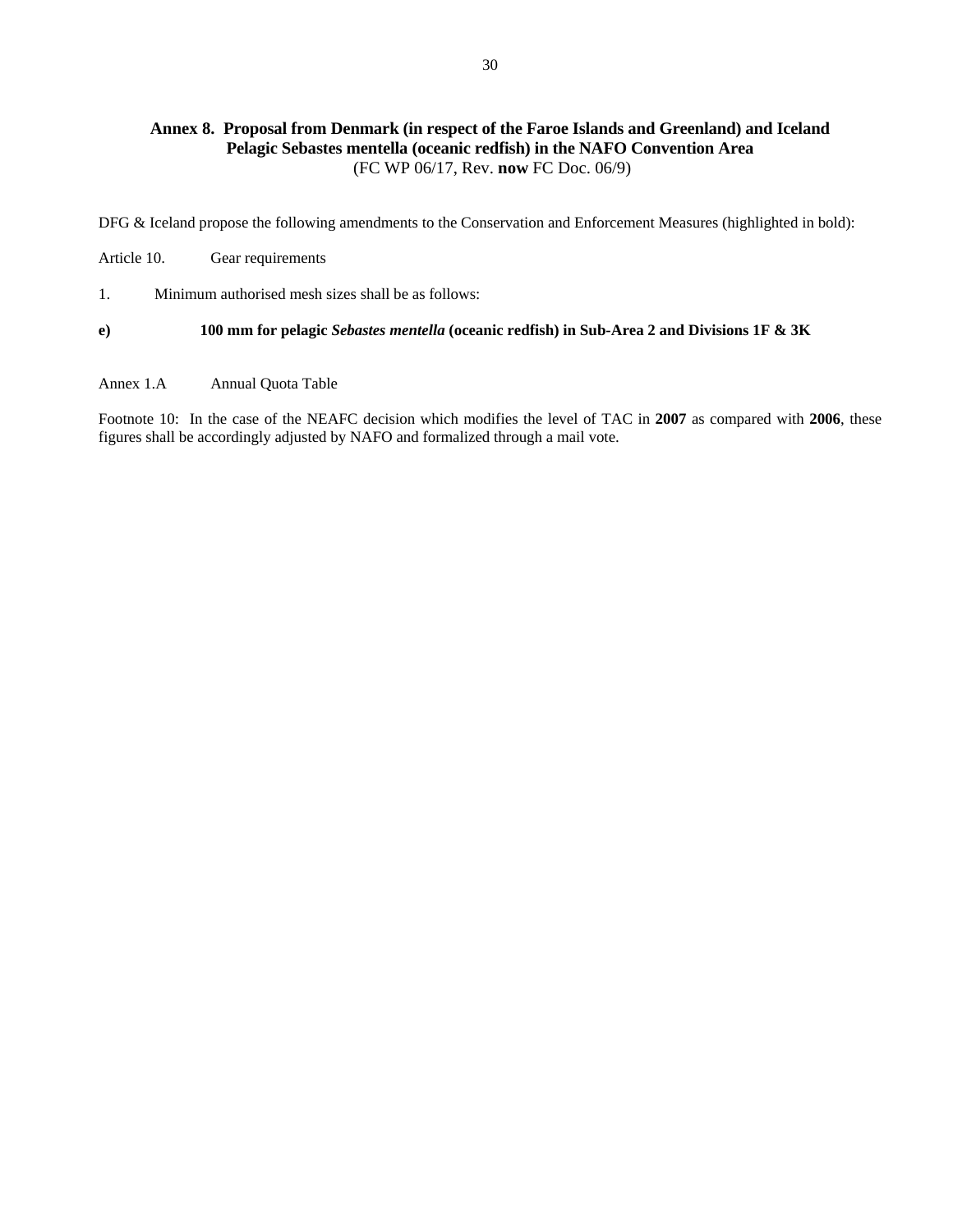## Annex 8. Proposal from Denmark (in respect of the Faroe Islands and Greenland) and Iceland Pelagic Sebastes mentella (oceanic redfish) in the NAFO Convention Area

(FC WP 06/17, Rev. **now** FC Doc. 06/9)

DFG & Iceland propose the following amendments to the Conservation and Enforcement Measures (highlighted in bold):

Article 10. Gear requirements

1. Minimum authorised mesh sizes shall be as follows:

**e) 100 mm for pelagic *Sebastes mentella* (oceanic redfish) in Sub-Area 2 and Divisions 1F & 3K**

Annex 1.A Annual Quota Table

Footnote 10: In the case of the NEAFC decision which modifies the level of TAC in **2007** as compared with **2006**, these figures shall be accordingly adjusted by NAFO and formalized through a mail vote.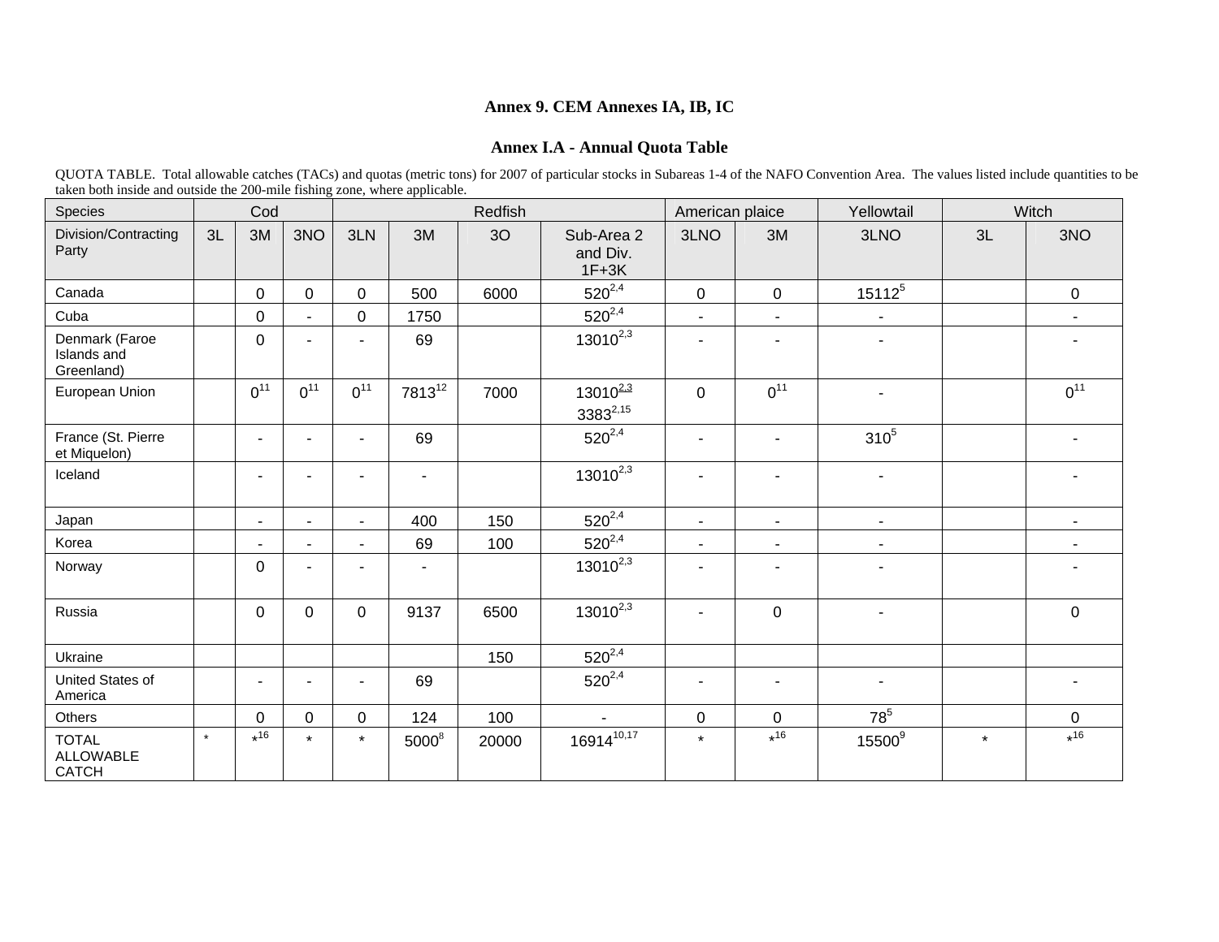**Annex 9. CEM Annexes IA, IB, IC**

**Annex I.A - Annual Quota Table**

QUOTA TABLE. Total allowable catches (TACs) and quotas (metric tons) for 2007 of particular stocks in Subareas 1-4 of the NAFO Convention Area. The values listed include quantities to be taken both inside and outside the 200-mile fishing zone, where applicable.

| Species | Cod | | | Redfish | | | | American plaice | | Yellowtail | Witch | |
|---|---|---|---|---|---|---|---|---|---|---|---|---|
| Division/Contracting Party | 3L | 3M | 3NO | 3LN | 3M | 3O | Sub-Area 2 and Div. 1F+3K | 3LNO | 3M | 3LNO | 3L | 3NO |
| Canada | | 0 | 0 | 0 | 500 | 6000 | 520[2,4] | 0 | 0 | 15112[5] | | 0 |
| Cuba | | 0 | - | 0 | 1750 | | 520[2,4] | - | - | - | | - |
| Denmark (Faroe Islands and Greenland) | | 0 | - | - | 69 | | 13010[2,3] | - | - | - | | - |
| European Union | | 0[11] | 0[11] | 0[11] | 7813[12] | 7000 | 13010[2,3] 3383[2,15] | 0 | 0[11] | - | | 0[11] |
| France (St. Pierre et Miquelon) | | - | - | - | 69 | | 520[2,4] | - | - | 310[5] | | - |
| Iceland | | - | - | - | - | | 13010[2,3] | - | - | - | | - |
| Japan | | - | - | - | 400 | 150 | 520[2,4] | - | - | - | | - |
| Korea | | - | - | - | 69 | 100 | 520[2,4] | - | - | - | | - |
| Norway | | 0 | - | - | - | | 13010[2,3] | - | - | - | | - |
| Russia | | 0 | 0 | 0 | 9137 | 6500 | 13010[2,3] | - | 0 | - | | 0 |
| Ukraine | | | | | | 150 | 520[2,4] | | | | | |
| United States of America | | - | - | - | 69 | | 520[2,4] | - | - | - | | - |
| Others | | 0 | 0 | 0 | 124 | 100 | - | 0 | 0 | 78[5] | | 0 |
| TOTAL ALLOWABLE CATCH | * | *[16] | * | * | 5000[8] | 20000 | 16914[10,17] | * | *[16] | 15500[9] | * | *[16] |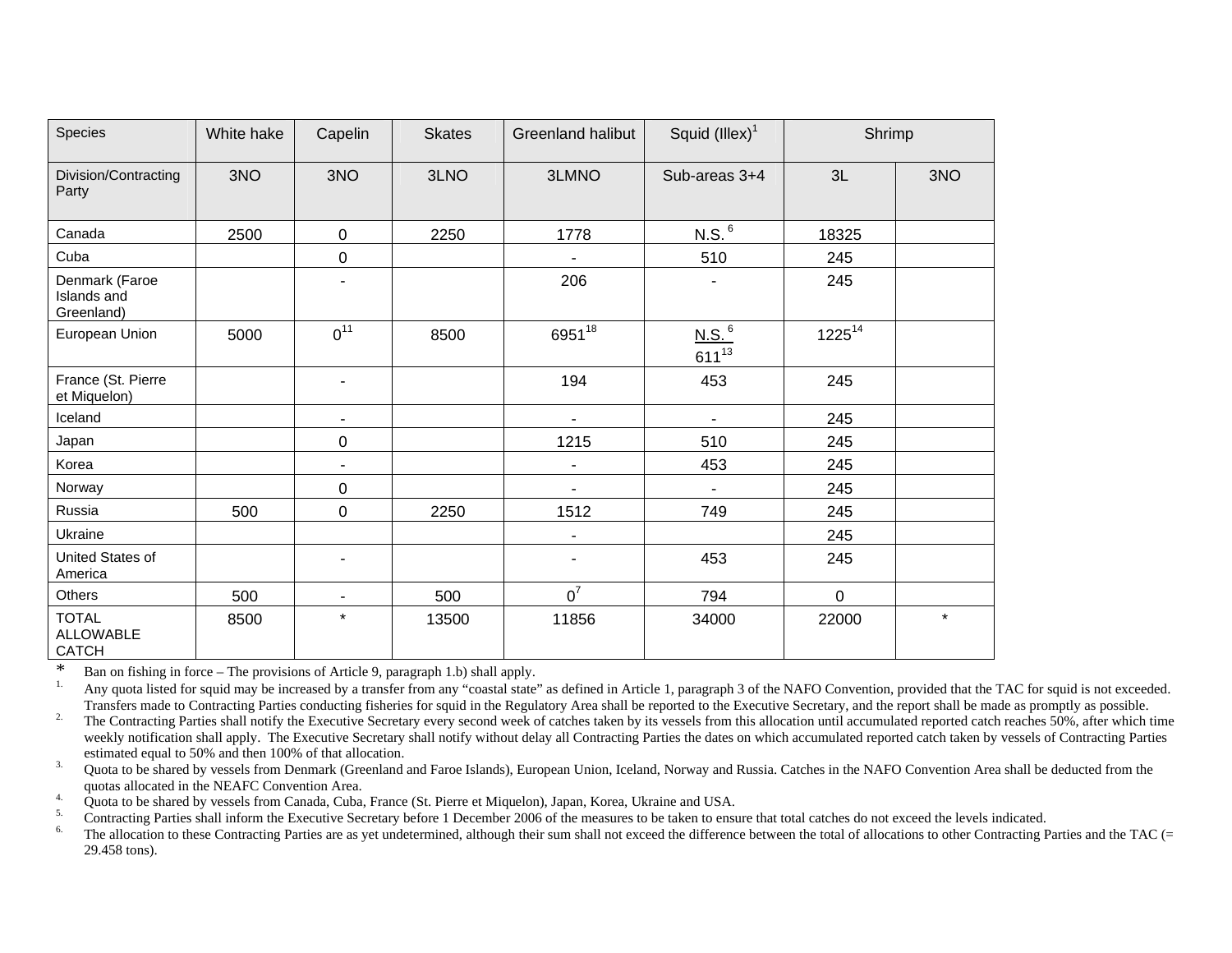| Species | White hake | Capelin | Skates | Greenland halibut | Squid (Illex)[1] | Shrimp | |
|---|---|---|---|---|---|---|---|
| Division/Contracting Party | 3NO | 3NO | 3LNO | 3LMNO | Sub-areas 3+4 | 3L | 3NO |
| Canada | 2500 | 0 | 2250 | 1778 | N.S. [6] | 18325 | |
| Cuba | | 0 | | - | 510 | 245 | |
| Denmark (Faroe Islands and Greenland) | | - | | 206 | - | 245 | |
| European Union | 5000 | 0[11] | 8500 | 6951[18] | N.S. [6] 611[13] | 1225[14] | |
| France (St. Pierre et Miquelon) | | - | | 194 | 453 | 245 | |
| Iceland | | - | | - | - | 245 | |
| Japan | | 0 | | 1215 | 510 | 245 | |
| Korea | | - | | - | 453 | 245 | |
| Norway | | 0 | | - | - | 245 | |
| Russia | 500 | 0 | 2250 | 1512 | 749 | 245 | |
| Ukraine | | | | - | | 245 | |
| United States of America | | - | | - | 453 | 245 | |
| Others | 500 | - | 500 | 0[7] | 794 | 0 | |
| TOTAL ALLOWABLE CATCH | 8500 | * | 13500 | 11856 | 34000 | 22000 | * |

\* Ban on fishing in force – The provisions of Article 9, paragraph 1.b) shall apply.

1. Any quota listed for squid may be increased by a transfer from any "coastal state" as defined in Article 1, paragraph 3 of the NAFO Convention, provided that the TAC for squid is not exceeded. Transfers made to Contracting Parties conducting fisheries for squid in the Regulatory Area shall be reported to the Executive Secretary, and the report shall be made as promptly as possible.
2. The Contracting Parties shall notify the Executive Secretary every second week of catches taken by its vessels from this allocation until accumulated reported catch reaches 50%, after which time weekly notification shall apply. The Executive Secretary shall notify without delay all Contracting Parties the dates on which accumulated reported catch taken by vessels of Contracting Parties estimated equal to 50% and then 100% of that allocation.
3. Quota to be shared by vessels from Denmark (Greenland and Faroe Islands), European Union, Iceland, Norway and Russia. Catches in the NAFO Convention Area shall be deducted from the quotas allocated in the NEAFC Convention Area.
4. Quota to be shared by vessels from Canada, Cuba, France (St. Pierre et Miquelon), Japan, Korea, Ukraine and USA.
5. Contracting Parties shall inform the Executive Secretary before 1 December 2006 of the measures to be taken to ensure that total catches do not exceed the levels indicated.
6. The allocation to these Contracting Parties are as yet undetermined, although their sum shall not exceed the difference between the total of allocations to other Contracting Parties and the TAC (= 29.458 tons).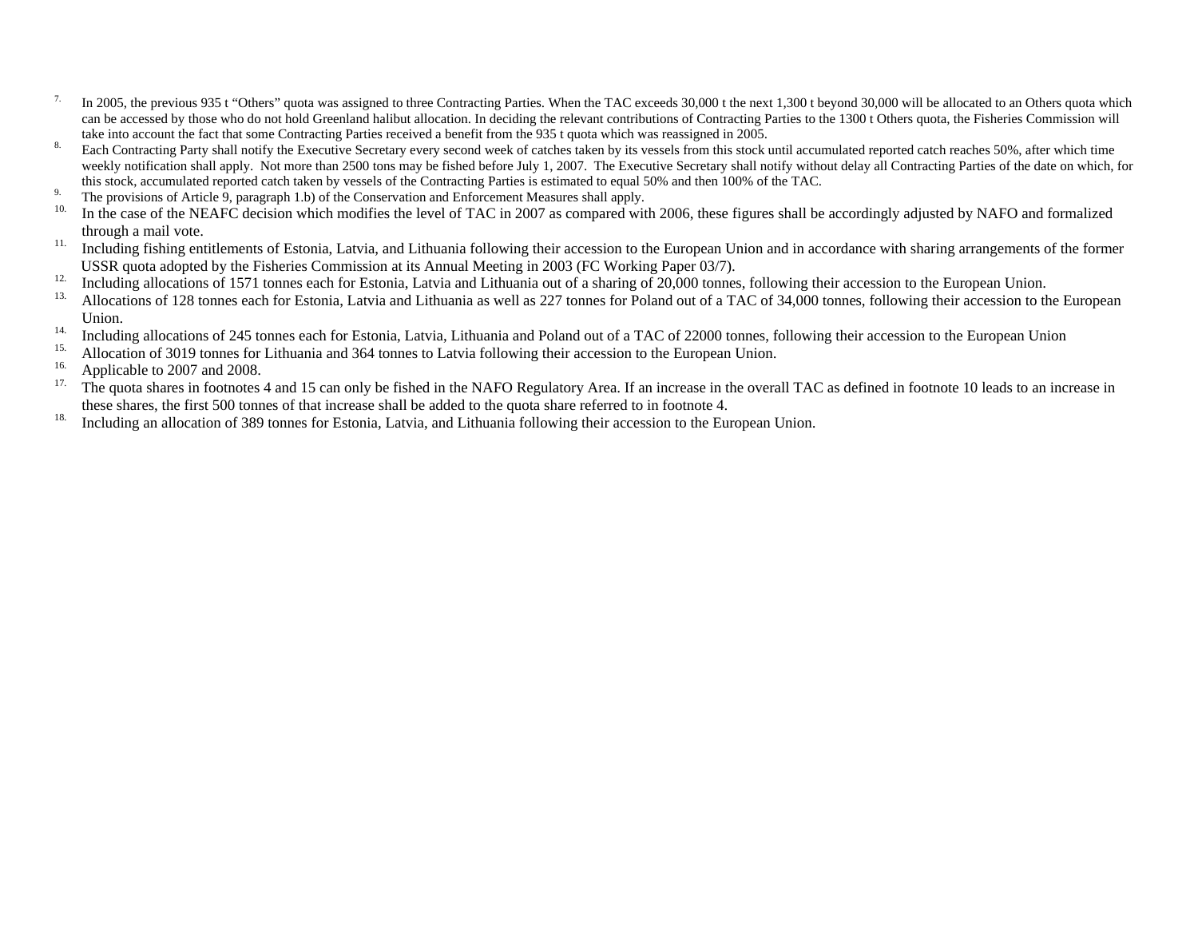[7] In 2005, the previous 935 t "Others" quota was assigned to three Contracting Parties. When the TAC exceeds 30,000 t the next 1,300 t beyond 30,000 will be allocated to an Others quota which can be accessed by those who do not hold Greenland halibut allocation. In deciding the relevant contributions of Contracting Parties to the 1300 t Others quota, the Fisheries Commission will take into account the fact that some Contracting Parties received a benefit from the 935 t quota which was reassigned in 2005.

[8] Each Contracting Party shall notify the Executive Secretary every second week of catches taken by its vessels from this stock until accumulated reported catch reaches 50%, after which time weekly notification shall apply. Not more than 2500 tons may be fished before July 1, 2007. The Executive Secretary shall notify without delay all Contracting Parties of the date on which, for this stock, accumulated reported catch taken by vessels of the Contracting Parties is estimated to equal 50% and then 100% of the TAC.

[9] The provisions of Article 9, paragraph 1.b) of the Conservation and Enforcement Measures shall apply.

[10] In the case of the NEAFC decision which modifies the level of TAC in 2007 as compared with 2006, these figures shall be accordingly adjusted by NAFO and formalized through a mail vote.

[11] Including fishing entitlements of Estonia, Latvia, and Lithuania following their accession to the European Union and in accordance with sharing arrangements of the former USSR quota adopted by the Fisheries Commission at its Annual Meeting in 2003 (FC Working Paper 03/7).

[12] Including allocations of 1571 tonnes each for Estonia, Latvia and Lithuania out of a sharing of 20,000 tonnes, following their accession to the European Union.

[13] Allocations of 128 tonnes each for Estonia, Latvia and Lithuania as well as 227 tonnes for Poland out of a TAC of 34,000 tonnes, following their accession to the European Union.

[14] Including allocations of 245 tonnes each for Estonia, Latvia, Lithuania and Poland out of a TAC of 22000 tonnes, following their accession to the European Union

[15] Allocation of 3019 tonnes for Lithuania and 364 tonnes to Latvia following their accession to the European Union.

[16] Applicable to 2007 and 2008.

[17] The quota shares in footnotes 4 and 15 can only be fished in the NAFO Regulatory Area. If an increase in the overall TAC as defined in footnote 10 leads to an increase in these shares, the first 500 tonnes of that increase shall be added to the quota share referred to in footnote 4.

[18] Including an allocation of 389 tonnes for Estonia, Latvia, and Lithuania following their accession to the European Union.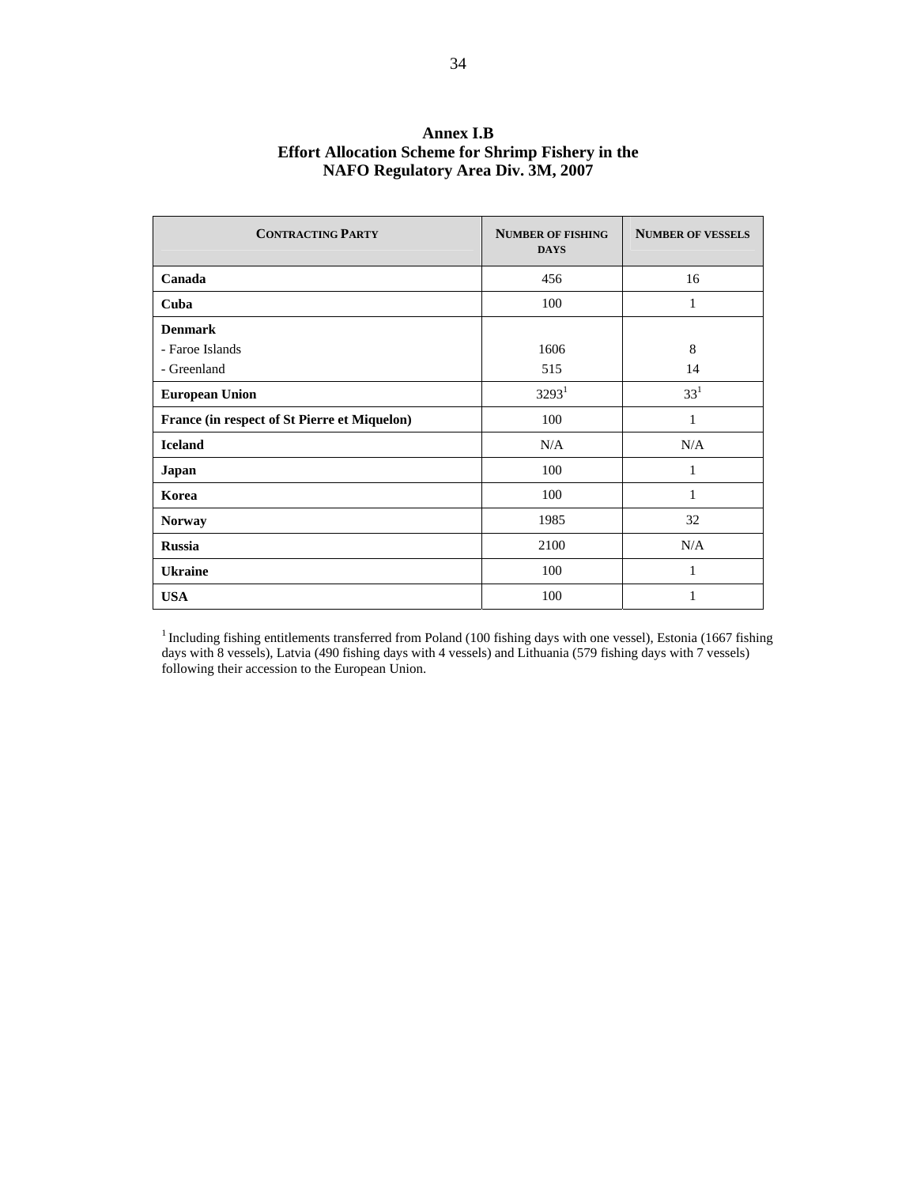# Annex I.B
## Effort Allocation Scheme for Shrimp Fishery in the NAFO Regulatory Area Div. 3M, 2007

| CONTRACTING PARTY | NUMBER OF FISHING DAYS | NUMBER OF VESSELS |
|---|---|---|
| **Canada** | 456 | 16 |
| **Cuba** | 100 | 1 |
| **Denmark** | | |
| - Faroe Islands | 1606 | 8 |
| - Greenland | 515 | 14 |
| **European Union** | 3293[1] | 33[1] |
| **France (in respect of St Pierre et Miquelon)** | 100 | 1 |
| **Iceland** | N/A | N/A |
| **Japan** | 100 | 1 |
| **Korea** | 100 | 1 |
| **Norway** | 1985 | 32 |
| **Russia** | 2100 | N/A |
| **Ukraine** | 100 | 1 |
| **USA** | 100 | 1 |

[1] Including fishing entitlements transferred from Poland (100 fishing days with one vessel), Estonia (1667 fishing days with 8 vessels), Latvia (490 fishing days with 4 vessels) and Lithuania (579 fishing days with 7 vessels) following their accession to the European Union.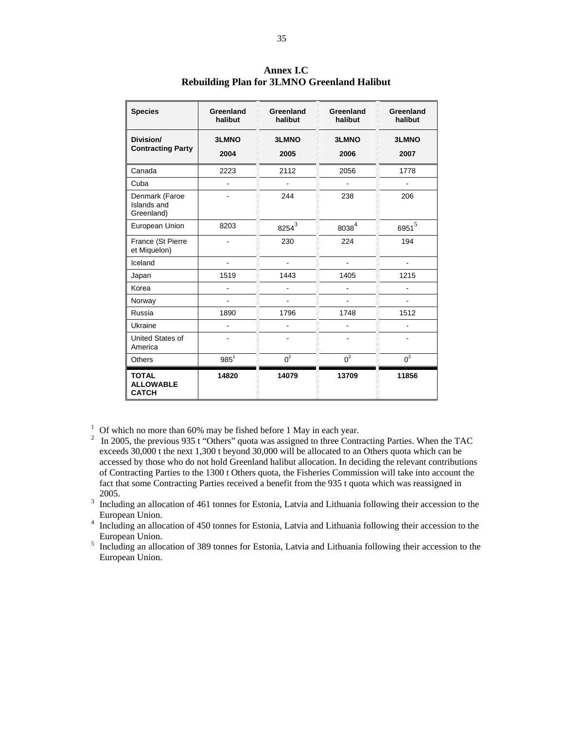## Annex I.C
## Rebuilding Plan for 3LMNO Greenland Halibut

| **Species** | **Greenland halibut** | **Greenland halibut** | **Greenland halibut** | **Greenland halibut** |
|---|---|---|---|---|
| **Division/ Contracting Party** | **3LMNO 2004** | **3LMNO 2005** | **3LMNO 2006** | **3LMNO 2007** |
| Canada | 2223 | 2112 | 2056 | 1778 |
| Cuba | - | - | - | - |
| Denmark (Faroe Islands and Greenland) | - | 244 | 238 | 206 |
| European Union | 8203 | 8254[3] | 8038[4] | 6951[5] |
| France (St Pierre et Miquelon) | - | 230 | 224 | 194 |
| Iceland | - | - | - | - |
| Japan | 1519 | 1443 | 1405 | 1215 |
| Korea | - | - | - | - |
| Norway | - | - | - | - |
| Russia | 1890 | 1796 | 1748 | 1512 |
| Ukraine | - | - | - | - |
| United States of America | - | - | - | - |
| Others | 985[1] | 0[2] | 0[2] | 0[2] |
| **TOTAL ALLOWABLE CATCH** | **14820** | **14079** | **13709** | **11856** |

[1] Of which no more than 60% may be fished before 1 May in each year.

[2] In 2005, the previous 935 t "Others" quota was assigned to three Contracting Parties. When the TAC exceeds 30,000 t the next 1,300 t beyond 30,000 will be allocated to an Others quota which can be accessed by those who do not hold Greenland halibut allocation. In deciding the relevant contributions of Contracting Parties to the 1300 t Others quota, the Fisheries Commission will take into account the fact that some Contracting Parties received a benefit from the 935 t quota which was reassigned in 2005.

[3] Including an allocation of 461 tonnes for Estonia, Latvia and Lithuania following their accession to the European Union.

[4] Including an allocation of 450 tonnes for Estonia, Latvia and Lithuania following their accession to the European Union.

[5] Including an allocation of 389 tonnes for Estonia, Latvia and Lithuania following their accession to the European Union.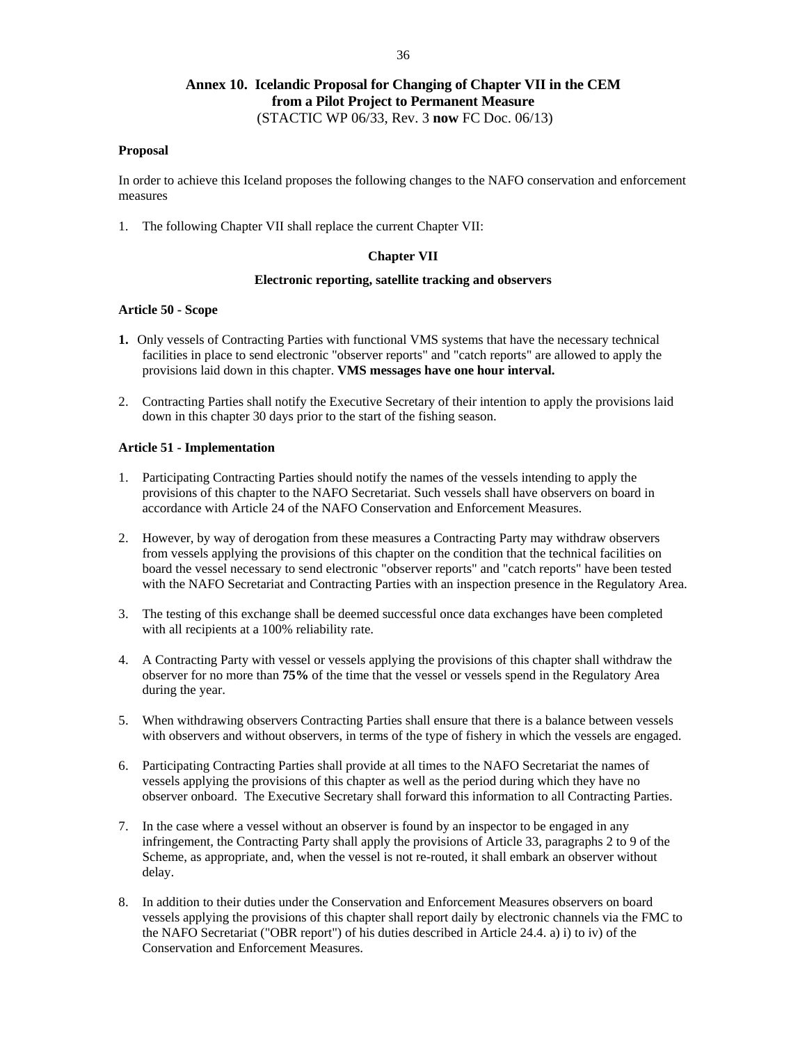## Annex 10. Icelandic Proposal for Changing of Chapter VII in the CEM from a Pilot Project to Permanent Measure

(STACTIC WP 06/33, Rev. 3 **now** FC Doc. 06/13)

**Proposal**

In order to achieve this Iceland proposes the following changes to the NAFO conservation and enforcement measures

1. The following Chapter VII shall replace the current Chapter VII:

**Chapter VII**

**Electronic reporting, satellite tracking and observers**

**Article 50 - Scope**

**1.** Only vessels of Contracting Parties with functional VMS systems that have the necessary technical facilities in place to send electronic "observer reports" and "catch reports" are allowed to apply the provisions laid down in this chapter. **VMS messages have one hour interval.**

2. Contracting Parties shall notify the Executive Secretary of their intention to apply the provisions laid down in this chapter 30 days prior to the start of the fishing season.

**Article 51 - Implementation**

1. Participating Contracting Parties should notify the names of the vessels intending to apply the provisions of this chapter to the NAFO Secretariat. Such vessels shall have observers on board in accordance with Article 24 of the NAFO Conservation and Enforcement Measures.

2. However, by way of derogation from these measures a Contracting Party may withdraw observers from vessels applying the provisions of this chapter on the condition that the technical facilities on board the vessel necessary to send electronic "observer reports" and "catch reports" have been tested with the NAFO Secretariat and Contracting Parties with an inspection presence in the Regulatory Area.

3. The testing of this exchange shall be deemed successful once data exchanges have been completed with all recipients at a 100% reliability rate.

4. A Contracting Party with vessel or vessels applying the provisions of this chapter shall withdraw the observer for no more than **75%** of the time that the vessel or vessels spend in the Regulatory Area during the year.

5. When withdrawing observers Contracting Parties shall ensure that there is a balance between vessels with observers and without observers, in terms of the type of fishery in which the vessels are engaged.

6. Participating Contracting Parties shall provide at all times to the NAFO Secretariat the names of vessels applying the provisions of this chapter as well as the period during which they have no observer onboard. The Executive Secretary shall forward this information to all Contracting Parties.

7. In the case where a vessel without an observer is found by an inspector to be engaged in any infringement, the Contracting Party shall apply the provisions of Article 33, paragraphs 2 to 9 of the Scheme, as appropriate, and, when the vessel is not re-routed, it shall embark an observer without delay.

8. In addition to their duties under the Conservation and Enforcement Measures observers on board vessels applying the provisions of this chapter shall report daily by electronic channels via the FMC to the NAFO Secretariat ("OBR report") of his duties described in Article 24.4. a) i) to iv) of the Conservation and Enforcement Measures.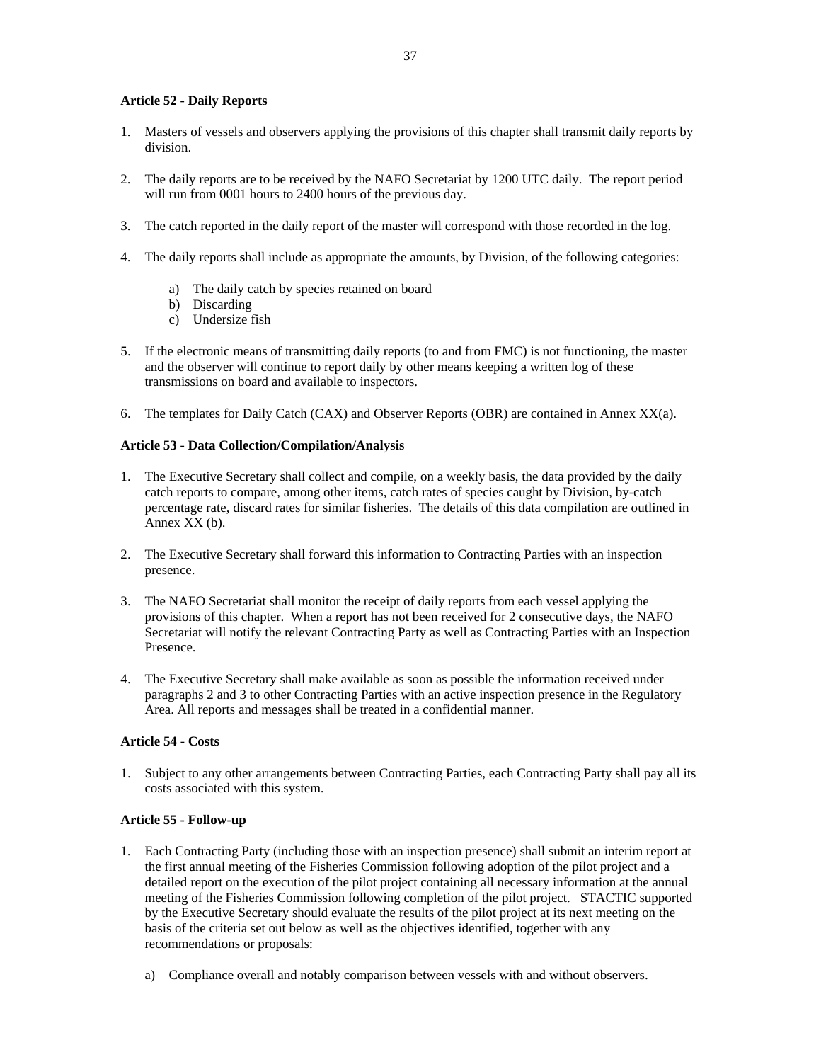**Article 52 - Daily Reports**

1. Masters of vessels and observers applying the provisions of this chapter shall transmit daily reports by division.

2. The daily reports are to be received by the NAFO Secretariat by 1200 UTC daily. The report period will run from 0001 hours to 2400 hours of the previous day.

3. The catch reported in the daily report of the master will correspond with those recorded in the log.

4. The daily reports shall include as appropriate the amounts, by Division, of the following categories:

   a) The daily catch by species retained on board
   b) Discarding
   c) Undersize fish

5. If the electronic means of transmitting daily reports (to and from FMC) is not functioning, the master and the observer will continue to report daily by other means keeping a written log of these transmissions on board and available to inspectors.

6. The templates for Daily Catch (CAX) and Observer Reports (OBR) are contained in Annex XX(a).

**Article 53 - Data Collection/Compilation/Analysis**

1. The Executive Secretary shall collect and compile, on a weekly basis, the data provided by the daily catch reports to compare, among other items, catch rates of species caught by Division, by-catch percentage rate, discard rates for similar fisheries. The details of this data compilation are outlined in Annex XX (b).

2. The Executive Secretary shall forward this information to Contracting Parties with an inspection presence.

3. The NAFO Secretariat shall monitor the receipt of daily reports from each vessel applying the provisions of this chapter. When a report has not been received for 2 consecutive days, the NAFO Secretariat will notify the relevant Contracting Party as well as Contracting Parties with an Inspection Presence.

4. The Executive Secretary shall make available as soon as possible the information received under paragraphs 2 and 3 to other Contracting Parties with an active inspection presence in the Regulatory Area. All reports and messages shall be treated in a confidential manner.

**Article 54 - Costs**

1. Subject to any other arrangements between Contracting Parties, each Contracting Party shall pay all its costs associated with this system.

**Article 55 - Follow-up**

1. Each Contracting Party (including those with an inspection presence) shall submit an interim report at the first annual meeting of the Fisheries Commission following adoption of the pilot project and a detailed report on the execution of the pilot project containing all necessary information at the annual meeting of the Fisheries Commission following completion of the pilot project. STACTIC supported by the Executive Secretary should evaluate the results of the pilot project at its next meeting on the basis of the criteria set out below as well as the objectives identified, together with any recommendations or proposals:

   a) Compliance overall and notably comparison between vessels with and without observers.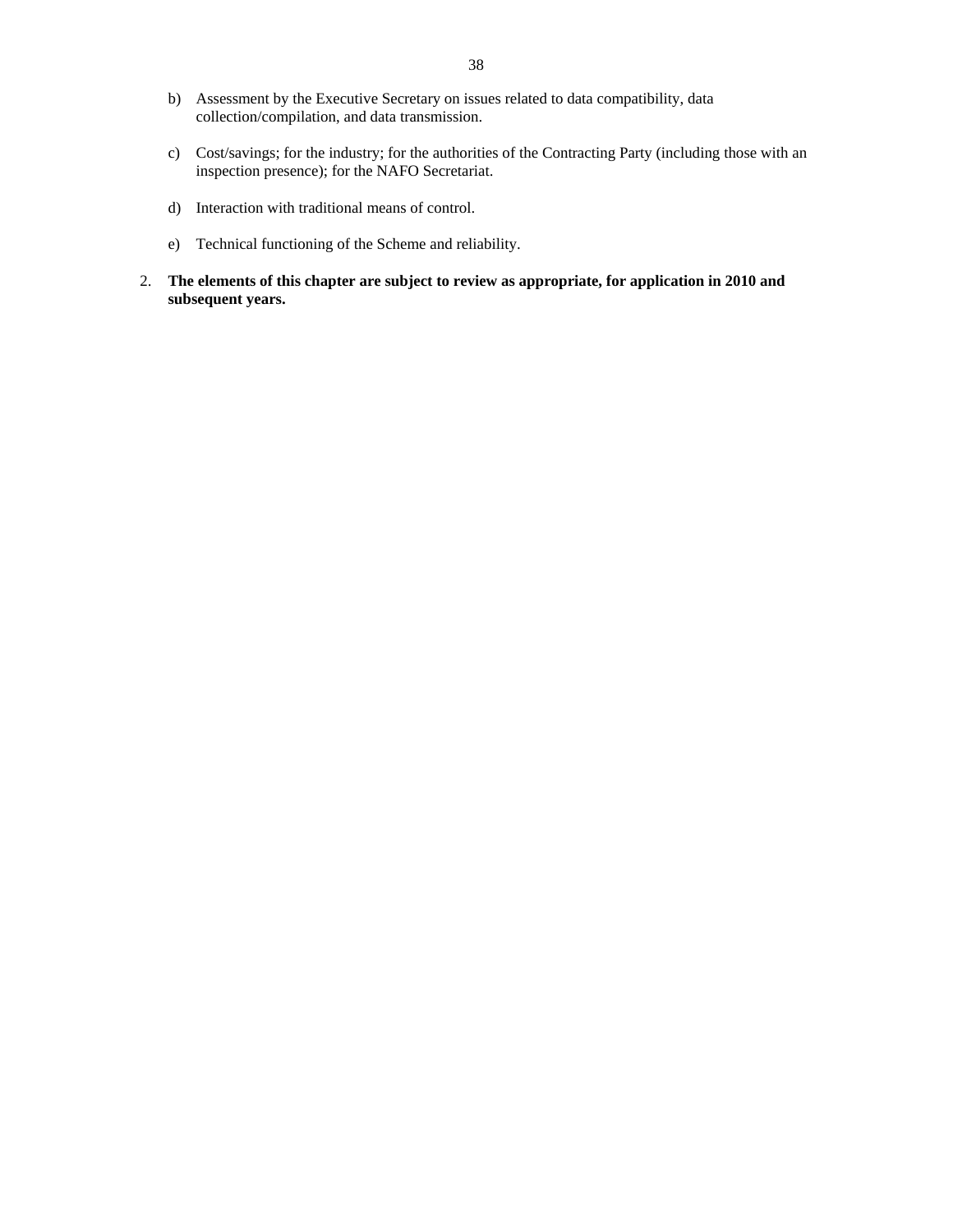b) Assessment by the Executive Secretary on issues related to data compatibility, data collection/compilation, and data transmission.

c) Cost/savings; for the industry; for the authorities of the Contracting Party (including those with an inspection presence); for the NAFO Secretariat.

d) Interaction with traditional means of control.

e) Technical functioning of the Scheme and reliability.

2. **The elements of this chapter are subject to review as appropriate, for application in 2010 and subsequent years.**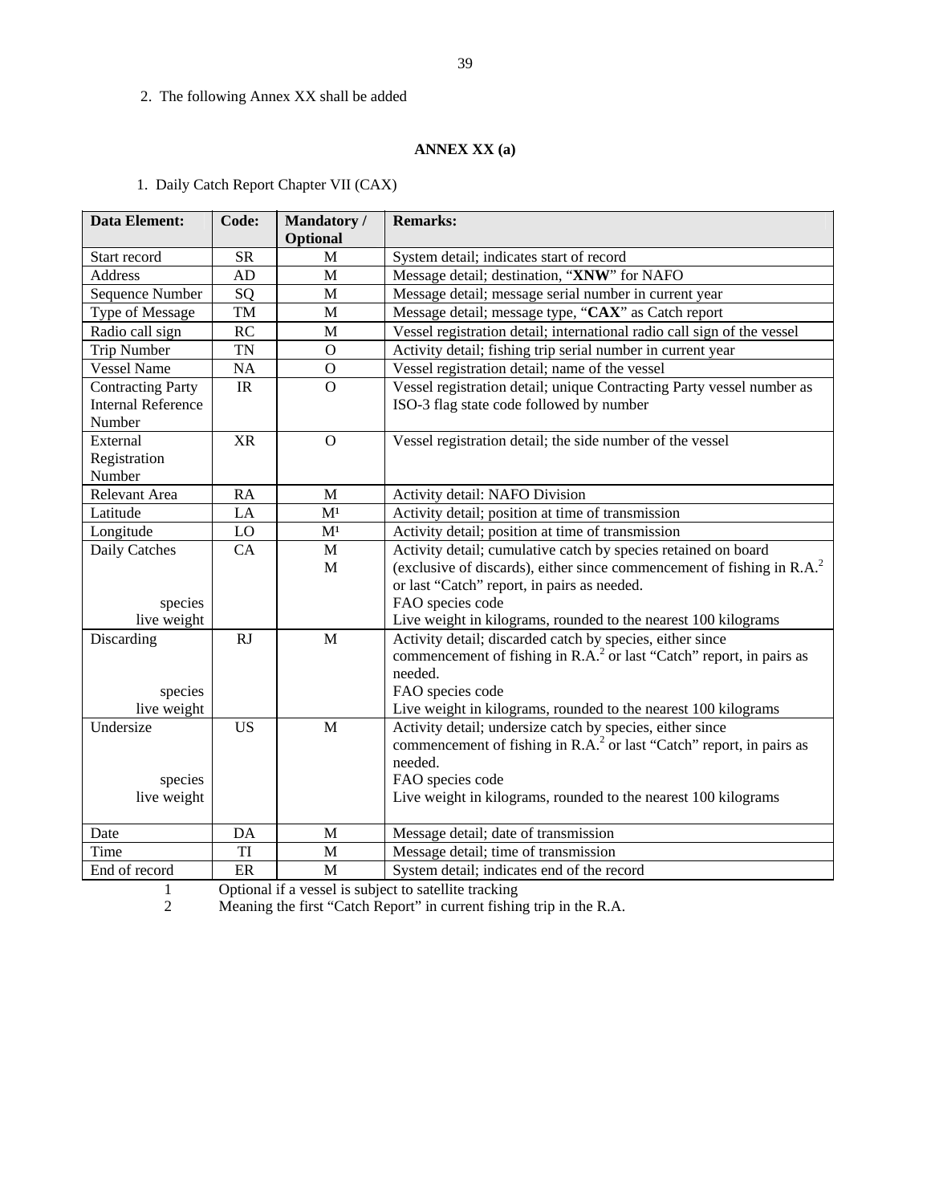2. The following Annex XX shall be added

## ANNEX XX (a)

1. Daily Catch Report Chapter VII (CAX)

| Data Element: | Code: | Mandatory / Optional | Remarks: |
|---|---|---|---|
| Start record | SR | M | System detail; indicates start of record |
| Address | AD | M | Message detail; destination, "**XNW**" for NAFO |
| Sequence Number | SQ | M | Message detail; message serial number in current year |
| Type of Message | TM | M | Message detail; message type, "**CAX**" as Catch report |
| Radio call sign | RC | M | Vessel registration detail; international radio call sign of the vessel |
| Trip Number | TN | O | Activity detail; fishing trip serial number in current year |
| Vessel Name | NA | O | Vessel registration detail; name of the vessel |
| Contracting Party Internal Reference Number | IR | O | Vessel registration detail; unique Contracting Party vessel number as ISO-3 flag state code followed by number |
| External Registration Number | XR | O | Vessel registration detail; the side number of the vessel |
| Relevant Area | RA | M | Activity detail: NAFO Division |
| Latitude | LA | M[1] | Activity detail; position at time of transmission |
| Longitude | LO | M[1] | Activity detail; position at time of transmission |
| Daily Catches<br>species<br>live weight | CA | M<br>M | Activity detail; cumulative catch by species retained on board (exclusive of discards), either since commencement of fishing in R.A.[2] or last "Catch" report, in pairs as needed.<br>FAO species code<br>Live weight in kilograms, rounded to the nearest 100 kilograms |
| Discarding<br>species<br>live weight | RJ | M | Activity detail; discarded catch by species, either since commencement of fishing in R.A.[2] or last "Catch" report, in pairs as needed.<br>FAO species code<br>Live weight in kilograms, rounded to the nearest 100 kilograms |
| Undersize<br>species<br>live weight | US | M | Activity detail; undersize catch by species, either since commencement of fishing in R.A.[2] or last "Catch" report, in pairs as needed.<br>FAO species code<br>Live weight in kilograms, rounded to the nearest 100 kilograms |
| Date | DA | M | Message detail; date of transmission |
| Time | TI | M | Message detail; time of transmission |
| End of record | ER | M | System detail; indicates end of the record |

1 Optional if a vessel is subject to satellite tracking

2 Meaning the first "Catch Report" in current fishing trip in the R.A.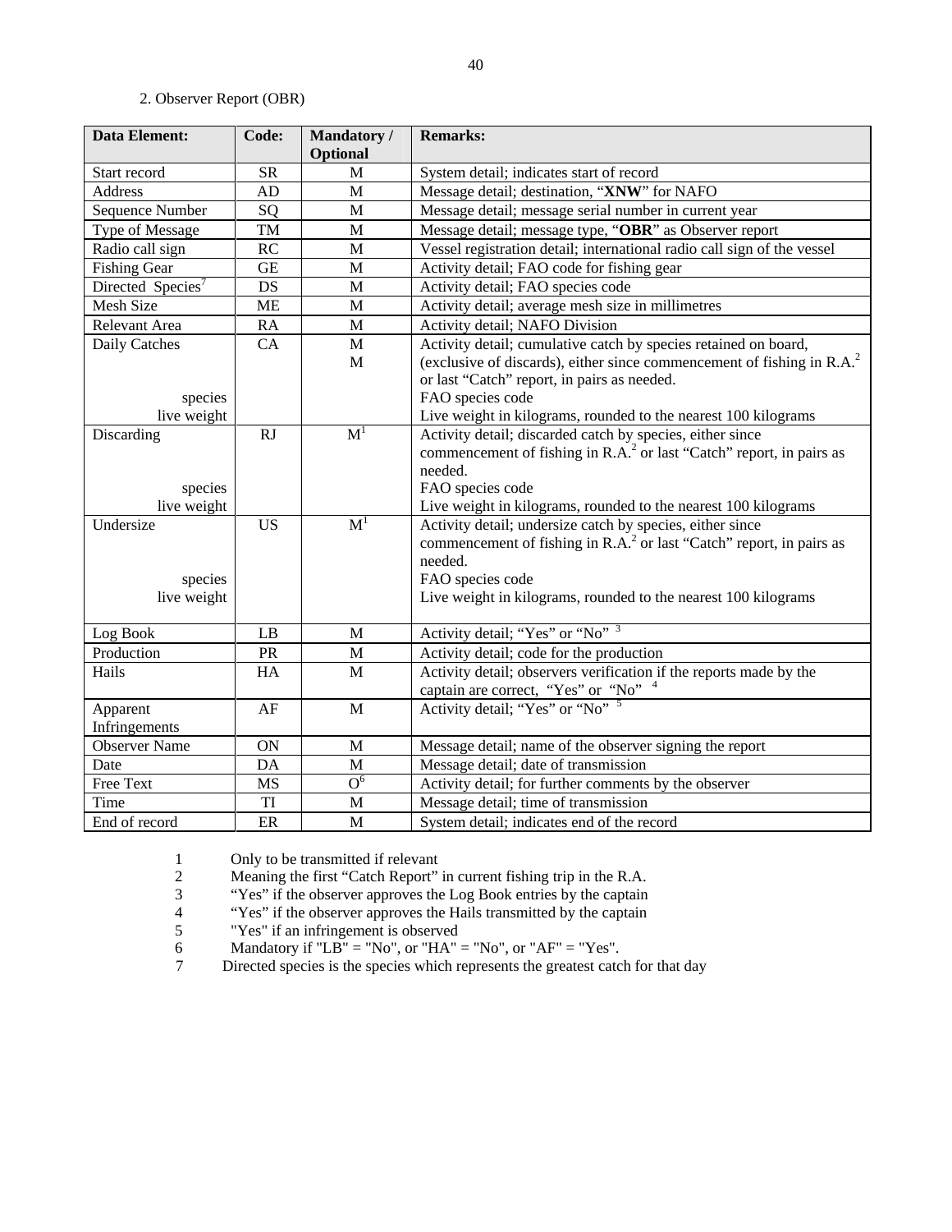2. Observer Report (OBR)

| Data Element: | Code: | Mandatory / Optional | Remarks: |
|---|---|---|---|
| Start record | SR | M | System detail; indicates start of record |
| Address | AD | M | Message detail; destination, "**XNW**" for NAFO |
| Sequence Number | SQ | M | Message detail; message serial number in current year |
| Type of Message | TM | M | Message detail; message type, "**OBR**" as Observer report |
| Radio call sign | RC | M | Vessel registration detail; international radio call sign of the vessel |
| Fishing Gear | GE | M | Activity detail; FAO code for fishing gear |
| Directed Species[7] | DS | M | Activity detail; FAO species code |
| Mesh Size | ME | M | Activity detail; average mesh size in millimetres |
| Relevant Area | RA | M | Activity detail; NAFO Division |
| Daily Catches<br><br><br>species<br>live weight | CA | M<br>M | Activity detail; cumulative catch by species retained on board, (exclusive of discards), either since commencement of fishing in R.A.[2] or last "Catch" report, in pairs as needed.<br>FAO species code<br>Live weight in kilograms, rounded to the nearest 100 kilograms |
| Discarding<br><br><br>species<br>live weight | RJ | M[1] | Activity detail; discarded catch by species, either since commencement of fishing in R.A.[2] or last "Catch" report, in pairs as needed.<br>FAO species code<br>Live weight in kilograms, rounded to the nearest 100 kilograms |
| Undersize<br><br><br>species<br>live weight | US | M[1] | Activity detail; undersize catch by species, either since commencement of fishing in R.A.[2] or last "Catch" report, in pairs as needed.<br>FAO species code<br>Live weight in kilograms, rounded to the nearest 100 kilograms |
| Log Book | LB | M | Activity detail; "Yes" or "No" [3] |
| Production | PR | M | Activity detail; code for the production |
| Hails | HA | M | Activity detail; observers verification if the reports made by the captain are correct, "Yes" or "No" [4] |
| Apparent Infringements | AF | M | Activity detail; "Yes" or "No" [5] |
| Observer Name | ON | M | Message detail; name of the observer signing the report |
| Date | DA | M | Message detail; date of transmission |
| Free Text | MS | O[6] | Activity detail; for further comments by the observer |
| Time | TI | M | Message detail; time of transmission |
| End of record | ER | M | System detail; indicates end of the record |

1 Only to be transmitted if relevant
2 Meaning the first "Catch Report" in current fishing trip in the R.A.
3 "Yes" if the observer approves the Log Book entries by the captain
4 "Yes" if the observer approves the Hails transmitted by the captain
5 "Yes" if an infringement is observed
6 Mandatory if "LB" = "No", or "HA" = "No", or "AF" = "Yes".
7 Directed species is the species which represents the greatest catch for that day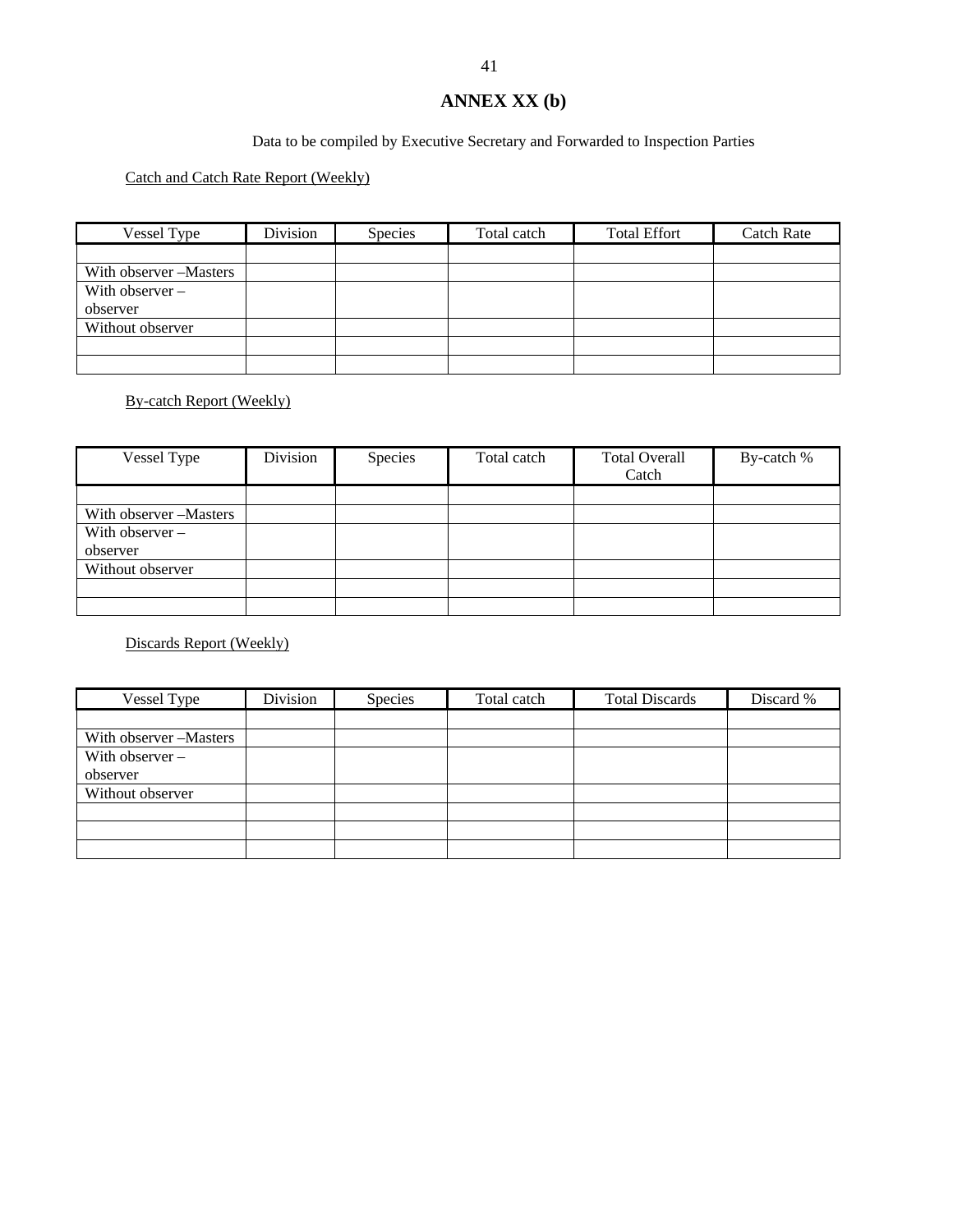# ANNEX XX (b)

Data to be compiled by Executive Secretary and Forwarded to Inspection Parties

Catch and Catch Rate Report (Weekly)

| Vessel Type | Division | Species | Total catch | Total Effort | Catch Rate |
|---|---|---|---|---|---|
| | | | | | |
| With observer –Masters | | | | | |
| With observer – observer | | | | | |
| Without observer | | | | | |
| | | | | | |
| | | | | | |

By-catch Report (Weekly)

| Vessel Type | Division | Species | Total catch | Total Overall Catch | By-catch % |
|---|---|---|---|---|---|
| | | | | | |
| With observer –Masters | | | | | |
| With observer – observer | | | | | |
| Without observer | | | | | |
| | | | | | |
| | | | | | |

Discards Report (Weekly)

| Vessel Type | Division | Species | Total catch | Total Discards | Discard % |
|---|---|---|---|---|---|
| | | | | | |
| With observer –Masters | | | | | |
| With observer – observer | | | | | |
| Without observer | | | | | |
| | | | | | |
| | | | | | |
| | | | | | |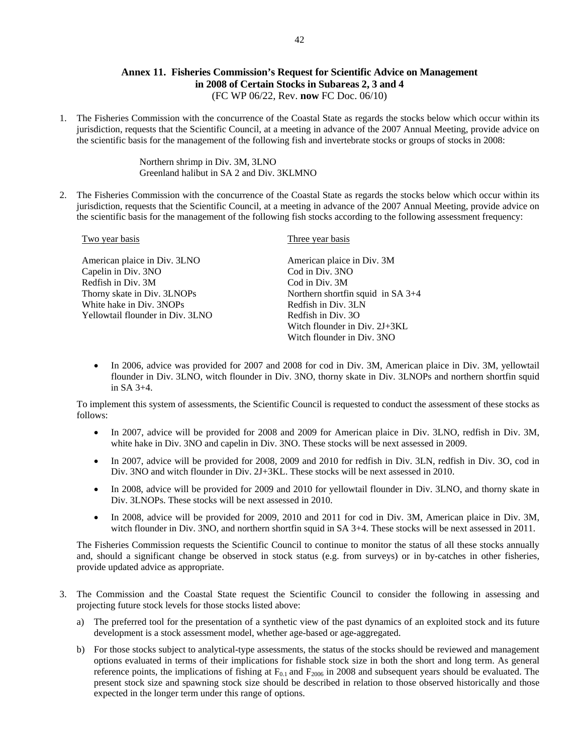## Annex 11. Fisheries Commission's Request for Scientific Advice on Management in 2008 of Certain Stocks in Subareas 2, 3 and 4

(FC WP 06/22, Rev. **now** FC Doc. 06/10)

1. The Fisheries Commission with the concurrence of the Coastal State as regards the stocks below which occur within its jurisdiction, requests that the Scientific Council, at a meeting in advance of the 2007 Annual Meeting, provide advice on the scientific basis for the management of the following fish and invertebrate stocks or groups of stocks in 2008:

   Northern shrimp in Div. 3M, 3LNO
   Greenland halibut in SA 2 and Div. 3KLMNO

2. The Fisheries Commission with the concurrence of the Coastal State as regards the stocks below which occur within its jurisdiction, requests that the Scientific Council, at a meeting in advance of the 2007 Annual Meeting, provide advice on the scientific basis for the management of the following fish stocks according to the following assessment frequency:

| Two year basis | Three year basis |
|---|---|
| American plaice in Div. 3LNO | American plaice in Div. 3M |
| Capelin in Div. 3NO | Cod in Div. 3NO |
| Redfish in Div. 3M | Cod in Div. 3M |
| Thorny skate in Div. 3LNOPs | Northern shortfin squid in SA 3+4 |
| White hake in Div. 3NOPs | Redfish in Div. 3LN |
| Yellowtail flounder in Div. 3LNO | Redfish in Div. 3O |
| | Witch flounder in Div. 2J+3KL |
| | Witch flounder in Div. 3NO |

   - In 2006, advice was provided for 2007 and 2008 for cod in Div. 3M, American plaice in Div. 3M, yellowtail flounder in Div. 3LNO, witch flounder in Div. 3NO, thorny skate in Div. 3LNOPs and northern shortfin squid in SA 3+4.

   To implement this system of assessments, the Scientific Council is requested to conduct the assessment of these stocks as follows:

   - In 2007, advice will be provided for 2008 and 2009 for American plaice in Div. 3LNO, redfish in Div. 3M, white hake in Div. 3NO and capelin in Div. 3NO. These stocks will be next assessed in 2009.
   - In 2007, advice will be provided for 2008, 2009 and 2010 for redfish in Div. 3LN, redfish in Div. 3O, cod in Div. 3NO and witch flounder in Div. 2J+3KL. These stocks will be next assessed in 2010.
   - In 2008, advice will be provided for 2009 and 2010 for yellowtail flounder in Div. 3LNO, and thorny skate in Div. 3LNOPs. These stocks will be next assessed in 2010.
   - In 2008, advice will be provided for 2009, 2010 and 2011 for cod in Div. 3M, American plaice in Div. 3M, witch flounder in Div. 3NO, and northern shortfin squid in SA 3+4. These stocks will be next assessed in 2011.

   The Fisheries Commission requests the Scientific Council to continue to monitor the status of all these stocks annually and, should a significant change be observed in stock status (e.g. from surveys) or in by-catches in other fisheries, provide updated advice as appropriate.

3. The Commission and the Coastal State request the Scientific Council to consider the following in assessing and projecting future stock levels for those stocks listed above:

   a) The preferred tool for the presentation of a synthetic view of the past dynamics of an exploited stock and its future development is a stock assessment model, whether age-based or age-aggregated.

   b) For those stocks subject to analytical-type assessments, the status of the stocks should be reviewed and management options evaluated in terms of their implications for fishable stock size in both the short and long term. As general reference points, the implications of fishing at $F_{0.1}$ and $F_{2006}$ in 2008 and subsequent years should be evaluated. The present stock size and spawning stock size should be described in relation to those observed historically and those expected in the longer term under this range of options.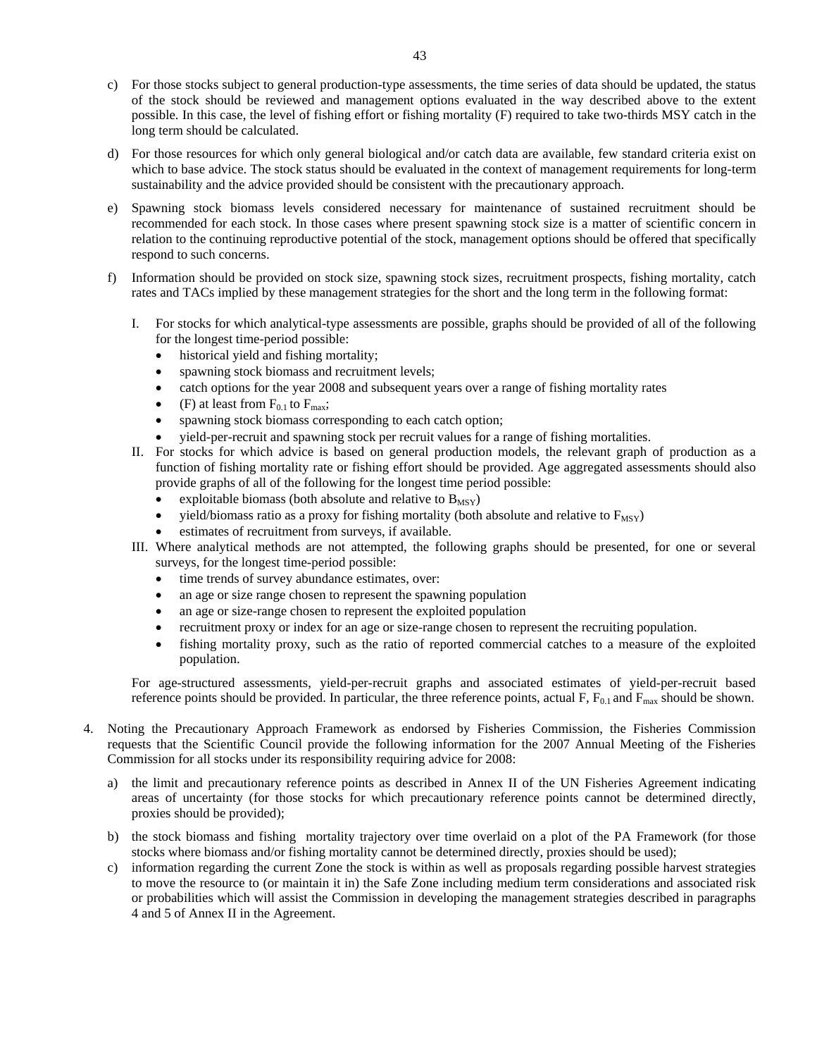c) For those stocks subject to general production-type assessments, the time series of data should be updated, the status of the stock should be reviewed and management options evaluated in the way described above to the extent possible. In this case, the level of fishing effort or fishing mortality (F) required to take two-thirds MSY catch in the long term should be calculated.

d) For those resources for which only general biological and/or catch data are available, few standard criteria exist on which to base advice. The stock status should be evaluated in the context of management requirements for long-term sustainability and the advice provided should be consistent with the precautionary approach.

e) Spawning stock biomass levels considered necessary for maintenance of sustained recruitment should be recommended for each stock. In those cases where present spawning stock size is a matter of scientific concern in relation to the continuing reproductive potential of the stock, management options should be offered that specifically respond to such concerns.

f) Information should be provided on stock size, spawning stock sizes, recruitment prospects, fishing mortality, catch rates and TACs implied by these management strategies for the short and the long term in the following format:

   I. For stocks for which analytical-type assessments are possible, graphs should be provided of all of the following for the longest time-period possible:
      - historical yield and fishing mortality;
      - spawning stock biomass and recruitment levels;
      - catch options for the year 2008 and subsequent years over a range of fishing mortality rates
      - (F) at least from $F_{0.1}$ to $F_{max}$;
      - spawning stock biomass corresponding to each catch option;
      - yield-per-recruit and spawning stock per recruit values for a range of fishing mortalities.

   II. For stocks for which advice is based on general production models, the relevant graph of production as a function of fishing mortality rate or fishing effort should be provided. Age aggregated assessments should also provide graphs of all of the following for the longest time period possible:
      - exploitable biomass (both absolute and relative to $B_{MSY}$)
      - yield/biomass ratio as a proxy for fishing mortality (both absolute and relative to $F_{MSY}$)
      - estimates of recruitment from surveys, if available.

   III. Where analytical methods are not attempted, the following graphs should be presented, for one or several surveys, for the longest time-period possible:
      - time trends of survey abundance estimates, over:
      - an age or size range chosen to represent the spawning population
      - an age or size-range chosen to represent the exploited population
      - recruitment proxy or index for an age or size-range chosen to represent the recruiting population.
      - fishing mortality proxy, such as the ratio of reported commercial catches to a measure of the exploited population.

   For age-structured assessments, yield-per-recruit graphs and associated estimates of yield-per-recruit based reference points should be provided. In particular, the three reference points, actual F, $F_{0.1}$ and $F_{max}$ should be shown.

4. Noting the Precautionary Approach Framework as endorsed by Fisheries Commission, the Fisheries Commission requests that the Scientific Council provide the following information for the 2007 Annual Meeting of the Fisheries Commission for all stocks under its responsibility requiring advice for 2008:

   a) the limit and precautionary reference points as described in Annex II of the UN Fisheries Agreement indicating areas of uncertainty (for those stocks for which precautionary reference points cannot be determined directly, proxies should be provided);

   b) the stock biomass and fishing mortality trajectory over time overlaid on a plot of the PA Framework (for those stocks where biomass and/or fishing mortality cannot be determined directly, proxies should be used);

   c) information regarding the current Zone the stock is within as well as proposals regarding possible harvest strategies to move the resource to (or maintain it in) the Safe Zone including medium term considerations and associated risk or probabilities which will assist the Commission in developing the management strategies described in paragraphs 4 and 5 of Annex II in the Agreement.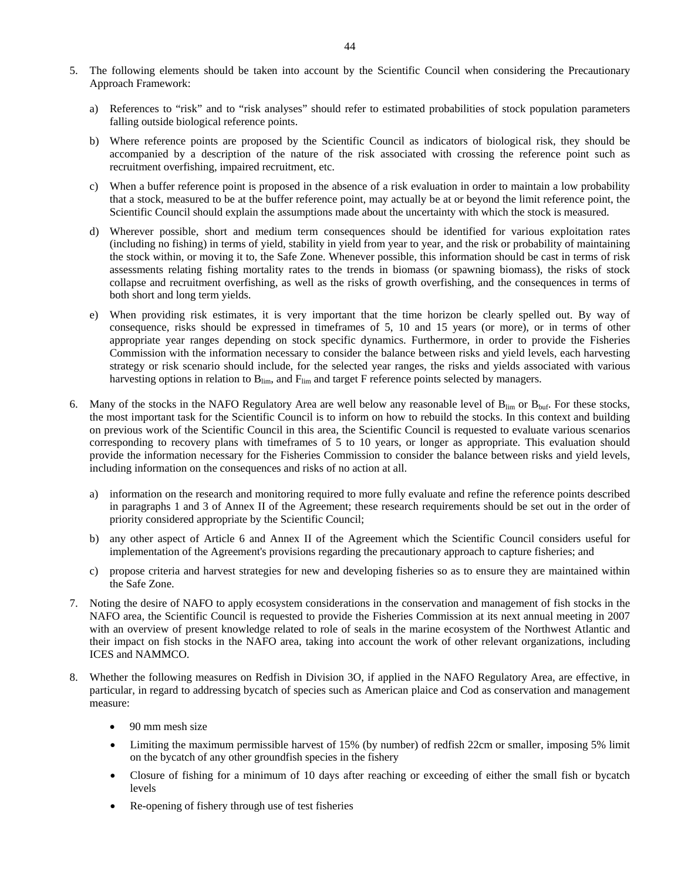5. The following elements should be taken into account by the Scientific Council when considering the Precautionary Approach Framework:

   a) References to "risk" and to "risk analyses" should refer to estimated probabilities of stock population parameters falling outside biological reference points.

   b) Where reference points are proposed by the Scientific Council as indicators of biological risk, they should be accompanied by a description of the nature of the risk associated with crossing the reference point such as recruitment overfishing, impaired recruitment, etc.

   c) When a buffer reference point is proposed in the absence of a risk evaluation in order to maintain a low probability that a stock, measured to be at the buffer reference point, may actually be at or beyond the limit reference point, the Scientific Council should explain the assumptions made about the uncertainty with which the stock is measured.

   d) Wherever possible, short and medium term consequences should be identified for various exploitation rates (including no fishing) in terms of yield, stability in yield from year to year, and the risk or probability of maintaining the stock within, or moving it to, the Safe Zone. Whenever possible, this information should be cast in terms of risk assessments relating fishing mortality rates to the trends in biomass (or spawning biomass), the risks of stock collapse and recruitment overfishing, as well as the risks of growth overfishing, and the consequences in terms of both short and long term yields.

   e) When providing risk estimates, it is very important that the time horizon be clearly spelled out. By way of consequence, risks should be expressed in timeframes of 5, 10 and 15 years (or more), or in terms of other appropriate year ranges depending on stock specific dynamics. Furthermore, in order to provide the Fisheries Commission with the information necessary to consider the balance between risks and yield levels, each harvesting strategy or risk scenario should include, for the selected year ranges, the risks and yields associated with various harvesting options in relation to $B_{lim}$, and $F_{lim}$ and target F reference points selected by managers.

6. Many of the stocks in the NAFO Regulatory Area are well below any reasonable level of $B_{lim}$ or $B_{buf}$. For these stocks, the most important task for the Scientific Council is to inform on how to rebuild the stocks. In this context and building on previous work of the Scientific Council in this area, the Scientific Council is requested to evaluate various scenarios corresponding to recovery plans with timeframes of 5 to 10 years, or longer as appropriate. This evaluation should provide the information necessary for the Fisheries Commission to consider the balance between risks and yield levels, including information on the consequences and risks of no action at all.

   a) information on the research and monitoring required to more fully evaluate and refine the reference points described in paragraphs 1 and 3 of Annex II of the Agreement; these research requirements should be set out in the order of priority considered appropriate by the Scientific Council;

   b) any other aspect of Article 6 and Annex II of the Agreement which the Scientific Council considers useful for implementation of the Agreement's provisions regarding the precautionary approach to capture fisheries; and

   c) propose criteria and harvest strategies for new and developing fisheries so as to ensure they are maintained within the Safe Zone.

7. Noting the desire of NAFO to apply ecosystem considerations in the conservation and management of fish stocks in the NAFO area, the Scientific Council is requested to provide the Fisheries Commission at its next annual meeting in 2007 with an overview of present knowledge related to role of seals in the marine ecosystem of the Northwest Atlantic and their impact on fish stocks in the NAFO area, taking into account the work of other relevant organizations, including ICES and NAMMCO.

8. Whether the following measures on Redfish in Division 3O, if applied in the NAFO Regulatory Area, are effective, in particular, in regard to addressing bycatch of species such as American plaice and Cod as conservation and management measure:

   - 90 mm mesh size
   - Limiting the maximum permissible harvest of 15% (by number) of redfish 22cm or smaller, imposing 5% limit on the bycatch of any other groundfish species in the fishery
   - Closure of fishing for a minimum of 10 days after reaching or exceeding of either the small fish or bycatch levels
   - Re-opening of fishery through use of test fisheries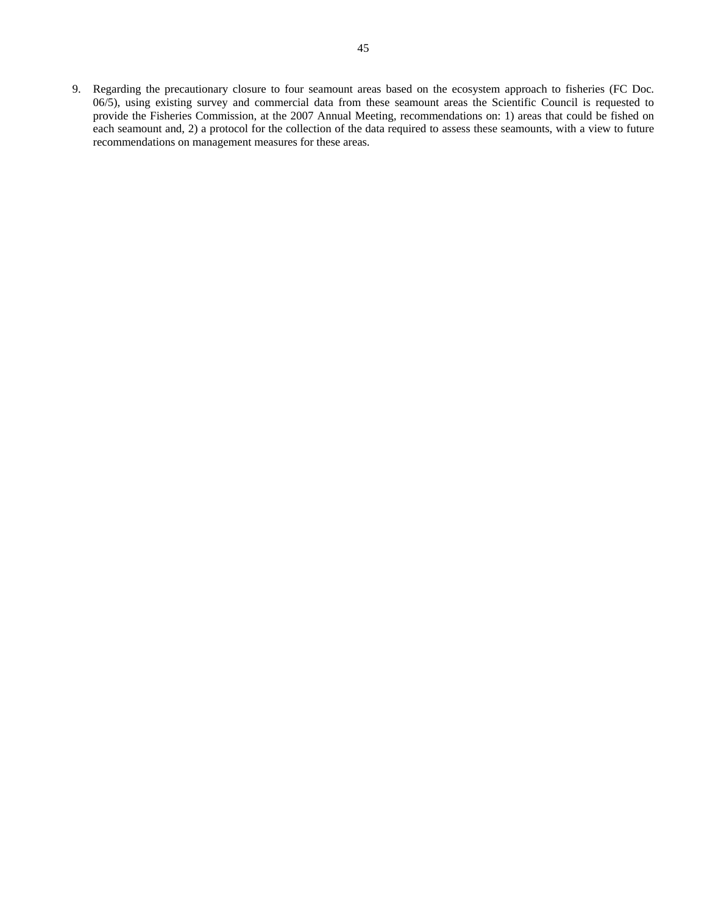9. Regarding the precautionary closure to four seamount areas based on the ecosystem approach to fisheries (FC Doc. 06/5), using existing survey and commercial data from these seamount areas the Scientific Council is requested to provide the Fisheries Commission, at the 2007 Annual Meeting, recommendations on: 1) areas that could be fished on each seamount and, 2) a protocol for the collection of the data required to assess these seamounts, with a view to future recommendations on management measures for these areas.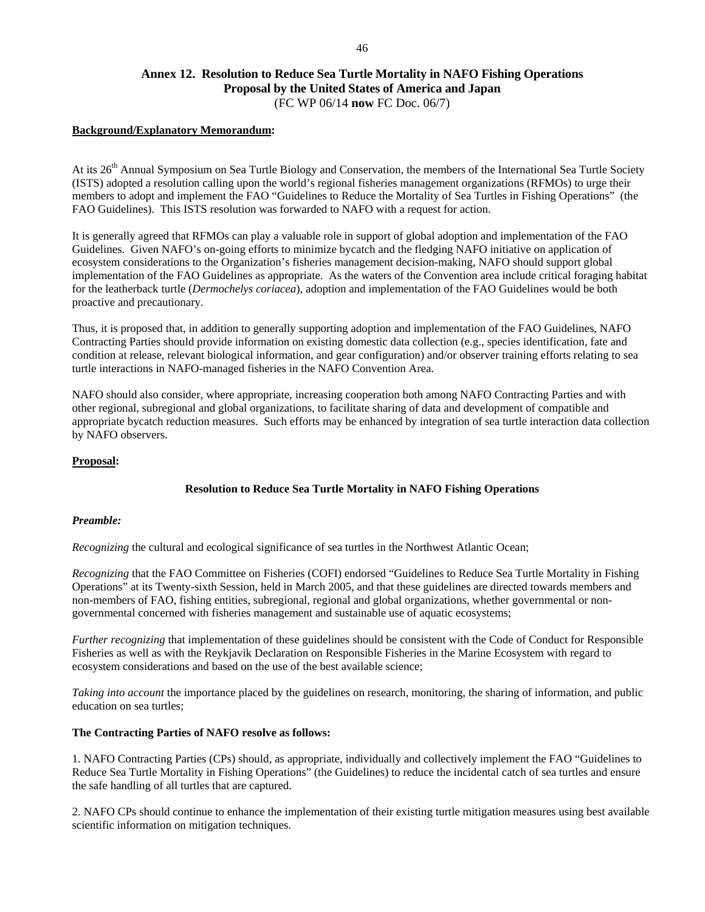## Annex 12. Resolution to Reduce Sea Turtle Mortality in NAFO Fishing Operations
## Proposal by the United States of America and Japan
(FC WP 06/14 **now** FC Doc. 06/7)

**Background/Explanatory Memorandum:**

At its 26th Annual Symposium on Sea Turtle Biology and Conservation, the members of the International Sea Turtle Society (ISTS) adopted a resolution calling upon the world's regional fisheries management organizations (RFMOs) to urge their members to adopt and implement the FAO "Guidelines to Reduce the Mortality of Sea Turtles in Fishing Operations" (the FAO Guidelines). This ISTS resolution was forwarded to NAFO with a request for action.

It is generally agreed that RFMOs can play a valuable role in support of global adoption and implementation of the FAO Guidelines. Given NAFO's on-going efforts to minimize bycatch and the fledging NAFO initiative on application of ecosystem considerations to the Organization's fisheries management decision-making, NAFO should support global implementation of the FAO Guidelines as appropriate. As the waters of the Convention area include critical foraging habitat for the leatherback turtle (*Dermochelys coriacea*), adoption and implementation of the FAO Guidelines would be both proactive and precautionary.

Thus, it is proposed that, in addition to generally supporting adoption and implementation of the FAO Guidelines, NAFO Contracting Parties should provide information on existing domestic data collection (e.g., species identification, fate and condition at release, relevant biological information, and gear configuration) and/or observer training efforts relating to sea turtle interactions in NAFO-managed fisheries in the NAFO Convention Area.

NAFO should also consider, where appropriate, increasing cooperation both among NAFO Contracting Parties and with other regional, subregional and global organizations, to facilitate sharing of data and development of compatible and appropriate bycatch reduction measures. Such efforts may be enhanced by integration of sea turtle interaction data collection by NAFO observers.

**Proposal:**

### Resolution to Reduce Sea Turtle Mortality in NAFO Fishing Operations

***Preamble:***

*Recognizing* the cultural and ecological significance of sea turtles in the Northwest Atlantic Ocean;

*Recognizing* that the FAO Committee on Fisheries (COFI) endorsed "Guidelines to Reduce Sea Turtle Mortality in Fishing Operations" at its Twenty-sixth Session, held in March 2005, and that these guidelines are directed towards members and non-members of FAO, fishing entities, subregional, regional and global organizations, whether governmental or non-governmental concerned with fisheries management and sustainable use of aquatic ecosystems;

*Further recognizing* that implementation of these guidelines should be consistent with the Code of Conduct for Responsible Fisheries as well as with the Reykjavik Declaration on Responsible Fisheries in the Marine Ecosystem with regard to ecosystem considerations and based on the use of the best available science;

*Taking into account* the importance placed by the guidelines on research, monitoring, the sharing of information, and public education on sea turtles;

**The Contracting Parties of NAFO resolve as follows:**

1. NAFO Contracting Parties (CPs) should, as appropriate, individually and collectively implement the FAO "Guidelines to Reduce Sea Turtle Mortality in Fishing Operations" (the Guidelines) to reduce the incidental catch of sea turtles and ensure the safe handling of all turtles that are captured.

2. NAFO CPs should continue to enhance the implementation of their existing turtle mitigation measures using best available scientific information on mitigation techniques.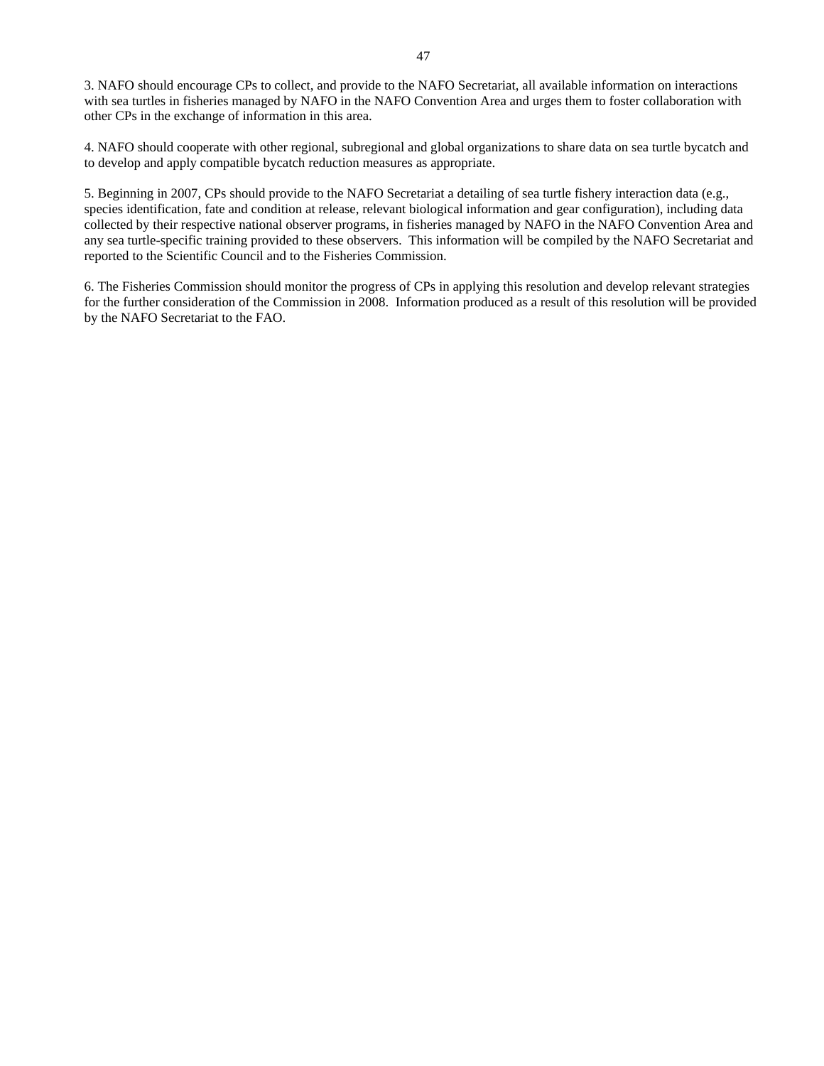3. NAFO should encourage CPs to collect, and provide to the NAFO Secretariat, all available information on interactions with sea turtles in fisheries managed by NAFO in the NAFO Convention Area and urges them to foster collaboration with other CPs in the exchange of information in this area.

4. NAFO should cooperate with other regional, subregional and global organizations to share data on sea turtle bycatch and to develop and apply compatible bycatch reduction measures as appropriate.

5. Beginning in 2007, CPs should provide to the NAFO Secretariat a detailing of sea turtle fishery interaction data (e.g., species identification, fate and condition at release, relevant biological information and gear configuration), including data collected by their respective national observer programs, in fisheries managed by NAFO in the NAFO Convention Area and any sea turtle-specific training provided to these observers. This information will be compiled by the NAFO Secretariat and reported to the Scientific Council and to the Fisheries Commission.

6. The Fisheries Commission should monitor the progress of CPs in applying this resolution and develop relevant strategies for the further consideration of the Commission in 2008. Information produced as a result of this resolution will be provided by the NAFO Secretariat to the FAO.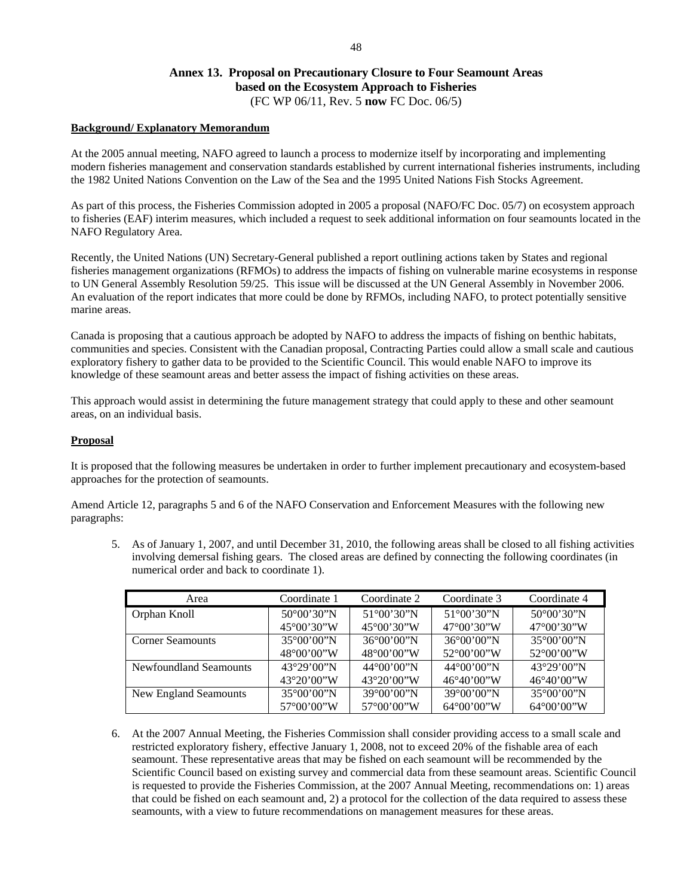## Annex 13. Proposal on Precautionary Closure to Four Seamount Areas based on the Ecosystem Approach to Fisheries

(FC WP 06/11, Rev. 5 **now** FC Doc. 06/5)

**Background/ Explanatory Memorandum**

At the 2005 annual meeting, NAFO agreed to launch a process to modernize itself by incorporating and implementing modern fisheries management and conservation standards established by current international fisheries instruments, including the 1982 United Nations Convention on the Law of the Sea and the 1995 United Nations Fish Stocks Agreement.

As part of this process, the Fisheries Commission adopted in 2005 a proposal (NAFO/FC Doc. 05/7) on ecosystem approach to fisheries (EAF) interim measures, which included a request to seek additional information on four seamounts located in the NAFO Regulatory Area.

Recently, the United Nations (UN) Secretary-General published a report outlining actions taken by States and regional fisheries management organizations (RFMOs) to address the impacts of fishing on vulnerable marine ecosystems in response to UN General Assembly Resolution 59/25. This issue will be discussed at the UN General Assembly in November 2006. An evaluation of the report indicates that more could be done by RFMOs, including NAFO, to protect potentially sensitive marine areas.

Canada is proposing that a cautious approach be adopted by NAFO to address the impacts of fishing on benthic habitats, communities and species. Consistent with the Canadian proposal, Contracting Parties could allow a small scale and cautious exploratory fishery to gather data to be provided to the Scientific Council. This would enable NAFO to improve its knowledge of these seamount areas and better assess the impact of fishing activities on these areas.

This approach would assist in determining the future management strategy that could apply to these and other seamount areas, on an individual basis.

**Proposal**

It is proposed that the following measures be undertaken in order to further implement precautionary and ecosystem-based approaches for the protection of seamounts.

Amend Article 12, paragraphs 5 and 6 of the NAFO Conservation and Enforcement Measures with the following new paragraphs:

5. As of January 1, 2007, and until December 31, 2010, the following areas shall be closed to all fishing activities involving demersal fishing gears. The closed areas are defined by connecting the following coordinates (in numerical order and back to coordinate 1).

| Area | Coordinate 1 | Coordinate 2 | Coordinate 3 | Coordinate 4 |
|---|---|---|---|---|
| Orphan Knoll | 50°00'30"N 45°00'30"W | 51°00'30"N 45°00'30"W | 51°00'30"N 47°00'30"W | 50°00'30"N 47°00'30"W |
| Corner Seamounts | 35°00'00"N 48°00'00"W | 36°00'00"N 48°00'00"W | 36°00'00"N 52°00'00"W | 35°00'00"N 52°00'00"W |
| Newfoundland Seamounts | 43°29'00"N 43°20'00"W | 44°00'00"N 43°20'00"W | 44°00'00"N 46°40'00"W | 43°29'00"N 46°40'00"W |
| New England Seamounts | 35°00'00"N 57°00'00"W | 39°00'00"N 57°00'00"W | 39°00'00"N 64°00'00"W | 35°00'00"N 64°00'00"W |

6. At the 2007 Annual Meeting, the Fisheries Commission shall consider providing access to a small scale and restricted exploratory fishery, effective January 1, 2008, not to exceed 20% of the fishable area of each seamount. These representative areas that may be fished on each seamount will be recommended by the Scientific Council based on existing survey and commercial data from these seamount areas. Scientific Council is requested to provide the Fisheries Commission, at the 2007 Annual Meeting, recommendations on: 1) areas that could be fished on each seamount and, 2) a protocol for the collection of the data required to assess these seamounts, with a view to future recommendations on management measures for these areas.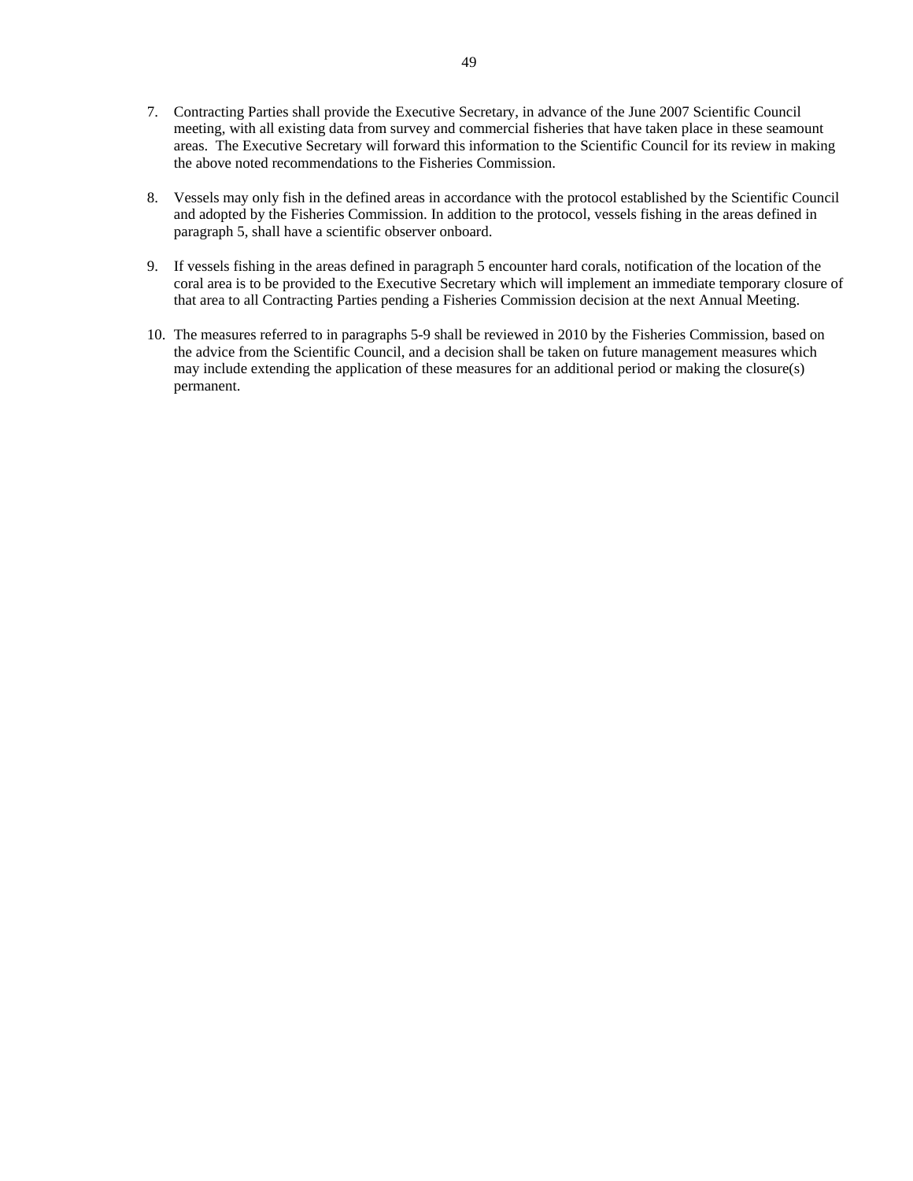7. Contracting Parties shall provide the Executive Secretary, in advance of the June 2007 Scientific Council meeting, with all existing data from survey and commercial fisheries that have taken place in these seamount areas. The Executive Secretary will forward this information to the Scientific Council for its review in making the above noted recommendations to the Fisheries Commission.

8. Vessels may only fish in the defined areas in accordance with the protocol established by the Scientific Council and adopted by the Fisheries Commission. In addition to the protocol, vessels fishing in the areas defined in paragraph 5, shall have a scientific observer onboard.

9. If vessels fishing in the areas defined in paragraph 5 encounter hard corals, notification of the location of the coral area is to be provided to the Executive Secretary which will implement an immediate temporary closure of that area to all Contracting Parties pending a Fisheries Commission decision at the next Annual Meeting.

10. The measures referred to in paragraphs 5-9 shall be reviewed in 2010 by the Fisheries Commission, based on the advice from the Scientific Council, and a decision shall be taken on future management measures which may include extending the application of these measures for an additional period or making the closure(s) permanent.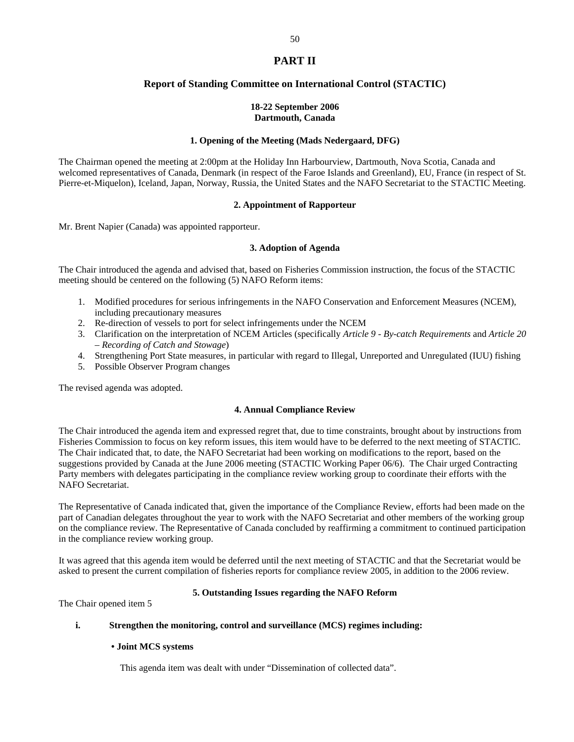# PART II

## Report of Standing Committee on International Control (STACTIC)

**18-22 September 2006**
**Dartmouth, Canada**

### 1. Opening of the Meeting (Mads Nedergaard, DFG)

The Chairman opened the meeting at 2:00pm at the Holiday Inn Harbourview, Dartmouth, Nova Scotia, Canada and welcomed representatives of Canada, Denmark (in respect of the Faroe Islands and Greenland), EU, France (in respect of St. Pierre-et-Miquelon), Iceland, Japan, Norway, Russia, the United States and the NAFO Secretariat to the STACTIC Meeting.

### 2. Appointment of Rapporteur

Mr. Brent Napier (Canada) was appointed rapporteur.

### 3. Adoption of Agenda

The Chair introduced the agenda and advised that, based on Fisheries Commission instruction, the focus of the STACTIC meeting should be centered on the following (5) NAFO Reform items:

1. Modified procedures for serious infringements in the NAFO Conservation and Enforcement Measures (NCEM), including precautionary measures
2. Re-direction of vessels to port for select infringements under the NCEM
3. Clarification on the interpretation of NCEM Articles (specifically *Article 9 - By-catch Requirements* and *Article 20 – Recording of Catch and Stowage*)
4. Strengthening Port State measures, in particular with regard to Illegal, Unreported and Unregulated (IUU) fishing
5. Possible Observer Program changes

The revised agenda was adopted.

### 4. Annual Compliance Review

The Chair introduced the agenda item and expressed regret that, due to time constraints, brought about by instructions from Fisheries Commission to focus on key reform issues, this item would have to be deferred to the next meeting of STACTIC. The Chair indicated that, to date, the NAFO Secretariat had been working on modifications to the report, based on the suggestions provided by Canada at the June 2006 meeting (STACTIC Working Paper 06/6). The Chair urged Contracting Party members with delegates participating in the compliance review working group to coordinate their efforts with the NAFO Secretariat.

The Representative of Canada indicated that, given the importance of the Compliance Review, efforts had been made on the part of Canadian delegates throughout the year to work with the NAFO Secretariat and other members of the working group on the compliance review. The Representative of Canada concluded by reaffirming a commitment to continued participation in the compliance review working group.

It was agreed that this agenda item would be deferred until the next meeting of STACTIC and that the Secretariat would be asked to present the current compilation of fisheries reports for compliance review 2005, in addition to the 2006 review.

### 5. Outstanding Issues regarding the NAFO Reform

The Chair opened item 5

**i. Strengthen the monitoring, control and surveillance (MCS) regimes including:**

**• Joint MCS systems**

This agenda item was dealt with under “Dissemination of collected data”.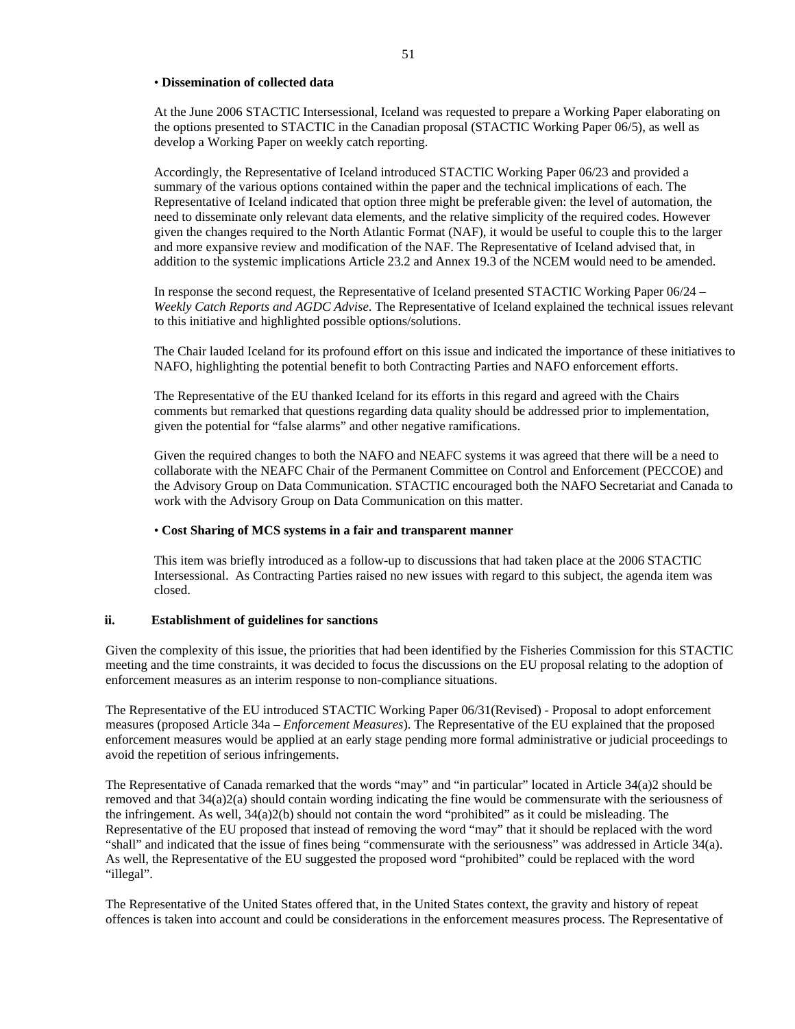• **Dissemination of collected data**

At the June 2006 STACTIC Intersessional, Iceland was requested to prepare a Working Paper elaborating on the options presented to STACTIC in the Canadian proposal (STACTIC Working Paper 06/5), as well as develop a Working Paper on weekly catch reporting.

Accordingly, the Representative of Iceland introduced STACTIC Working Paper 06/23 and provided a summary of the various options contained within the paper and the technical implications of each. The Representative of Iceland indicated that option three might be preferable given: the level of automation, the need to disseminate only relevant data elements, and the relative simplicity of the required codes. However given the changes required to the North Atlantic Format (NAF), it would be useful to couple this to the larger and more expansive review and modification of the NAF. The Representative of Iceland advised that, in addition to the systemic implications Article 23.2 and Annex 19.3 of the NCEM would need to be amended.

In response the second request, the Representative of Iceland presented STACTIC Working Paper 06/24 – *Weekly Catch Reports and AGDC Advise*. The Representative of Iceland explained the technical issues relevant to this initiative and highlighted possible options/solutions.

The Chair lauded Iceland for its profound effort on this issue and indicated the importance of these initiatives to NAFO, highlighting the potential benefit to both Contracting Parties and NAFO enforcement efforts.

The Representative of the EU thanked Iceland for its efforts in this regard and agreed with the Chairs comments but remarked that questions regarding data quality should be addressed prior to implementation, given the potential for "false alarms" and other negative ramifications.

Given the required changes to both the NAFO and NEAFC systems it was agreed that there will be a need to collaborate with the NEAFC Chair of the Permanent Committee on Control and Enforcement (PECCOE) and the Advisory Group on Data Communication. STACTIC encouraged both the NAFO Secretariat and Canada to work with the Advisory Group on Data Communication on this matter.

• **Cost Sharing of MCS systems in a fair and transparent manner**

This item was briefly introduced as a follow-up to discussions that had taken place at the 2006 STACTIC Intersessional. As Contracting Parties raised no new issues with regard to this subject, the agenda item was closed.

**ii. Establishment of guidelines for sanctions**

Given the complexity of this issue, the priorities that had been identified by the Fisheries Commission for this STACTIC meeting and the time constraints, it was decided to focus the discussions on the EU proposal relating to the adoption of enforcement measures as an interim response to non-compliance situations.

The Representative of the EU introduced STACTIC Working Paper 06/31(Revised) - Proposal to adopt enforcement measures (proposed Article 34a – *Enforcement Measures*). The Representative of the EU explained that the proposed enforcement measures would be applied at an early stage pending more formal administrative or judicial proceedings to avoid the repetition of serious infringements.

The Representative of Canada remarked that the words "may" and "in particular" located in Article 34(a)2 should be removed and that 34(a)2(a) should contain wording indicating the fine would be commensurate with the seriousness of the infringement. As well, 34(a)2(b) should not contain the word "prohibited" as it could be misleading. The Representative of the EU proposed that instead of removing the word "may" that it should be replaced with the word "shall" and indicated that the issue of fines being "commensurate with the seriousness" was addressed in Article 34(a). As well, the Representative of the EU suggested the proposed word "prohibited" could be replaced with the word "illegal".

The Representative of the United States offered that, in the United States context, the gravity and history of repeat offences is taken into account and could be considerations in the enforcement measures process. The Representative of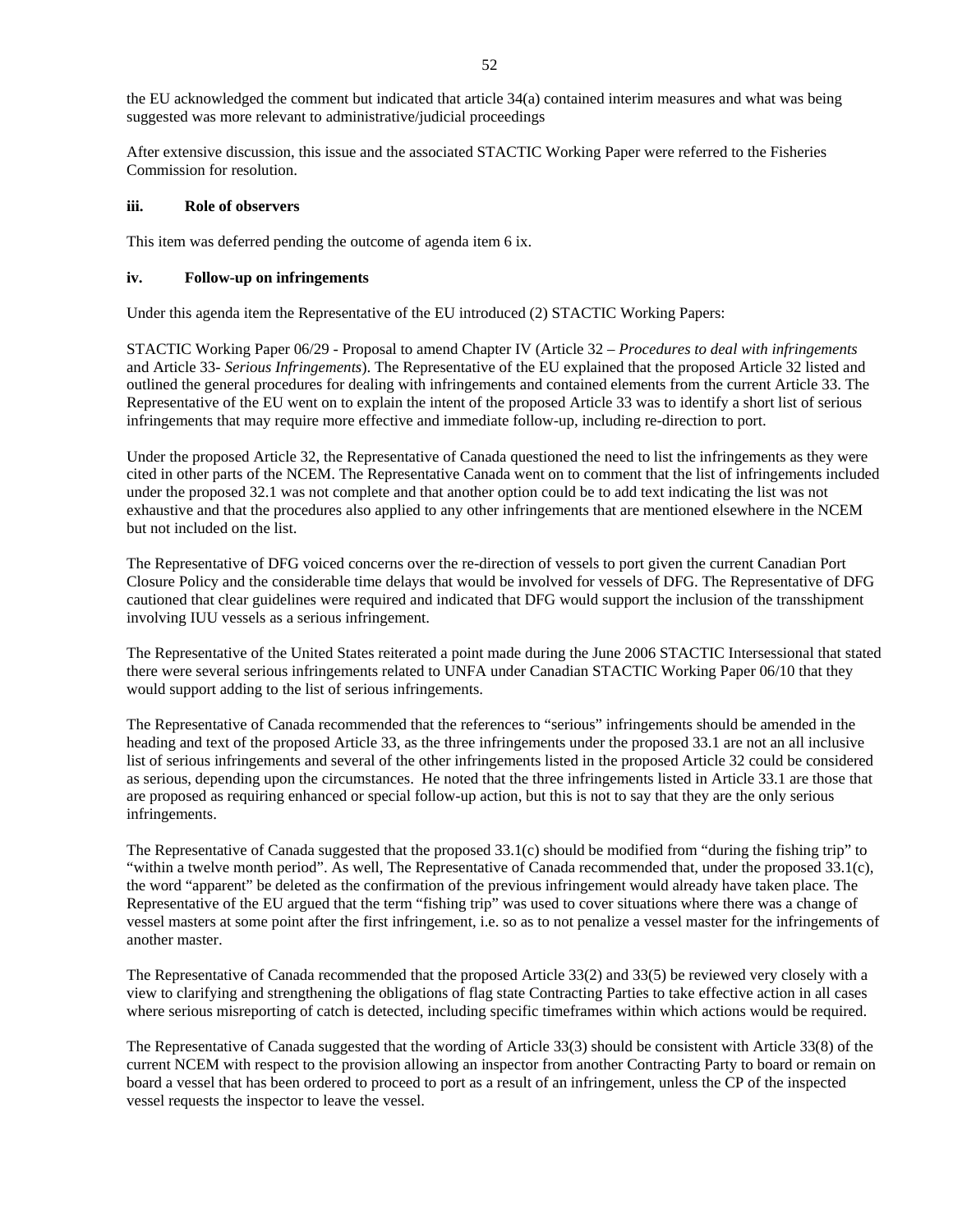the EU acknowledged the comment but indicated that article 34(a) contained interim measures and what was being suggested was more relevant to administrative/judicial proceedings

After extensive discussion, this issue and the associated STACTIC Working Paper were referred to the Fisheries Commission for resolution.

**iii. Role of observers**

This item was deferred pending the outcome of agenda item 6 ix.

**iv. Follow-up on infringements**

Under this agenda item the Representative of the EU introduced (2) STACTIC Working Papers:

STACTIC Working Paper 06/29 - Proposal to amend Chapter IV (Article 32 – *Procedures to deal with infringements* and Article 33- *Serious Infringements*). The Representative of the EU explained that the proposed Article 32 listed and outlined the general procedures for dealing with infringements and contained elements from the current Article 33. The Representative of the EU went on to explain the intent of the proposed Article 33 was to identify a short list of serious infringements that may require more effective and immediate follow-up, including re-direction to port.

Under the proposed Article 32, the Representative of Canada questioned the need to list the infringements as they were cited in other parts of the NCEM. The Representative Canada went on to comment that the list of infringements included under the proposed 32.1 was not complete and that another option could be to add text indicating the list was not exhaustive and that the procedures also applied to any other infringements that are mentioned elsewhere in the NCEM but not included on the list.

The Representative of DFG voiced concerns over the re-direction of vessels to port given the current Canadian Port Closure Policy and the considerable time delays that would be involved for vessels of DFG. The Representative of DFG cautioned that clear guidelines were required and indicated that DFG would support the inclusion of the transshipment involving IUU vessels as a serious infringement.

The Representative of the United States reiterated a point made during the June 2006 STACTIC Intersessional that stated there were several serious infringements related to UNFA under Canadian STACTIC Working Paper 06/10 that they would support adding to the list of serious infringements.

The Representative of Canada recommended that the references to "serious" infringements should be amended in the heading and text of the proposed Article 33, as the three infringements under the proposed 33.1 are not an all inclusive list of serious infringements and several of the other infringements listed in the proposed Article 32 could be considered as serious, depending upon the circumstances. He noted that the three infringements listed in Article 33.1 are those that are proposed as requiring enhanced or special follow-up action, but this is not to say that they are the only serious infringements.

The Representative of Canada suggested that the proposed 33.1(c) should be modified from "during the fishing trip" to "within a twelve month period". As well, The Representative of Canada recommended that, under the proposed 33.1(c), the word "apparent" be deleted as the confirmation of the previous infringement would already have taken place. The Representative of the EU argued that the term "fishing trip" was used to cover situations where there was a change of vessel masters at some point after the first infringement, i.e. so as to not penalize a vessel master for the infringements of another master.

The Representative of Canada recommended that the proposed Article 33(2) and 33(5) be reviewed very closely with a view to clarifying and strengthening the obligations of flag state Contracting Parties to take effective action in all cases where serious misreporting of catch is detected, including specific timeframes within which actions would be required.

The Representative of Canada suggested that the wording of Article 33(3) should be consistent with Article 33(8) of the current NCEM with respect to the provision allowing an inspector from another Contracting Party to board or remain on board a vessel that has been ordered to proceed to port as a result of an infringement, unless the CP of the inspected vessel requests the inspector to leave the vessel.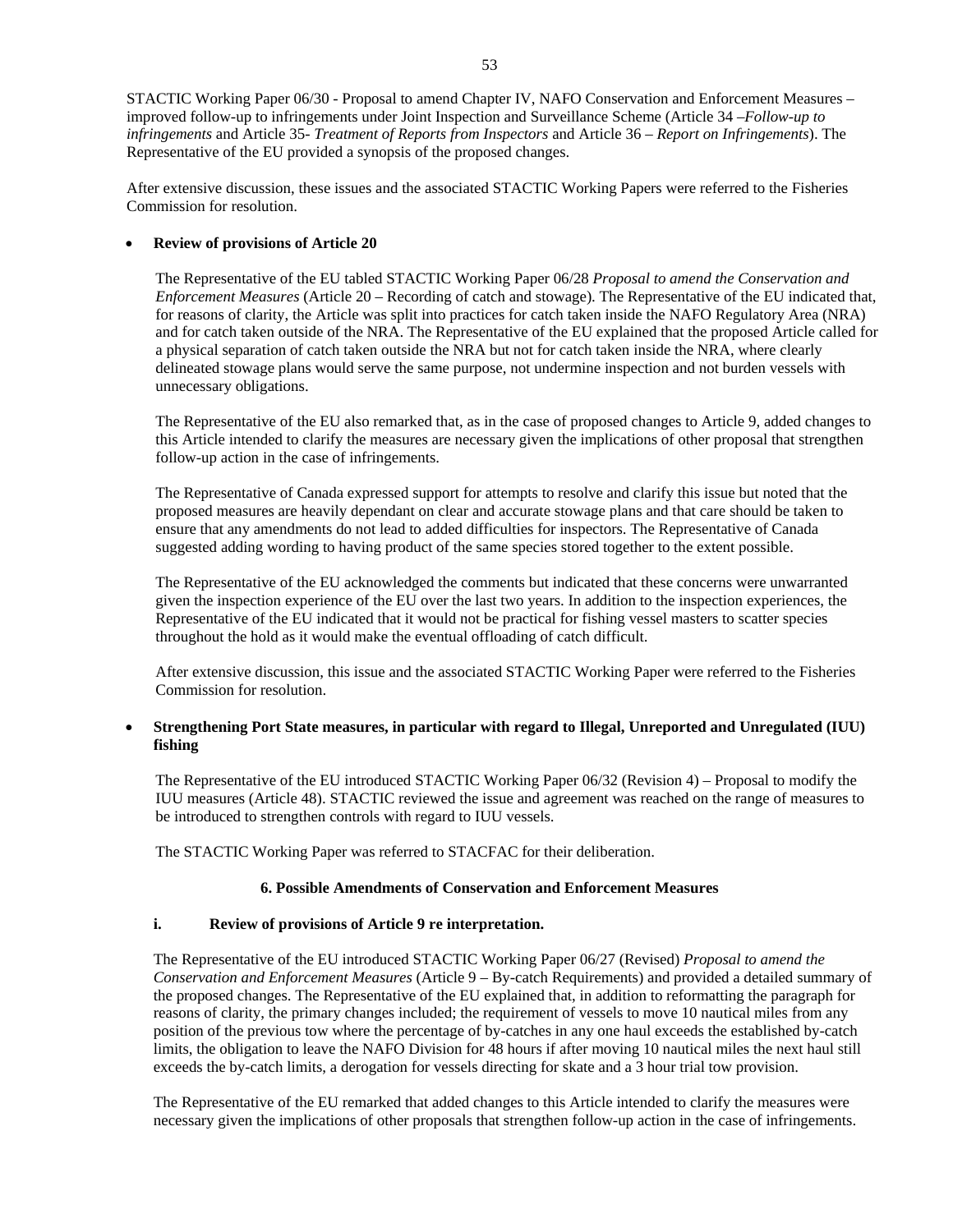STACTIC Working Paper 06/30 - Proposal to amend Chapter IV, NAFO Conservation and Enforcement Measures – improved follow-up to infringements under Joint Inspection and Surveillance Scheme (Article 34 –*Follow-up to infringements* and Article 35- *Treatment of Reports from Inspectors* and Article 36 – *Report on Infringements*). The Representative of the EU provided a synopsis of the proposed changes.

After extensive discussion, these issues and the associated STACTIC Working Papers were referred to the Fisheries Commission for resolution.

- **Review of provisions of Article 20**

  The Representative of the EU tabled STACTIC Working Paper 06/28 *Proposal to amend the Conservation and Enforcement Measures* (Article 20 – Recording of catch and stowage). The Representative of the EU indicated that, for reasons of clarity, the Article was split into practices for catch taken inside the NAFO Regulatory Area (NRA) and for catch taken outside of the NRA. The Representative of the EU explained that the proposed Article called for a physical separation of catch taken outside the NRA but not for catch taken inside the NRA, where clearly delineated stowage plans would serve the same purpose, not undermine inspection and not burden vessels with unnecessary obligations.

  The Representative of the EU also remarked that, as in the case of proposed changes to Article 9, added changes to this Article intended to clarify the measures are necessary given the implications of other proposal that strengthen follow-up action in the case of infringements.

  The Representative of Canada expressed support for attempts to resolve and clarify this issue but noted that the proposed measures are heavily dependant on clear and accurate stowage plans and that care should be taken to ensure that any amendments do not lead to added difficulties for inspectors. The Representative of Canada suggested adding wording to having product of the same species stored together to the extent possible.

  The Representative of the EU acknowledged the comments but indicated that these concerns were unwarranted given the inspection experience of the EU over the last two years. In addition to the inspection experiences, the Representative of the EU indicated that it would not be practical for fishing vessel masters to scatter species throughout the hold as it would make the eventual offloading of catch difficult.

  After extensive discussion, this issue and the associated STACTIC Working Paper were referred to the Fisheries Commission for resolution.

- **Strengthening Port State measures, in particular with regard to Illegal, Unreported and Unregulated (IUU) fishing**

  The Representative of the EU introduced STACTIC Working Paper 06/32 (Revision 4) – Proposal to modify the IUU measures (Article 48). STACTIC reviewed the issue and agreement was reached on the range of measures to be introduced to strengthen controls with regard to IUU vessels.

  The STACTIC Working Paper was referred to STACFAC for their deliberation.

### 6. Possible Amendments of Conservation and Enforcement Measures

**i. Review of provisions of Article 9 re interpretation.**

The Representative of the EU introduced STACTIC Working Paper 06/27 (Revised) *Proposal to amend the Conservation and Enforcement Measures* (Article 9 – By-catch Requirements) and provided a detailed summary of the proposed changes. The Representative of the EU explained that, in addition to reformatting the paragraph for reasons of clarity, the primary changes included; the requirement of vessels to move 10 nautical miles from any position of the previous tow where the percentage of by-catches in any one haul exceeds the established by-catch limits, the obligation to leave the NAFO Division for 48 hours if after moving 10 nautical miles the next haul still exceeds the by-catch limits, a derogation for vessels directing for skate and a 3 hour trial tow provision.

The Representative of the EU remarked that added changes to this Article intended to clarify the measures were necessary given the implications of other proposals that strengthen follow-up action in the case of infringements.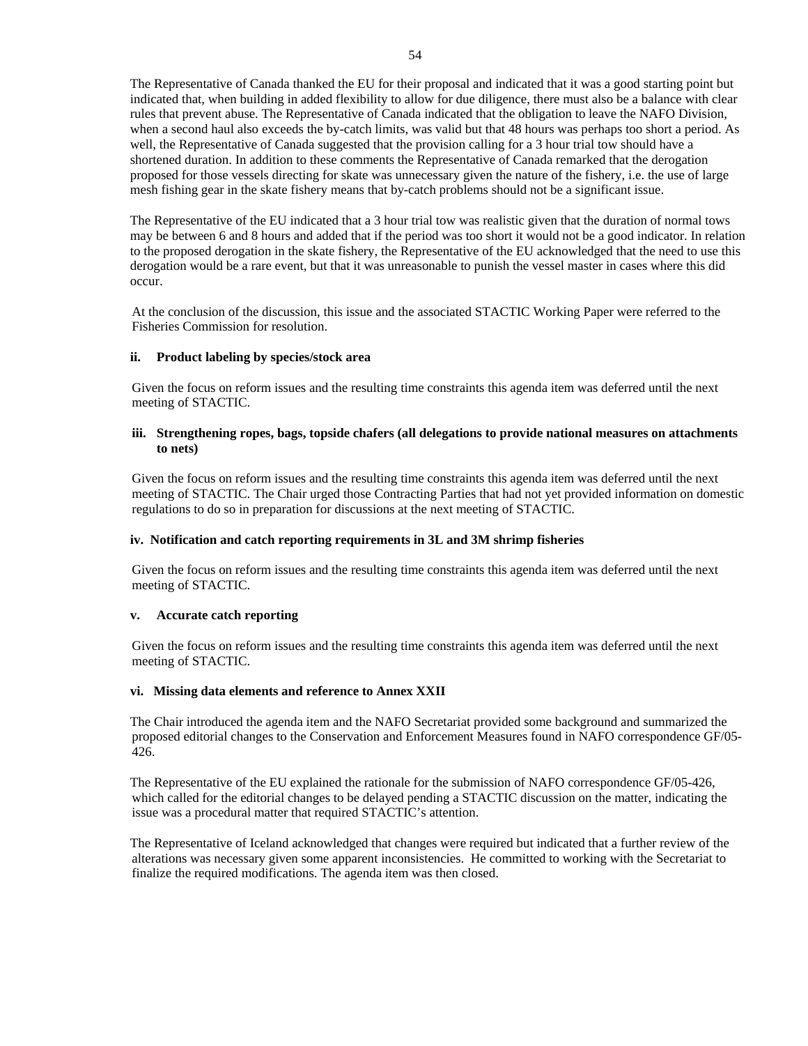The Representative of Canada thanked the EU for their proposal and indicated that it was a good starting point but indicated that, when building in added flexibility to allow for due diligence, there must also be a balance with clear rules that prevent abuse. The Representative of Canada indicated that the obligation to leave the NAFO Division, when a second haul also exceeds the by-catch limits, was valid but that 48 hours was perhaps too short a period. As well, the Representative of Canada suggested that the provision calling for a 3 hour trial tow should have a shortened duration. In addition to these comments the Representative of Canada remarked that the derogation proposed for those vessels directing for skate was unnecessary given the nature of the fishery, i.e. the use of large mesh fishing gear in the skate fishery means that by-catch problems should not be a significant issue.

The Representative of the EU indicated that a 3 hour trial tow was realistic given that the duration of normal tows may be between 6 and 8 hours and added that if the period was too short it would not be a good indicator. In relation to the proposed derogation in the skate fishery, the Representative of the EU acknowledged that the need to use this derogation would be a rare event, but that it was unreasonable to punish the vessel master in cases where this did occur.

At the conclusion of the discussion, this issue and the associated STACTIC Working Paper were referred to the Fisheries Commission for resolution.

**ii. Product labeling by species/stock area**

Given the focus on reform issues and the resulting time constraints this agenda item was deferred until the next meeting of STACTIC.

**iii. Strengthening ropes, bags, topside chafers (all delegations to provide national measures on attachments to nets)**

Given the focus on reform issues and the resulting time constraints this agenda item was deferred until the next meeting of STACTIC. The Chair urged those Contracting Parties that had not yet provided information on domestic regulations to do so in preparation for discussions at the next meeting of STACTIC.

**iv. Notification and catch reporting requirements in 3L and 3M shrimp fisheries**

Given the focus on reform issues and the resulting time constraints this agenda item was deferred until the next meeting of STACTIC.

**v. Accurate catch reporting**

Given the focus on reform issues and the resulting time constraints this agenda item was deferred until the next meeting of STACTIC.

**vi. Missing data elements and reference to Annex XXII**

The Chair introduced the agenda item and the NAFO Secretariat provided some background and summarized the proposed editorial changes to the Conservation and Enforcement Measures found in NAFO correspondence GF/05-426.

The Representative of the EU explained the rationale for the submission of NAFO correspondence GF/05-426, which called for the editorial changes to be delayed pending a STACTIC discussion on the matter, indicating the issue was a procedural matter that required STACTIC's attention.

The Representative of Iceland acknowledged that changes were required but indicated that a further review of the alterations was necessary given some apparent inconsistencies. He committed to working with the Secretariat to finalize the required modifications. The agenda item was then closed.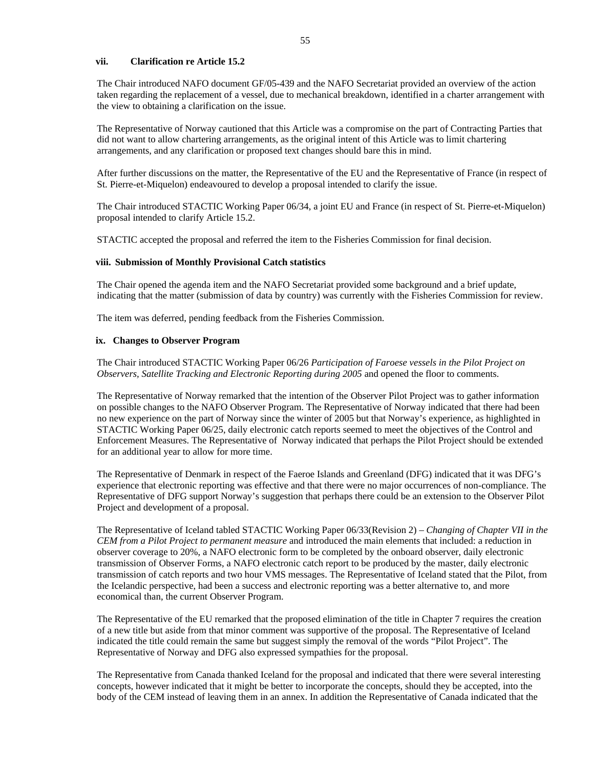### vii. Clarification re Article 15.2

The Chair introduced NAFO document GF/05-439 and the NAFO Secretariat provided an overview of the action taken regarding the replacement of a vessel, due to mechanical breakdown, identified in a charter arrangement with the view to obtaining a clarification on the issue.

The Representative of Norway cautioned that this Article was a compromise on the part of Contracting Parties that did not want to allow chartering arrangements, as the original intent of this Article was to limit chartering arrangements, and any clarification or proposed text changes should bare this in mind.

After further discussions on the matter, the Representative of the EU and the Representative of France (in respect of St. Pierre-et-Miquelon) endeavoured to develop a proposal intended to clarify the issue.

The Chair introduced STACTIC Working Paper 06/34, a joint EU and France (in respect of St. Pierre-et-Miquelon) proposal intended to clarify Article 15.2.

STACTIC accepted the proposal and referred the item to the Fisheries Commission for final decision.

### viii. Submission of Monthly Provisional Catch statistics

The Chair opened the agenda item and the NAFO Secretariat provided some background and a brief update, indicating that the matter (submission of data by country) was currently with the Fisheries Commission for review.

The item was deferred, pending feedback from the Fisheries Commission.

### ix. Changes to Observer Program

The Chair introduced STACTIC Working Paper 06/26 *Participation of Faroese vessels in the Pilot Project on Observers, Satellite Tracking and Electronic Reporting during 2005* and opened the floor to comments.

The Representative of Norway remarked that the intention of the Observer Pilot Project was to gather information on possible changes to the NAFO Observer Program. The Representative of Norway indicated that there had been no new experience on the part of Norway since the winter of 2005 but that Norway's experience, as highlighted in STACTIC Working Paper 06/25, daily electronic catch reports seemed to meet the objectives of the Control and Enforcement Measures. The Representative of Norway indicated that perhaps the Pilot Project should be extended for an additional year to allow for more time.

The Representative of Denmark in respect of the Faeroe Islands and Greenland (DFG) indicated that it was DFG's experience that electronic reporting was effective and that there were no major occurrences of non-compliance. The Representative of DFG support Norway's suggestion that perhaps there could be an extension to the Observer Pilot Project and development of a proposal.

The Representative of Iceland tabled STACTIC Working Paper 06/33(Revision 2) – *Changing of Chapter VII in the CEM from a Pilot Project to permanent measure* and introduced the main elements that included: a reduction in observer coverage to 20%, a NAFO electronic form to be completed by the onboard observer, daily electronic transmission of Observer Forms, a NAFO electronic catch report to be produced by the master, daily electronic transmission of catch reports and two hour VMS messages. The Representative of Iceland stated that the Pilot, from the Icelandic perspective, had been a success and electronic reporting was a better alternative to, and more economical than, the current Observer Program.

The Representative of the EU remarked that the proposed elimination of the title in Chapter 7 requires the creation of a new title but aside from that minor comment was supportive of the proposal. The Representative of Iceland indicated the title could remain the same but suggest simply the removal of the words "Pilot Project". The Representative of Norway and DFG also expressed sympathies for the proposal.

The Representative from Canada thanked Iceland for the proposal and indicated that there were several interesting concepts, however indicated that it might be better to incorporate the concepts, should they be accepted, into the body of the CEM instead of leaving them in an annex. In addition the Representative of Canada indicated that the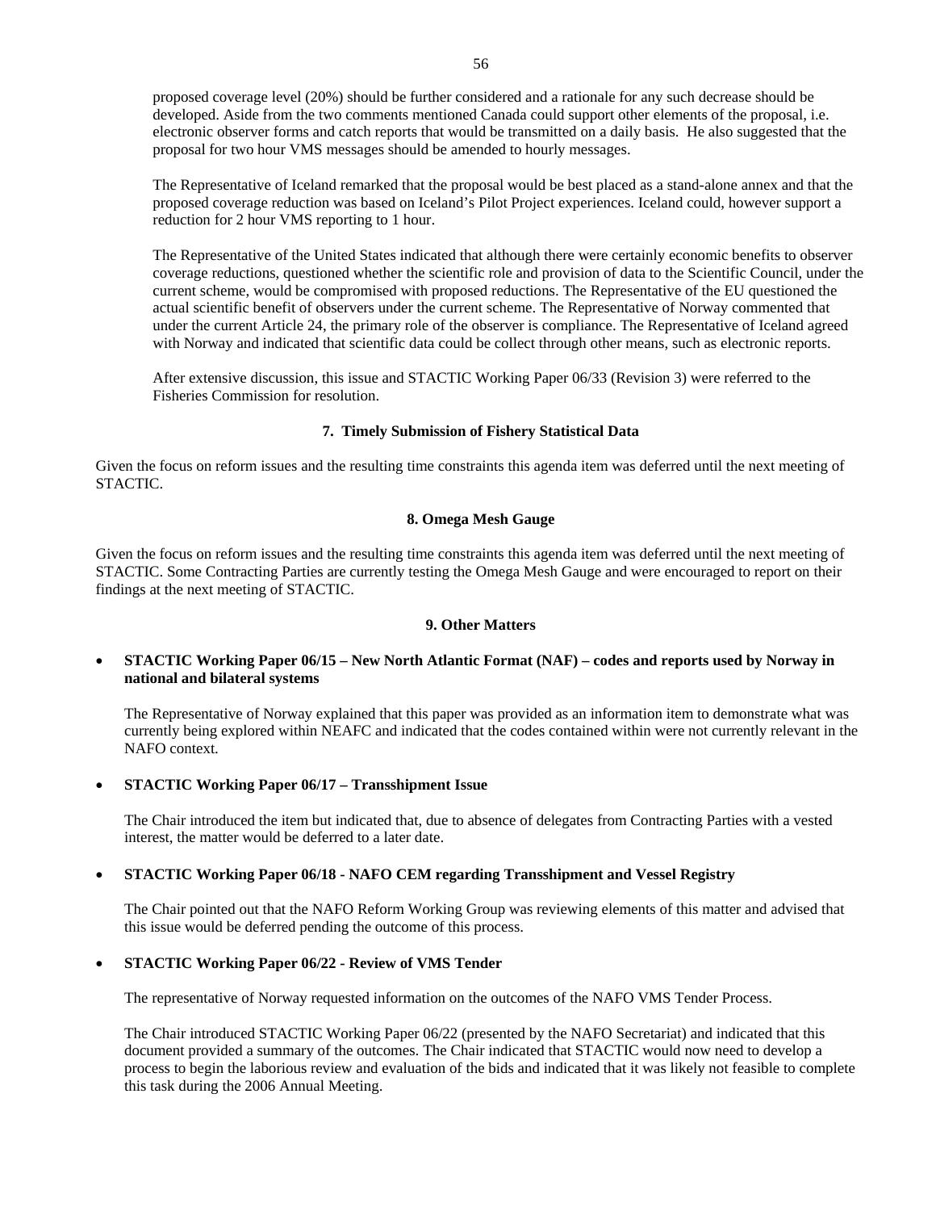proposed coverage level (20%) should be further considered and a rationale for any such decrease should be developed. Aside from the two comments mentioned Canada could support other elements of the proposal, i.e. electronic observer forms and catch reports that would be transmitted on a daily basis. He also suggested that the proposal for two hour VMS messages should be amended to hourly messages.

The Representative of Iceland remarked that the proposal would be best placed as a stand-alone annex and that the proposed coverage reduction was based on Iceland's Pilot Project experiences. Iceland could, however support a reduction for 2 hour VMS reporting to 1 hour.

The Representative of the United States indicated that although there were certainly economic benefits to observer coverage reductions, questioned whether the scientific role and provision of data to the Scientific Council, under the current scheme, would be compromised with proposed reductions. The Representative of the EU questioned the actual scientific benefit of observers under the current scheme. The Representative of Norway commented that under the current Article 24, the primary role of the observer is compliance. The Representative of Iceland agreed with Norway and indicated that scientific data could be collect through other means, such as electronic reports.

After extensive discussion, this issue and STACTIC Working Paper 06/33 (Revision 3) were referred to the Fisheries Commission for resolution.

### 7. Timely Submission of Fishery Statistical Data

Given the focus on reform issues and the resulting time constraints this agenda item was deferred until the next meeting of STACTIC.

### 8. Omega Mesh Gauge

Given the focus on reform issues and the resulting time constraints this agenda item was deferred until the next meeting of STACTIC. Some Contracting Parties are currently testing the Omega Mesh Gauge and were encouraged to report on their findings at the next meeting of STACTIC.

### 9. Other Matters

- **STACTIC Working Paper 06/15 – New North Atlantic Format (NAF) – codes and reports used by Norway in national and bilateral systems**

  The Representative of Norway explained that this paper was provided as an information item to demonstrate what was currently being explored within NEAFC and indicated that the codes contained within were not currently relevant in the NAFO context.

- **STACTIC Working Paper 06/17 – Transshipment Issue**

  The Chair introduced the item but indicated that, due to absence of delegates from Contracting Parties with a vested interest, the matter would be deferred to a later date.

- **STACTIC Working Paper 06/18 - NAFO CEM regarding Transshipment and Vessel Registry**

  The Chair pointed out that the NAFO Reform Working Group was reviewing elements of this matter and advised that this issue would be deferred pending the outcome of this process.

- **STACTIC Working Paper 06/22 - Review of VMS Tender**

  The representative of Norway requested information on the outcomes of the NAFO VMS Tender Process.

  The Chair introduced STACTIC Working Paper 06/22 (presented by the NAFO Secretariat) and indicated that this document provided a summary of the outcomes. The Chair indicated that STACTIC would now need to develop a process to begin the laborious review and evaluation of the bids and indicated that it was likely not feasible to complete this task during the 2006 Annual Meeting.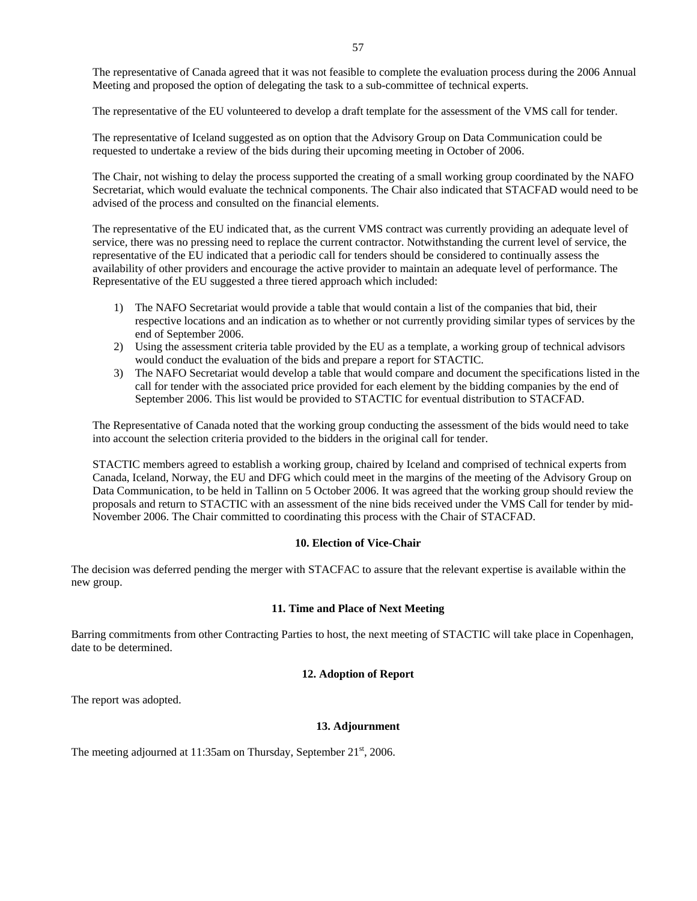The representative of Canada agreed that it was not feasible to complete the evaluation process during the 2006 Annual Meeting and proposed the option of delegating the task to a sub-committee of technical experts.

The representative of the EU volunteered to develop a draft template for the assessment of the VMS call for tender.

The representative of Iceland suggested as on option that the Advisory Group on Data Communication could be requested to undertake a review of the bids during their upcoming meeting in October of 2006.

The Chair, not wishing to delay the process supported the creating of a small working group coordinated by the NAFO Secretariat, which would evaluate the technical components. The Chair also indicated that STACFAD would need to be advised of the process and consulted on the financial elements.

The representative of the EU indicated that, as the current VMS contract was currently providing an adequate level of service, there was no pressing need to replace the current contractor. Notwithstanding the current level of service, the representative of the EU indicated that a periodic call for tenders should be considered to continually assess the availability of other providers and encourage the active provider to maintain an adequate level of performance. The Representative of the EU suggested a three tiered approach which included:

1) The NAFO Secretariat would provide a table that would contain a list of the companies that bid, their respective locations and an indication as to whether or not currently providing similar types of services by the end of September 2006.
2) Using the assessment criteria table provided by the EU as a template, a working group of technical advisors would conduct the evaluation of the bids and prepare a report for STACTIC.
3) The NAFO Secretariat would develop a table that would compare and document the specifications listed in the call for tender with the associated price provided for each element by the bidding companies by the end of September 2006. This list would be provided to STACTIC for eventual distribution to STACFAD.

The Representative of Canada noted that the working group conducting the assessment of the bids would need to take into account the selection criteria provided to the bidders in the original call for tender.

STACTIC members agreed to establish a working group, chaired by Iceland and comprised of technical experts from Canada, Iceland, Norway, the EU and DFG which could meet in the margins of the meeting of the Advisory Group on Data Communication, to be held in Tallinn on 5 October 2006. It was agreed that the working group should review the proposals and return to STACTIC with an assessment of the nine bids received under the VMS Call for tender by mid-November 2006. The Chair committed to coordinating this process with the Chair of STACFAD.

### 10. Election of Vice-Chair

The decision was deferred pending the merger with STACFAC to assure that the relevant expertise is available within the new group.

### 11. Time and Place of Next Meeting

Barring commitments from other Contracting Parties to host, the next meeting of STACTIC will take place in Copenhagen, date to be determined.

### 12. Adoption of Report

The report was adopted.

### 13. Adjournment

The meeting adjourned at 11:35am on Thursday, September 21st, 2006.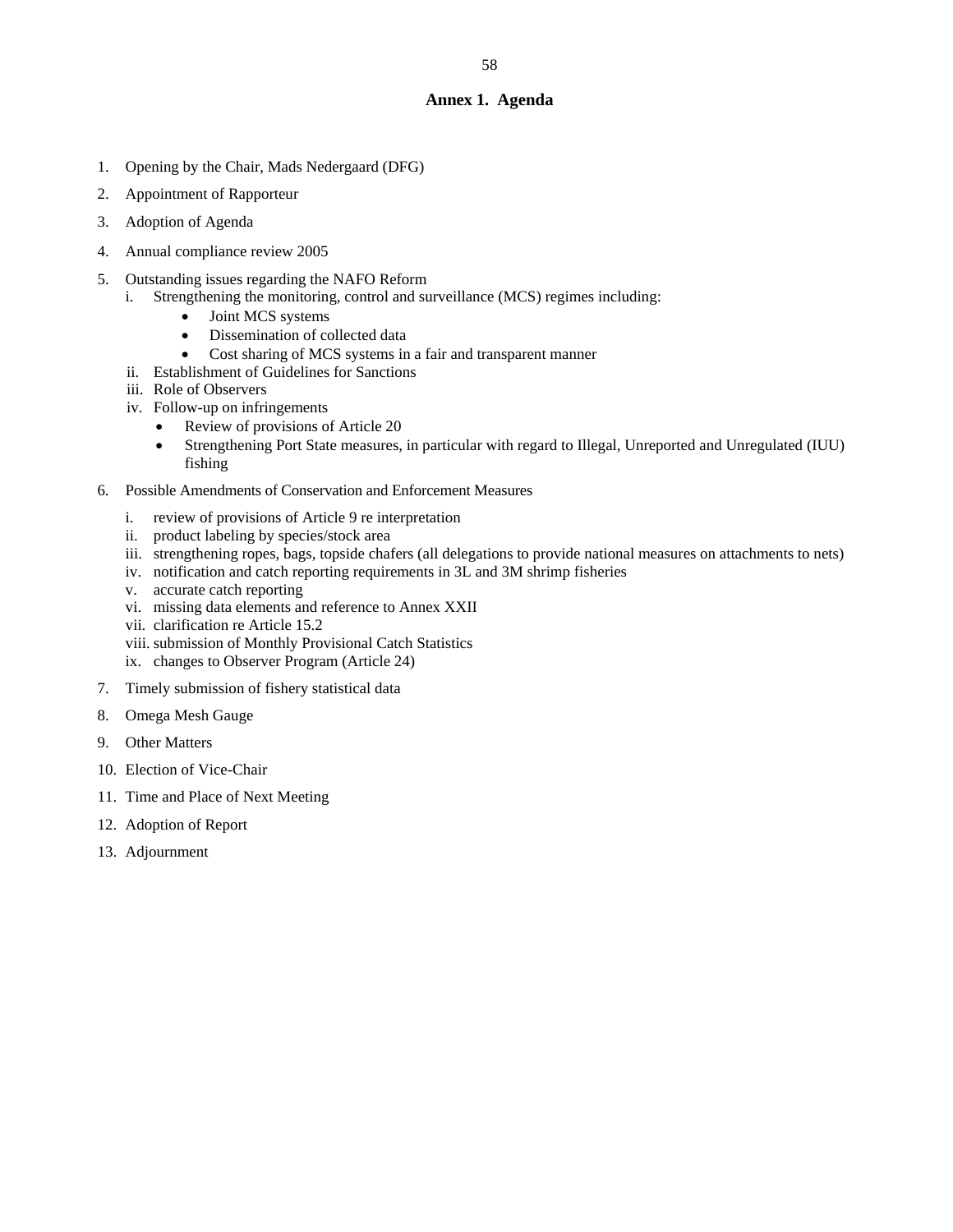## Annex 1. Agenda

1. Opening by the Chair, Mads Nedergaard (DFG)
2. Appointment of Rapporteur
3. Adoption of Agenda
4. Annual compliance review 2005
5. Outstanding issues regarding the NAFO Reform
   i. Strengthening the monitoring, control and surveillance (MCS) regimes including:
      - Joint MCS systems
      - Dissemination of collected data
      - Cost sharing of MCS systems in a fair and transparent manner

   ii. Establishment of Guidelines for Sanctions
   iii. Role of Observers
   iv. Follow-up on infringements
      - Review of provisions of Article 20
      - Strengthening Port State measures, in particular with regard to Illegal, Unreported and Unregulated (IUU) fishing
6. Possible Amendments of Conservation and Enforcement Measures
   i. review of provisions of Article 9 re interpretation
   ii. product labeling by species/stock area
   iii. strengthening ropes, bags, topside chafers (all delegations to provide national measures on attachments to nets)
   iv. notification and catch reporting requirements in 3L and 3M shrimp fisheries
   v. accurate catch reporting
   vi. missing data elements and reference to Annex XXII
   vii. clarification re Article 15.2
   viii. submission of Monthly Provisional Catch Statistics
   ix. changes to Observer Program (Article 24)
7. Timely submission of fishery statistical data
8. Omega Mesh Gauge
9. Other Matters
10. Election of Vice-Chair
11. Time and Place of Next Meeting
12. Adoption of Report
13. Adjournment